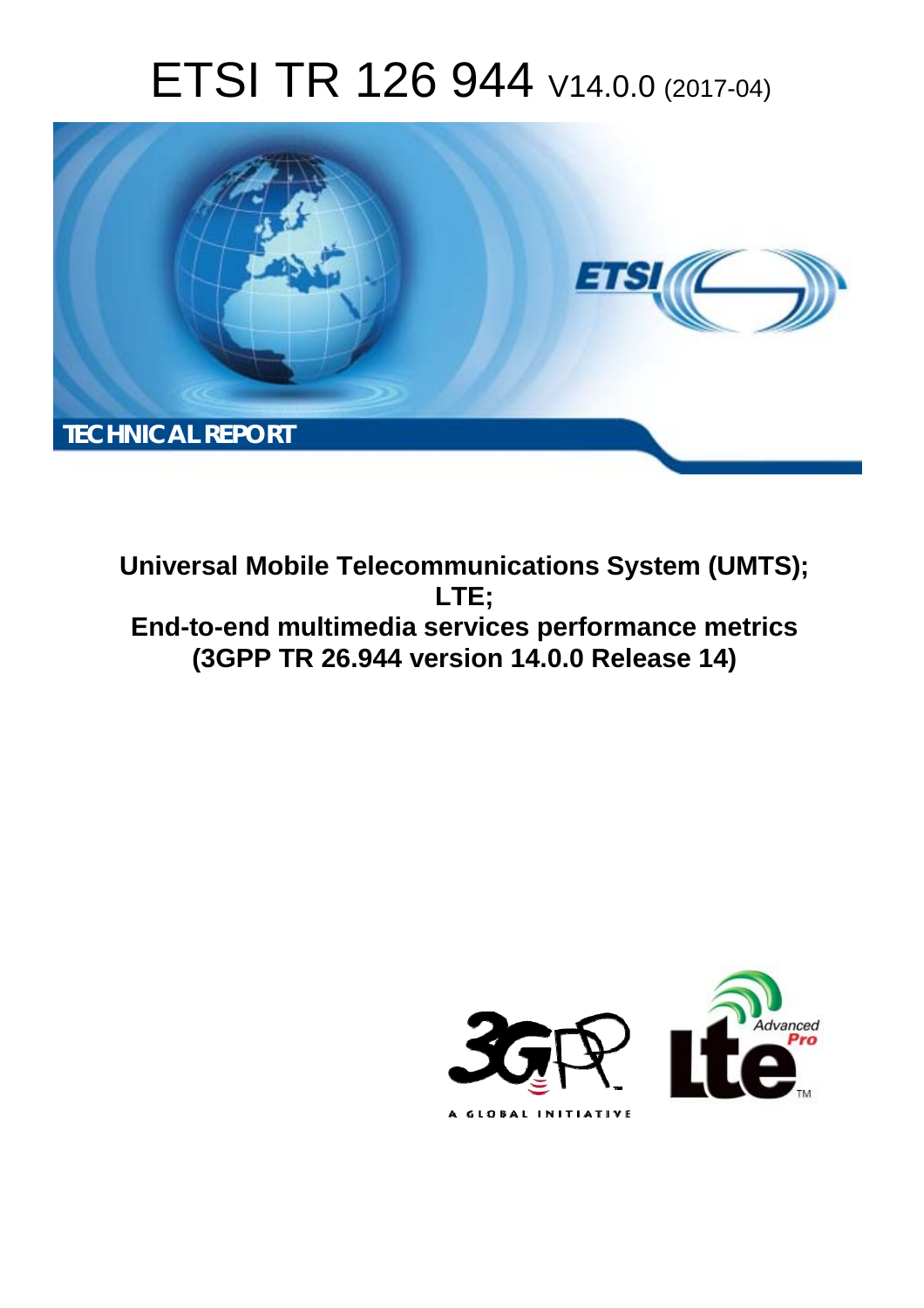# ETSI TR 126 944 V14.0.0 (2017-04)

**TECHNICAL REPORT**

**Universal Mobile Telecommunications System (UMTS);**
**LTE;**
**End-to-end multimedia services performance metrics**
**(3GPP TR 26.944 version 14.0.0 Release 14)**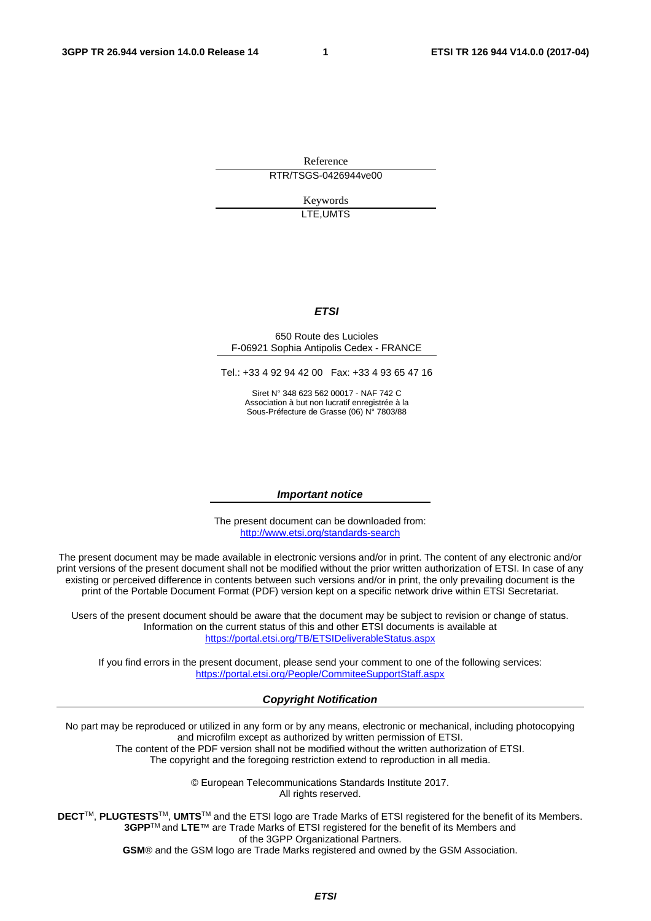Reference

RTR/TSGS-0426944ve00

Keywords

LTE,UMTS

***ETSI***

650 Route des Lucioles
F-06921 Sophia Antipolis Cedex - FRANCE

Tel.: +33 4 92 94 42 00   Fax: +33 4 93 65 47 16

Siret N° 348 623 562 00017 - NAF 742 C
Association à but non lucratif enregistrée à la
Sous-Préfecture de Grasse (06) N° 7803/88

***Important notice***

The present document can be downloaded from:
http://www.etsi.org/standards-search

The present document may be made available in electronic versions and/or in print. The content of any electronic and/or print versions of the present document shall not be modified without the prior written authorization of ETSI. In case of any existing or perceived difference in contents between such versions and/or in print, the only prevailing document is the print of the Portable Document Format (PDF) version kept on a specific network drive within ETSI Secretariat.

Users of the present document should be aware that the document may be subject to revision or change of status. Information on the current status of this and other ETSI documents is available at
https://portal.etsi.org/TB/ETSIDeliverableStatus.aspx

If you find errors in the present document, please send your comment to one of the following services:
https://portal.etsi.org/People/CommiteeSupportStaff.aspx

***Copyright Notification***

No part may be reproduced or utilized in any form or by any means, electronic or mechanical, including photocopying and microfilm except as authorized by written permission of ETSI.
The content of the PDF version shall not be modified without the written authorization of ETSI.
The copyright and the foregoing restriction extend to reproduction in all media.

© European Telecommunications Standards Institute 2017.
All rights reserved.

**DECT**™, **PLUGTESTS**™, **UMTS**™ and the ETSI logo are Trade Marks of ETSI registered for the benefit of its Members.
**3GPP**™ and **LTE**™ are Trade Marks of ETSI registered for the benefit of its Members and of the 3GPP Organizational Partners.
**GSM**® and the GSM logo are Trade Marks registered and owned by the GSM Association.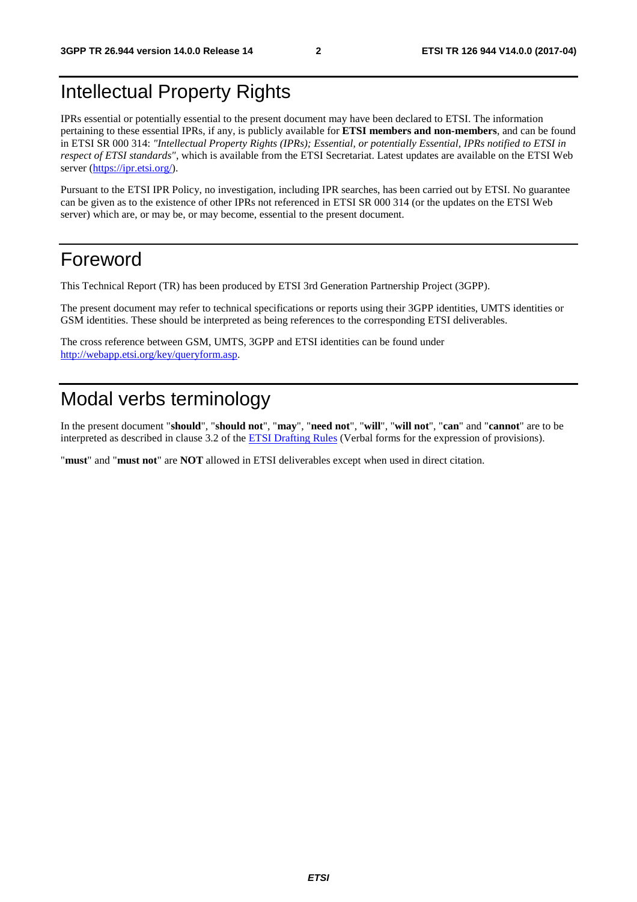# Intellectual Property Rights

IPRs essential or potentially essential to the present document may have been declared to ETSI. The information pertaining to these essential IPRs, if any, is publicly available for **ETSI members and non-members**, and can be found in ETSI SR 000 314: *"Intellectual Property Rights (IPRs); Essential, or potentially Essential, IPRs notified to ETSI in respect of ETSI standards"*, which is available from the ETSI Secretariat. Latest updates are available on the ETSI Web server (https://ipr.etsi.org/).

Pursuant to the ETSI IPR Policy, no investigation, including IPR searches, has been carried out by ETSI. No guarantee can be given as to the existence of other IPRs not referenced in ETSI SR 000 314 (or the updates on the ETSI Web server) which are, or may be, or may become, essential to the present document.

# Foreword

This Technical Report (TR) has been produced by ETSI 3rd Generation Partnership Project (3GPP).

The present document may refer to technical specifications or reports using their 3GPP identities, UMTS identities or GSM identities. These should be interpreted as being references to the corresponding ETSI deliverables.

The cross reference between GSM, UMTS, 3GPP and ETSI identities can be found under http://webapp.etsi.org/key/queryform.asp.

# Modal verbs terminology

In the present document "**should**", "**should not**", "**may**", "**need not**", "**will**", "**will not**", "**can**" and "**cannot**" are to be interpreted as described in clause 3.2 of the ETSI Drafting Rules (Verbal forms for the expression of provisions).

"**must**" and "**must not**" are **NOT** allowed in ETSI deliverables except when used in direct citation.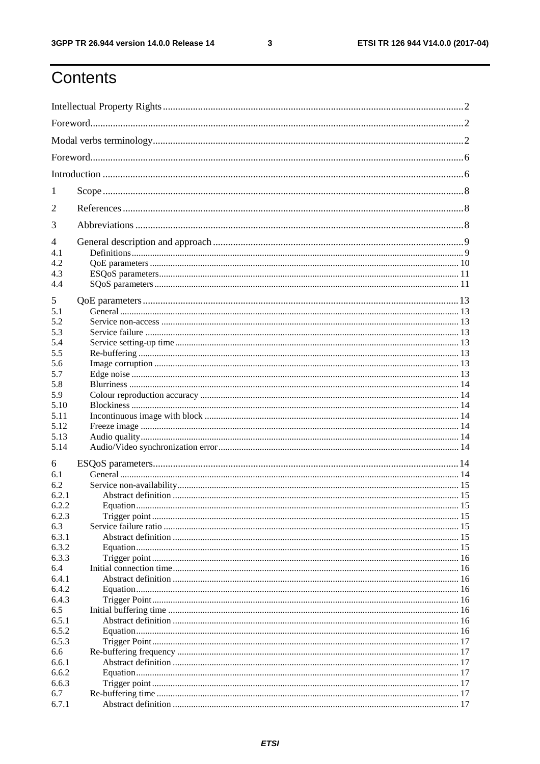# Contents

Intellectual Property Rights ........................................................ 2

Foreword ........................................................ 2

Modal verbs terminology ........................................................ 2

Foreword ........................................................ 6

Introduction ........................................................ 6

1 Scope ........................................................ 8

2 References ........................................................ 8

3 Abbreviations ........................................................ 8

4 General description and approach ........................................................ 9

4.1 Definitions ........................................................ 9

4.2 QoE parameters ........................................................ 10

4.3 ESQoS parameters ........................................................ 11

4.4 SQoS parameters ........................................................ 11

5 QoE parameters ........................................................ 13

5.1 General ........................................................ 13

5.2 Service non-access ........................................................ 13

5.3 Service failure ........................................................ 13

5.4 Service setting-up time ........................................................ 13

5.5 Re-buffering ........................................................ 13

5.6 Image corruption ........................................................ 13

5.7 Edge noise ........................................................ 13

5.8 Blurriness ........................................................ 14

5.9 Colour reproduction accuracy ........................................................ 14

5.10 Blockiness ........................................................ 14

5.11 Incontinuous image with block ........................................................ 14

5.12 Freeze image ........................................................ 14

5.13 Audio quality ........................................................ 14

5.14 Audio/Video synchronization error ........................................................ 14

6 ESQoS parameters ........................................................ 14

6.1 General ........................................................ 14

6.2 Service non-availability ........................................................ 15

6.2.1 Abstract definition ........................................................ 15

6.2.2 Equation ........................................................ 15

6.2.3 Trigger point ........................................................ 15

6.3 Service failure ratio ........................................................ 15

6.3.1 Abstract definition ........................................................ 15

6.3.2 Equation ........................................................ 15

6.3.3 Trigger point ........................................................ 16

6.4 Initial connection time ........................................................ 16

6.4.1 Abstract definition ........................................................ 16

6.4.2 Equation ........................................................ 16

6.4.3 Trigger Point ........................................................ 16

6.5 Initial buffering time ........................................................ 16

6.5.1 Abstract definition ........................................................ 16

6.5.2 Equation ........................................................ 16

6.5.3 Trigger Point ........................................................ 17

6.6 Re-buffering frequency ........................................................ 17

6.6.1 Abstract definition ........................................................ 17

6.6.2 Equation ........................................................ 17

6.6.3 Trigger point ........................................................ 17

6.7 Re-buffering time ........................................................ 17

6.7.1 Abstract definition ........................................................ 17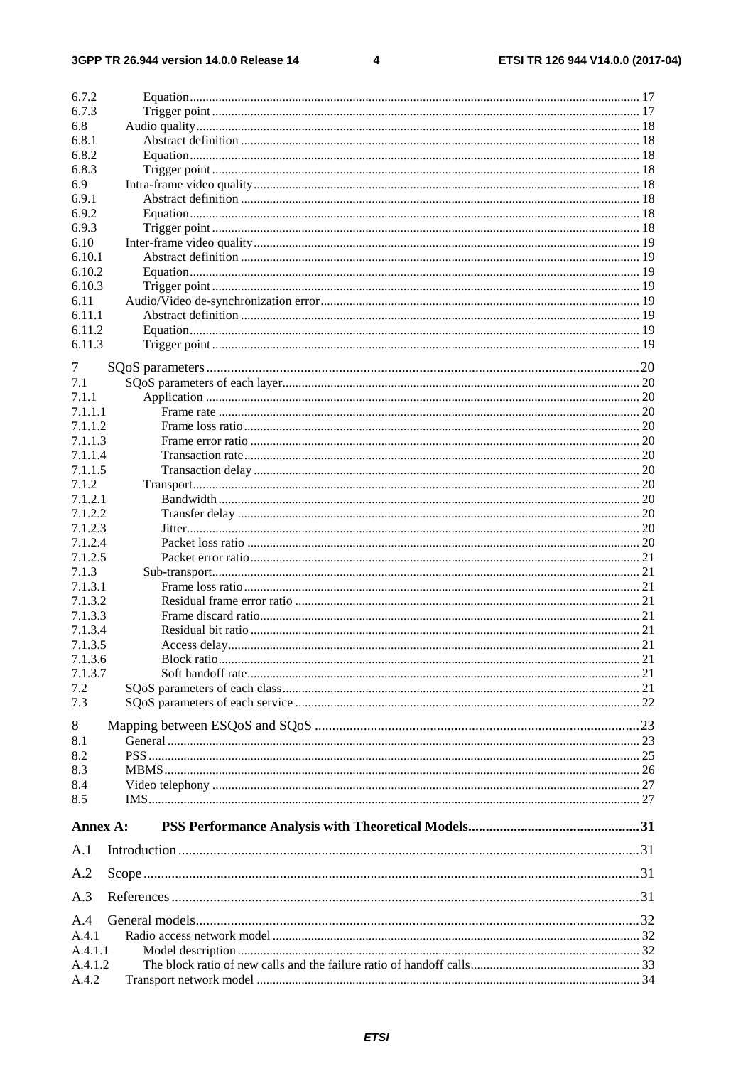6.7.2 Equation ... 17
6.7.3 Trigger point ... 17
6.8 Audio quality ... 18
6.8.1 Abstract definition ... 18
6.8.2 Equation ... 18
6.8.3 Trigger point ... 18
6.9 Intra-frame video quality ... 18
6.9.1 Abstract definition ... 18
6.9.2 Equation ... 18
6.9.3 Trigger point ... 18
6.10 Inter-frame video quality ... 19
6.10.1 Abstract definition ... 19
6.10.2 Equation ... 19
6.10.3 Trigger point ... 19
6.11 Audio/Video de-synchronization error ... 19
6.11.1 Abstract definition ... 19
6.11.2 Equation ... 19
6.11.3 Trigger point ... 19

7 SQoS parameters ... 20
7.1 SQoS parameters of each layer ... 20
7.1.1 Application ... 20
7.1.1.1 Frame rate ... 20
7.1.1.2 Frame loss ratio ... 20
7.1.1.3 Frame error ratio ... 20
7.1.1.4 Transaction rate ... 20
7.1.1.5 Transaction delay ... 20
7.1.2 Transport ... 20
7.1.2.1 Bandwidth ... 20
7.1.2.2 Transfer delay ... 20
7.1.2.3 Jitter ... 20
7.1.2.4 Packet loss ratio ... 20
7.1.2.5 Packet error ratio ... 21
7.1.3 Sub-transport ... 21
7.1.3.1 Frame loss ratio ... 21
7.1.3.2 Residual frame error ratio ... 21
7.1.3.3 Frame discard ratio ... 21
7.1.3.4 Residual bit ratio ... 21
7.1.3.5 Access delay ... 21
7.1.3.6 Block ratio ... 21
7.1.3.7 Soft handoff rate ... 21
7.2 SQoS parameters of each class ... 21
7.3 SQoS parameters of each service ... 22

8 Mapping between ESQoS and SQoS ... 23
8.1 General ... 23
8.2 PSS ... 25
8.3 MBMS ... 26
8.4 Video telephony ... 27
8.5 IMS ... 27

**Annex A: PSS Performance Analysis with Theoretical Models ... 31**

A.1 Introduction ... 31

A.2 Scope ... 31

A.3 References ... 31

A.4 General models ... 32
A.4.1 Radio access network model ... 32
A.4.1.1 Model description ... 32
A.4.1.2 The block ratio of new calls and the failure ratio of handoff calls ... 33
A.4.2 Transport network model ... 34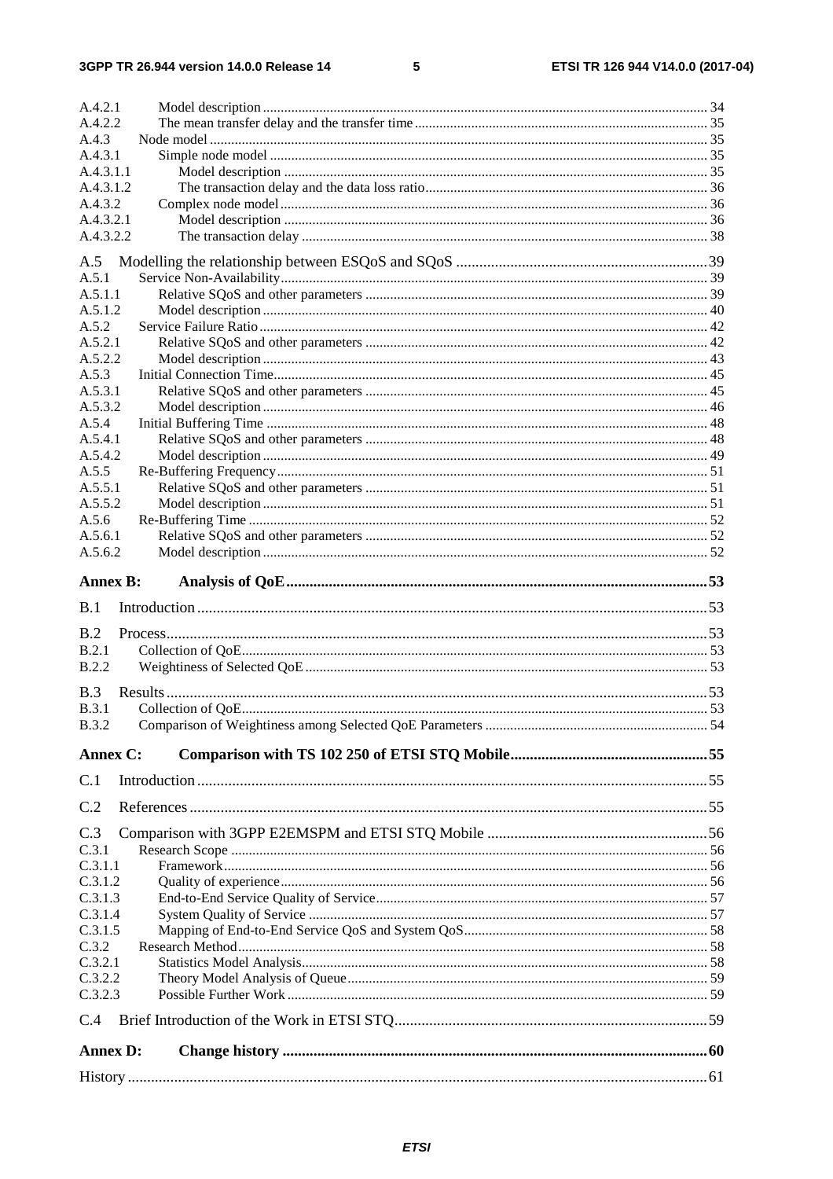A.4.2.1 Model description ... 34
A.4.2.2 The mean transfer delay and the transfer time ... 35
A.4.3 Node model ... 35
A.4.3.1 Simple node model ... 35
A.4.3.1.1 Model description ... 35
A.4.3.1.2 The transaction delay and the data loss ratio ... 36
A.4.3.2 Complex node model ... 36
A.4.3.2.1 Model description ... 36
A.4.3.2.2 The transaction delay ... 38

A.5 Modelling the relationship between ESQoS and SQoS ... 39
A.5.1 Service Non-Availability ... 39
A.5.1.1 Relative SQoS and other parameters ... 39
A.5.1.2 Model description ... 40
A.5.2 Service Failure Ratio ... 42
A.5.2.1 Relative SQoS and other parameters ... 42
A.5.2.2 Model description ... 43
A.5.3 Initial Connection Time ... 45
A.5.3.1 Relative SQoS and other parameters ... 45
A.5.3.2 Model description ... 46
A.5.4 Initial Buffering Time ... 48
A.5.4.1 Relative SQoS and other parameters ... 48
A.5.4.2 Model description ... 49
A.5.5 Re-Buffering Frequency ... 51
A.5.5.1 Relative SQoS and other parameters ... 51
A.5.5.2 Model description ... 51
A.5.6 Re-Buffering Time ... 52
A.5.6.1 Relative SQoS and other parameters ... 52
A.5.6.2 Model description ... 52

**Annex B: Analysis of QoE ... 53**

B.1 Introduction ... 53

B.2 Process ... 53
B.2.1 Collection of QoE ... 53
B.2.2 Weightiness of Selected QoE ... 53

B.3 Results ... 53
B.3.1 Collection of QoE ... 53
B.3.2 Comparison of Weightiness among Selected QoE Parameters ... 54

**Annex C: Comparison with TS 102 250 of ETSI STQ Mobile ... 55**

C.1 Introduction ... 55

C.2 References ... 55

C.3 Comparison with 3GPP E2EMSPM and ETSI STQ Mobile ... 56
C.3.1 Research Scope ... 56
C.3.1.1 Framework ... 56
C.3.1.2 Quality of experience ... 56
C.3.1.3 End-to-End Service Quality of Service ... 57
C.3.1.4 System Quality of Service ... 57
C.3.1.5 Mapping of End-to-End Service QoS and System QoS ... 58
C.3.2 Research Method ... 58
C.3.2.1 Statistics Model Analysis ... 58
C.3.2.2 Theory Model Analysis of Queue ... 59
C.3.2.3 Possible Further Work ... 59

C.4 Brief Introduction of the Work in ETSI STQ ... 59

**Annex D: Change history ... 60**

History ... 61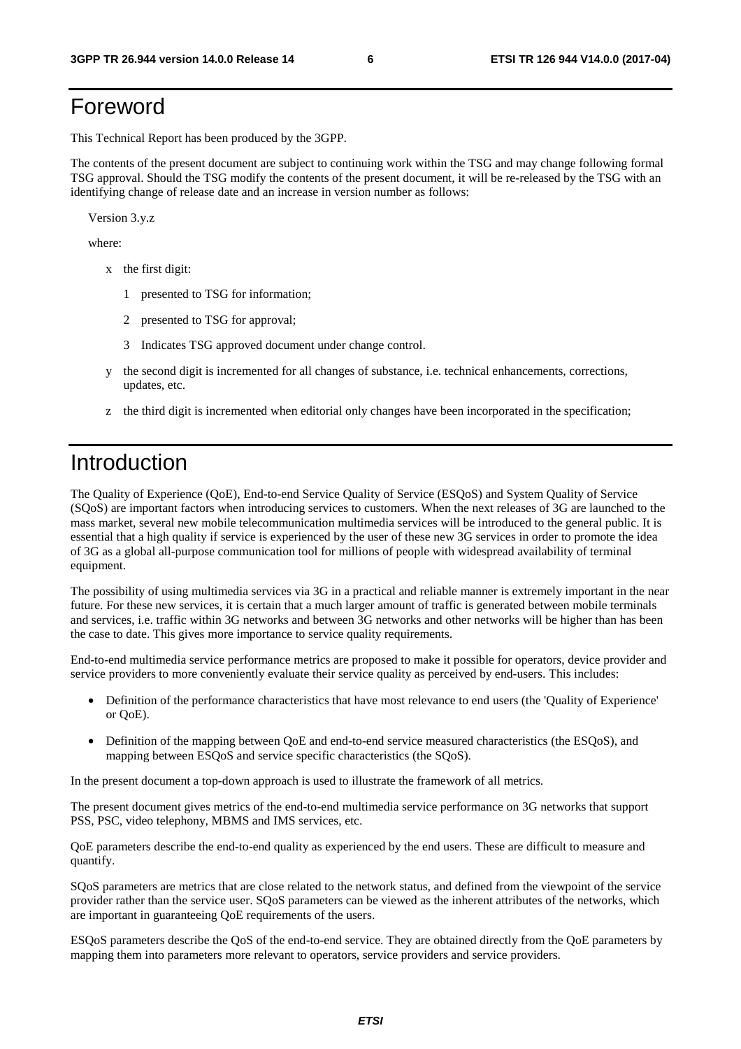# Foreword

This Technical Report has been produced by the 3GPP.

The contents of the present document are subject to continuing work within the TSG and may change following formal TSG approval. Should the TSG modify the contents of the present document, it will be re-released by the TSG with an identifying change of release date and an increase in version number as follows:

Version 3.y.z

where:

- x the first digit:
  - 1 presented to TSG for information;
  - 2 presented to TSG for approval;
  - 3 Indicates TSG approved document under change control.
- y the second digit is incremented for all changes of substance, i.e. technical enhancements, corrections, updates, etc.
- z the third digit is incremented when editorial only changes have been incorporated in the specification;

# Introduction

The Quality of Experience (QoE), End-to-end Service Quality of Service (ESQoS) and System Quality of Service (SQoS) are important factors when introducing services to customers. When the next releases of 3G are launched to the mass market, several new mobile telecommunication multimedia services will be introduced to the general public. It is essential that a high quality if service is experienced by the user of these new 3G services in order to promote the idea of 3G as a global all-purpose communication tool for millions of people with widespread availability of terminal equipment.

The possibility of using multimedia services via 3G in a practical and reliable manner is extremely important in the near future. For these new services, it is certain that a much larger amount of traffic is generated between mobile terminals and services, i.e. traffic within 3G networks and between 3G networks and other networks will be higher than has been the case to date. This gives more importance to service quality requirements.

End-to-end multimedia service performance metrics are proposed to make it possible for operators, device provider and service providers to more conveniently evaluate their service quality as perceived by end-users. This includes:

- Definition of the performance characteristics that have most relevance to end users (the 'Quality of Experience' or QoE).
- Definition of the mapping between QoE and end-to-end service measured characteristics (the ESQoS), and mapping between ESQoS and service specific characteristics (the SQoS).

In the present document a top-down approach is used to illustrate the framework of all metrics.

The present document gives metrics of the end-to-end multimedia service performance on 3G networks that support PSS, PSC, video telephony, MBMS and IMS services, etc.

QoE parameters describe the end-to-end quality as experienced by the end users. These are difficult to measure and quantify.

SQoS parameters are metrics that are close related to the network status, and defined from the viewpoint of the service provider rather than the service user. SQoS parameters can be viewed as the inherent attributes of the networks, which are important in guaranteeing QoE requirements of the users.

ESQoS parameters describe the QoS of the end-to-end service. They are obtained directly from the QoE parameters by mapping them into parameters more relevant to operators, service providers and service providers.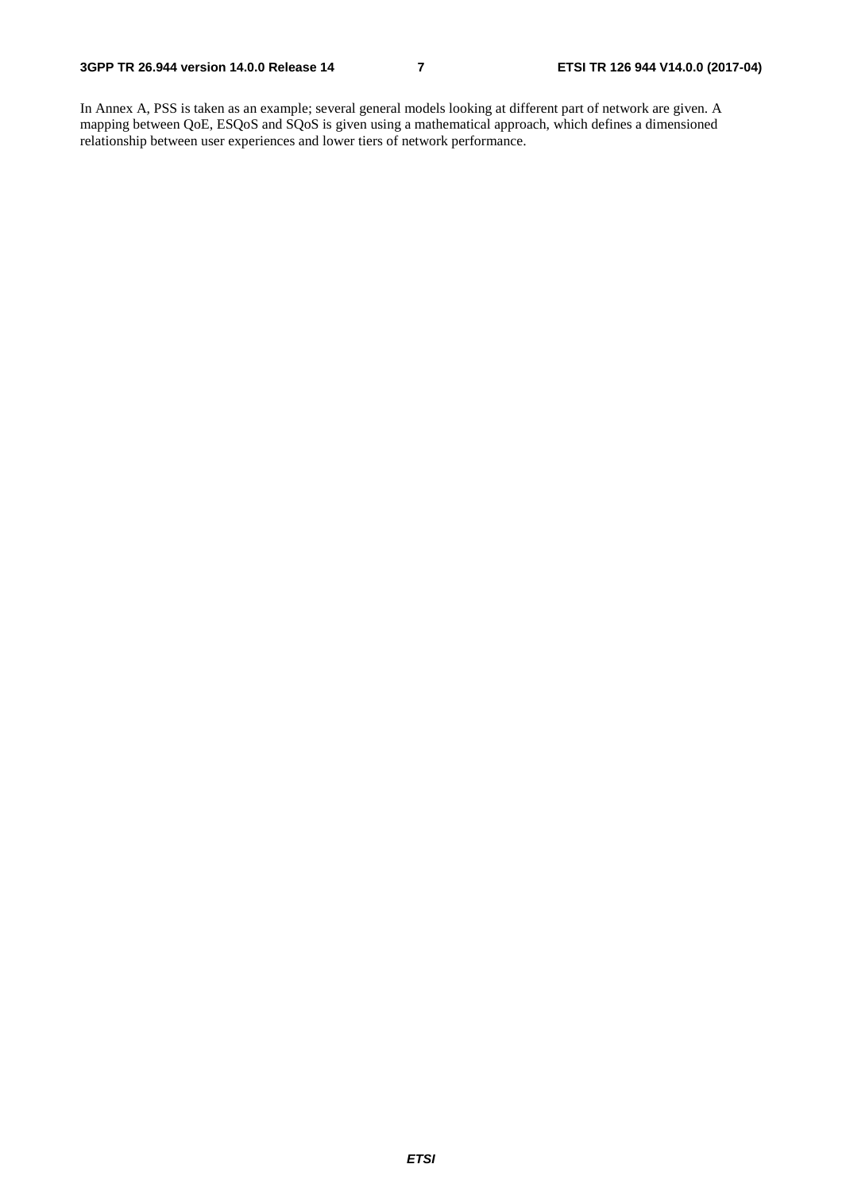In Annex A, PSS is taken as an example; several general models looking at different part of network are given. A mapping between QoE, ESQoS and SQoS is given using a mathematical approach, which defines a dimensioned relationship between user experiences and lower tiers of network performance.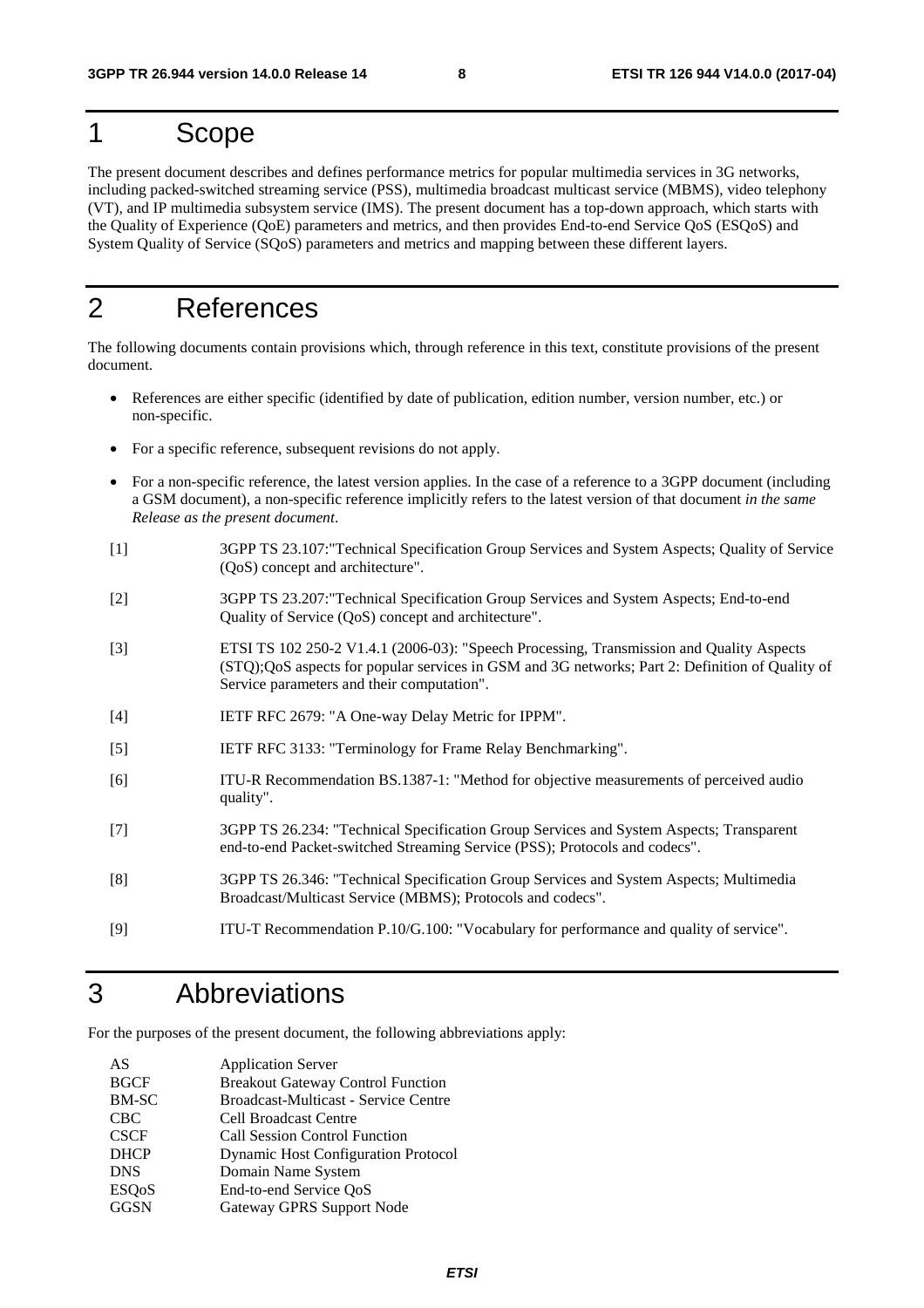# 1 Scope

The present document describes and defines performance metrics for popular multimedia services in 3G networks, including packed-switched streaming service (PSS), multimedia broadcast multicast service (MBMS), video telephony (VT), and IP multimedia subsystem service (IMS). The present document has a top-down approach, which starts with the Quality of Experience (QoE) parameters and metrics, and then provides End-to-end Service QoS (ESQoS) and System Quality of Service (SQoS) parameters and metrics and mapping between these different layers.

# 2 References

The following documents contain provisions which, through reference in this text, constitute provisions of the present document.

- References are either specific (identified by date of publication, edition number, version number, etc.) or non-specific.
- For a specific reference, subsequent revisions do not apply.
- For a non-specific reference, the latest version applies. In the case of a reference to a 3GPP document (including a GSM document), a non-specific reference implicitly refers to the latest version of that document *in the same Release as the present document*.

[1] 3GPP TS 23.107:"Technical Specification Group Services and System Aspects; Quality of Service (QoS) concept and architecture".

[2] 3GPP TS 23.207:"Technical Specification Group Services and System Aspects; End-to-end Quality of Service (QoS) concept and architecture".

[3] ETSI TS 102 250-2 V1.4.1 (2006-03): "Speech Processing, Transmission and Quality Aspects (STQ);QoS aspects for popular services in GSM and 3G networks; Part 2: Definition of Quality of Service parameters and their computation".

[4] IETF RFC 2679: "A One-way Delay Metric for IPPM".

[5] IETF RFC 3133: "Terminology for Frame Relay Benchmarking".

[6] ITU-R Recommendation BS.1387-1: "Method for objective measurements of perceived audio quality".

[7] 3GPP TS 26.234: "Technical Specification Group Services and System Aspects; Transparent end-to-end Packet-switched Streaming Service (PSS); Protocols and codecs".

[8] 3GPP TS 26.346: "Technical Specification Group Services and System Aspects; Multimedia Broadcast/Multicast Service (MBMS); Protocols and codecs".

[9] ITU-T Recommendation P.10/G.100: "Vocabulary for performance and quality of service".

# 3 Abbreviations

For the purposes of the present document, the following abbreviations apply:

| | |
|---|---|
| AS | Application Server |
| BGCF | Breakout Gateway Control Function |
| BM-SC | Broadcast-Multicast - Service Centre |
| CBC | Cell Broadcast Centre |
| CSCF | Call Session Control Function |
| DHCP | Dynamic Host Configuration Protocol |
| DNS | Domain Name System |
| ESQoS | End-to-end Service QoS |
| GGSN | Gateway GPRS Support Node |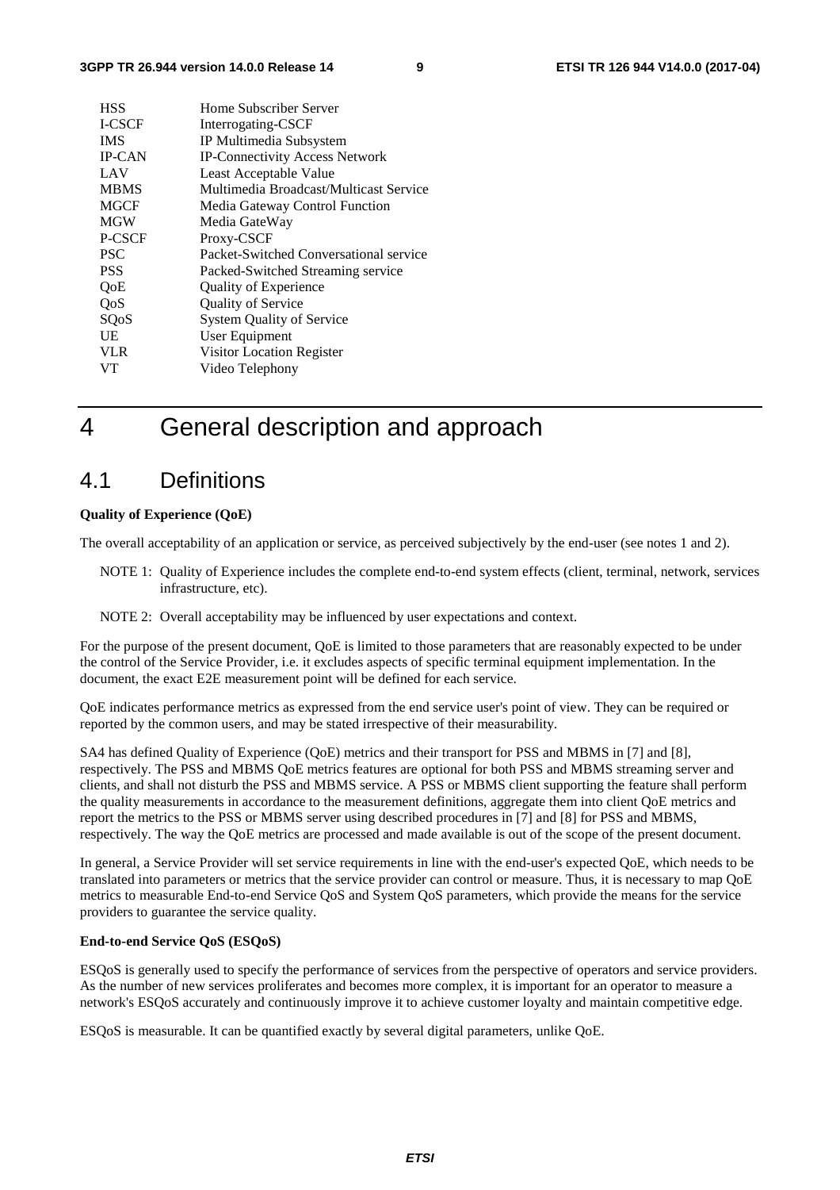| | |
|---|---|
| HSS | Home Subscriber Server |
| I-CSCF | Interrogating-CSCF |
| IMS | IP Multimedia Subsystem |
| IP-CAN | IP-Connectivity Access Network |
| LAV | Least Acceptable Value |
| MBMS | Multimedia Broadcast/Multicast Service |
| MGCF | Media Gateway Control Function |
| MGW | Media GateWay |
| P-CSCF | Proxy-CSCF |
| PSC | Packet-Switched Conversational service |
| PSS | Packed-Switched Streaming service |
| QoE | Quality of Experience |
| QoS | Quality of Service |
| SQoS | System Quality of Service |
| UE | User Equipment |
| VLR | Visitor Location Register |
| VT | Video Telephony |

# 4 General description and approach

## 4.1 Definitions

**Quality of Experience (QoE)**

The overall acceptability of an application or service, as perceived subjectively by the end-user (see notes 1 and 2).

NOTE 1: Quality of Experience includes the complete end-to-end system effects (client, terminal, network, services infrastructure, etc).

NOTE 2: Overall acceptability may be influenced by user expectations and context.

For the purpose of the present document, QoE is limited to those parameters that are reasonably expected to be under the control of the Service Provider, i.e. it excludes aspects of specific terminal equipment implementation. In the document, the exact E2E measurement point will be defined for each service.

QoE indicates performance metrics as expressed from the end service user's point of view. They can be required or reported by the common users, and may be stated irrespective of their measurability.

SA4 has defined Quality of Experience (QoE) metrics and their transport for PSS and MBMS in [7] and [8], respectively. The PSS and MBMS QoE metrics features are optional for both PSS and MBMS streaming server and clients, and shall not disturb the PSS and MBMS service. A PSS or MBMS client supporting the feature shall perform the quality measurements in accordance to the measurement definitions, aggregate them into client QoE metrics and report the metrics to the PSS or MBMS server using described procedures in [7] and [8] for PSS and MBMS, respectively. The way the QoE metrics are processed and made available is out of the scope of the present document.

In general, a Service Provider will set service requirements in line with the end-user's expected QoE, which needs to be translated into parameters or metrics that the service provider can control or measure. Thus, it is necessary to map QoE metrics to measurable End-to-end Service QoS and System QoS parameters, which provide the means for the service providers to guarantee the service quality.

**End-to-end Service QoS (ESQoS)**

ESQoS is generally used to specify the performance of services from the perspective of operators and service providers. As the number of new services proliferates and becomes more complex, it is important for an operator to measure a network's ESQoS accurately and continuously improve it to achieve customer loyalty and maintain competitive edge.

ESQoS is measurable. It can be quantified exactly by several digital parameters, unlike QoE.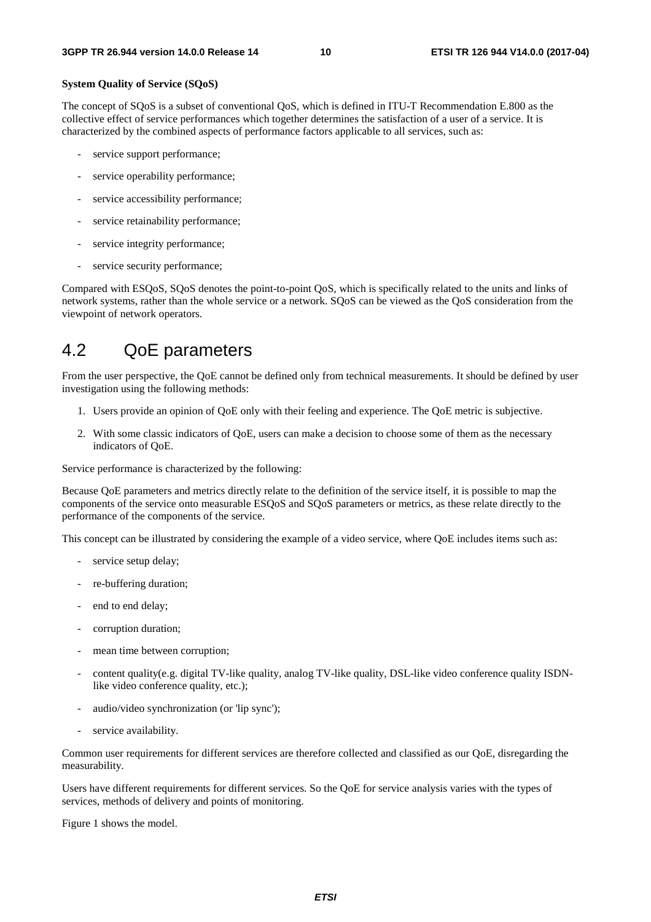**System Quality of Service (SQoS)**

The concept of SQoS is a subset of conventional QoS, which is defined in ITU-T Recommendation E.800 as the collective effect of service performances which together determines the satisfaction of a user of a service. It is characterized by the combined aspects of performance factors applicable to all services, such as:

- service support performance;
- service operability performance;
- service accessibility performance;
- service retainability performance;
- service integrity performance;
- service security performance;

Compared with ESQoS, SQoS denotes the point-to-point QoS, which is specifically related to the units and links of network systems, rather than the whole service or a network. SQoS can be viewed as the QoS consideration from the viewpoint of network operators.

## 4.2 QoE parameters

From the user perspective, the QoE cannot be defined only from technical measurements. It should be defined by user investigation using the following methods:

1. Users provide an opinion of QoE only with their feeling and experience. The QoE metric is subjective.
2. With some classic indicators of QoE, users can make a decision to choose some of them as the necessary indicators of QoE.

Service performance is characterized by the following:

Because QoE parameters and metrics directly relate to the definition of the service itself, it is possible to map the components of the service onto measurable ESQoS and SQoS parameters or metrics, as these relate directly to the performance of the components of the service.

This concept can be illustrated by considering the example of a video service, where QoE includes items such as:

- service setup delay;
- re-buffering duration;
- end to end delay;
- corruption duration;
- mean time between corruption;
- content quality(e.g. digital TV-like quality, analog TV-like quality, DSL-like video conference quality ISDN-like video conference quality, etc.);
- audio/video synchronization (or 'lip sync');
- service availability.

Common user requirements for different services are therefore collected and classified as our QoE, disregarding the measurability.

Users have different requirements for different services. So the QoE for service analysis varies with the types of services, methods of delivery and points of monitoring.

Figure 1 shows the model.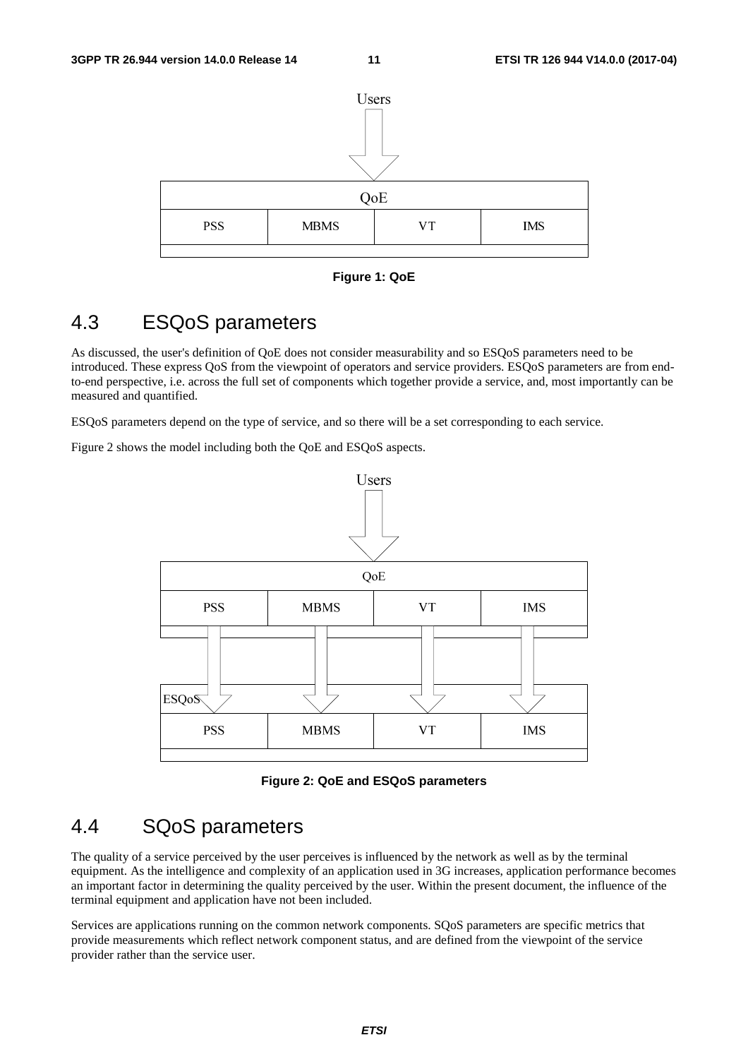Users

| QoE | | | |
|---|---|---|---|
| PSS | MBMS | VT | IMS |

**Figure 1: QoE**

## 4.3 ESQoS parameters

As discussed, the user's definition of QoE does not consider measurability and so ESQoS parameters need to be introduced. These express QoS from the viewpoint of operators and service providers. ESQoS parameters are from end-to-end perspective, i.e. across the full set of components which together provide a service, and, most importantly can be measured and quantified.

ESQoS parameters depend on the type of service, and so there will be a set corresponding to each service.

Figure 2 shows the model including both the QoE and ESQoS aspects.

Users

| QoE | | | |
|---|---|---|---|
| PSS | MBMS | VT | IMS |

| ESQoS | | | |
|---|---|---|---|
| PSS | MBMS | VT | IMS |

**Figure 2: QoE and ESQoS parameters**

## 4.4 SQoS parameters

The quality of a service perceived by the user perceives is influenced by the network as well as by the terminal equipment. As the intelligence and complexity of an application used in 3G increases, application performance becomes an important factor in determining the quality perceived by the user. Within the present document, the influence of the terminal equipment and application have not been included.

Services are applications running on the common network components. SQoS parameters are specific metrics that provide measurements which reflect network component status, and are defined from the viewpoint of the service provider rather than the service user.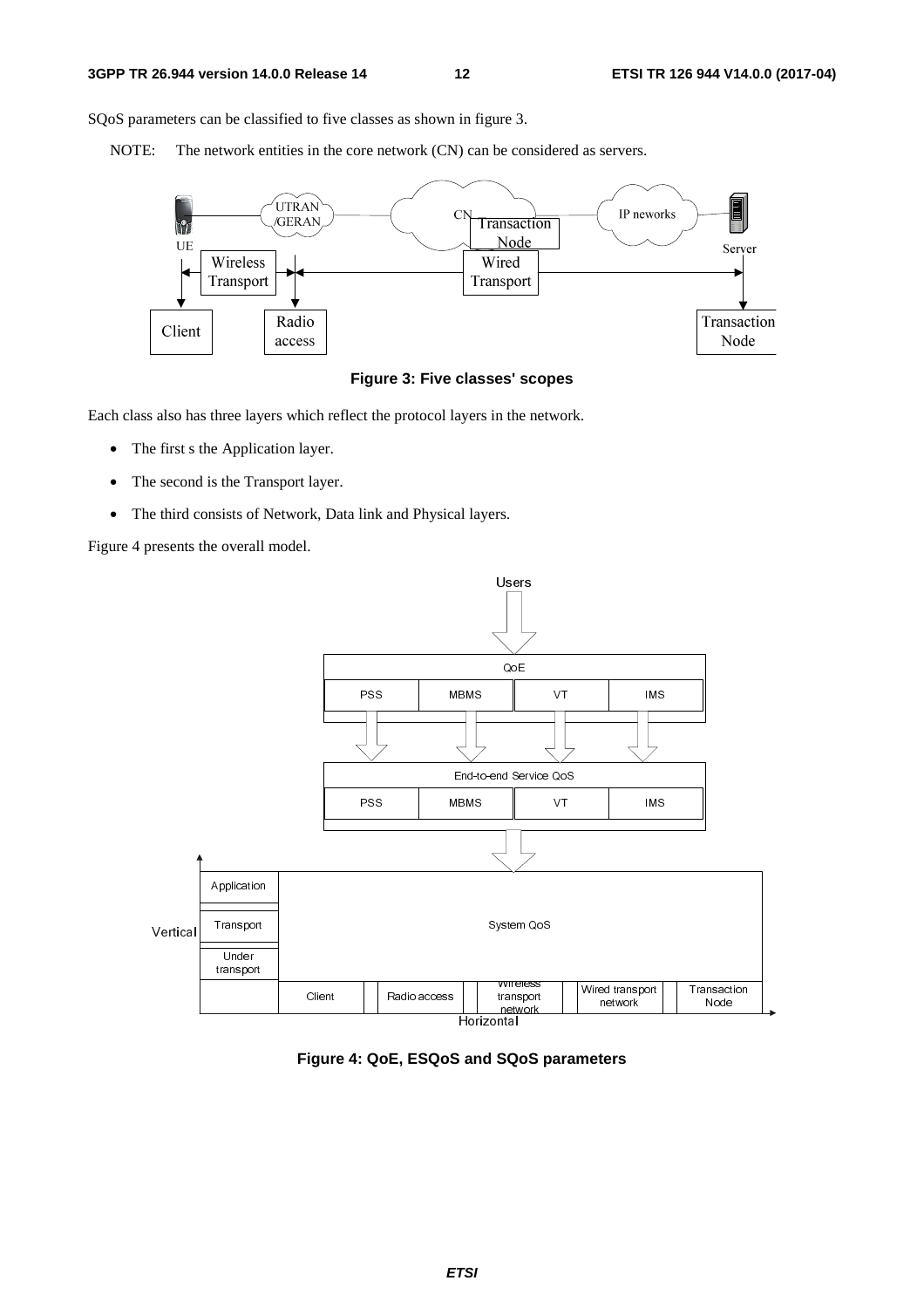SQoS parameters can be classified to five classes as shown in figure 3.

NOTE: The network entities in the core network (CN) can be considered as servers.

**Figure 3: Five classes' scopes**

Each class also has three layers which reflect the protocol layers in the network.

- The first s the Application layer.
- The second is the Transport layer.
- The third consists of Network, Data link and Physical layers.

Figure 4 presents the overall model.

**Figure 4: QoE, ESQoS and SQoS parameters**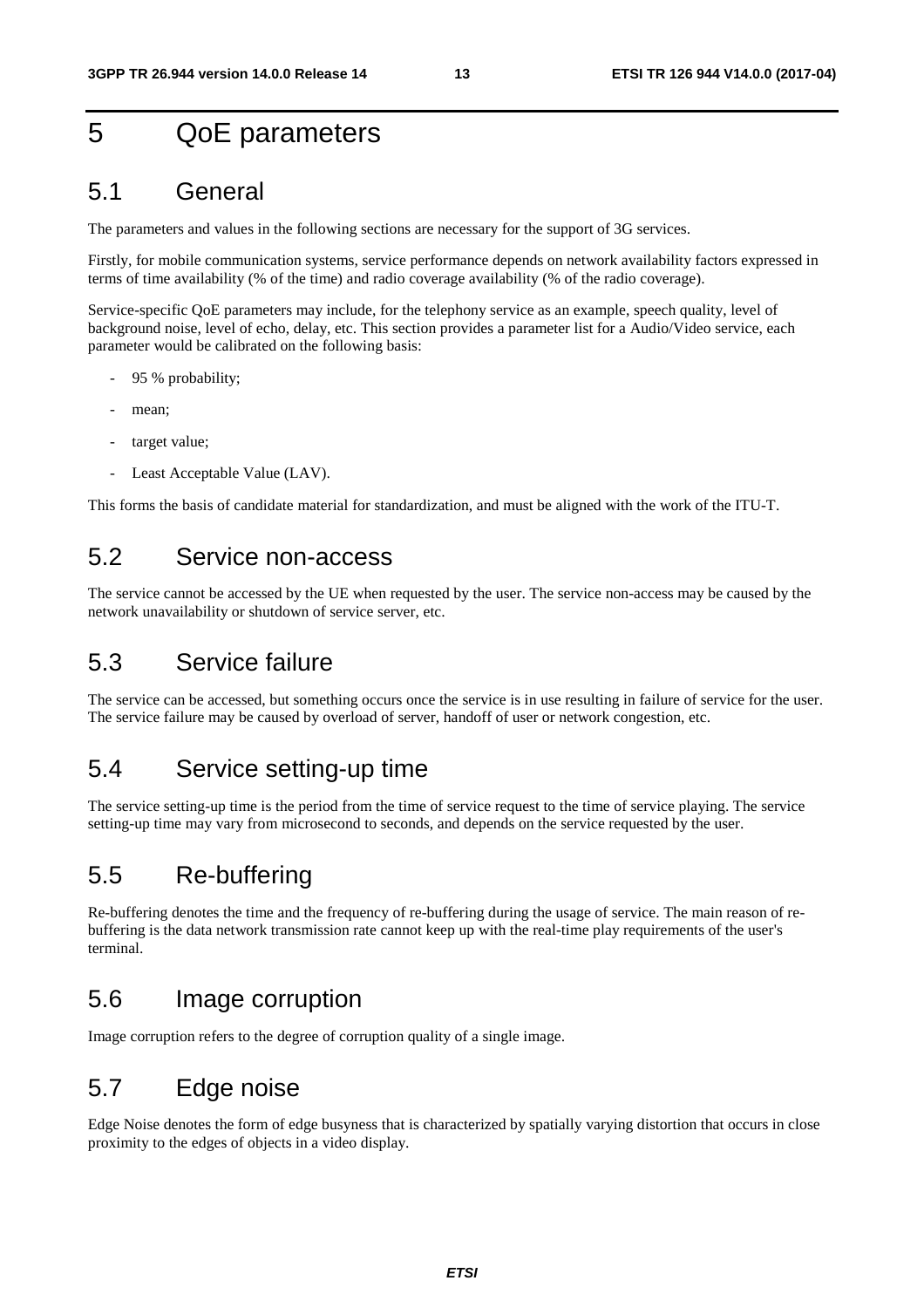# 5 QoE parameters

## 5.1 General

The parameters and values in the following sections are necessary for the support of 3G services.

Firstly, for mobile communication systems, service performance depends on network availability factors expressed in terms of time availability (% of the time) and radio coverage availability (% of the radio coverage).

Service-specific QoE parameters may include, for the telephony service as an example, speech quality, level of background noise, level of echo, delay, etc. This section provides a parameter list for a Audio/Video service, each parameter would be calibrated on the following basis:

- 95 % probability;
- mean;
- target value;
- Least Acceptable Value (LAV).

This forms the basis of candidate material for standardization, and must be aligned with the work of the ITU-T.

## 5.2 Service non-access

The service cannot be accessed by the UE when requested by the user. The service non-access may be caused by the network unavailability or shutdown of service server, etc.

## 5.3 Service failure

The service can be accessed, but something occurs once the service is in use resulting in failure of service for the user. The service failure may be caused by overload of server, handoff of user or network congestion, etc.

## 5.4 Service setting-up time

The service setting-up time is the period from the time of service request to the time of service playing. The service setting-up time may vary from microsecond to seconds, and depends on the service requested by the user.

## 5.5 Re-buffering

Re-buffering denotes the time and the frequency of re-buffering during the usage of service. The main reason of re-buffering is the data network transmission rate cannot keep up with the real-time play requirements of the user's terminal.

## 5.6 Image corruption

Image corruption refers to the degree of corruption quality of a single image.

## 5.7 Edge noise

Edge Noise denotes the form of edge busyness that is characterized by spatially varying distortion that occurs in close proximity to the edges of objects in a video display.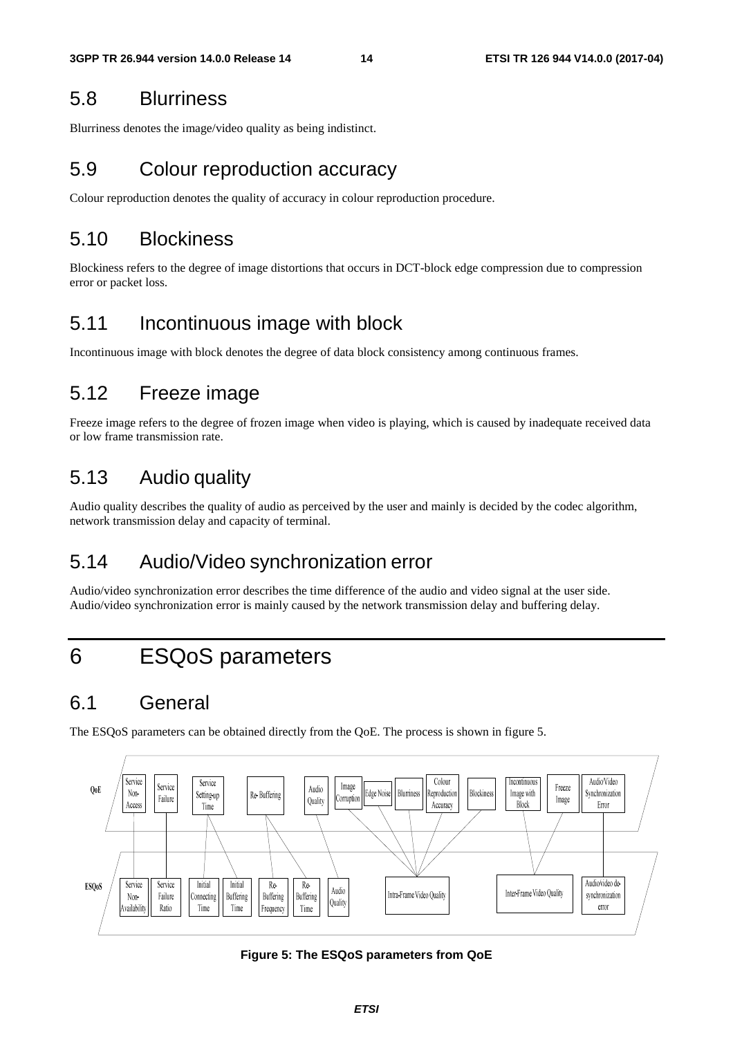## 5.8 Blurriness

Blurriness denotes the image/video quality as being indistinct.

## 5.9 Colour reproduction accuracy

Colour reproduction denotes the quality of accuracy in colour reproduction procedure.

## 5.10 Blockiness

Blockiness refers to the degree of image distortions that occurs in DCT-block edge compression due to compression error or packet loss.

## 5.11 Incontinuous image with block

Incontinuous image with block denotes the degree of data block consistency among continuous frames.

## 5.12 Freeze image

Freeze image refers to the degree of frozen image when video is playing, which is caused by inadequate received data or low frame transmission rate.

## 5.13 Audio quality

Audio quality describes the quality of audio as perceived by the user and mainly is decided by the codec algorithm, network transmission delay and capacity of terminal.

## 5.14 Audio/Video synchronization error

Audio/video synchronization error describes the time difference of the audio and video signal at the user side. Audio/video synchronization error is mainly caused by the network transmission delay and buffering delay.

# 6 ESQoS parameters

## 6.1 General

The ESQoS parameters can be obtained directly from the QoE. The process is shown in figure 5.

**Figure 5: The ESQoS parameters from QoE**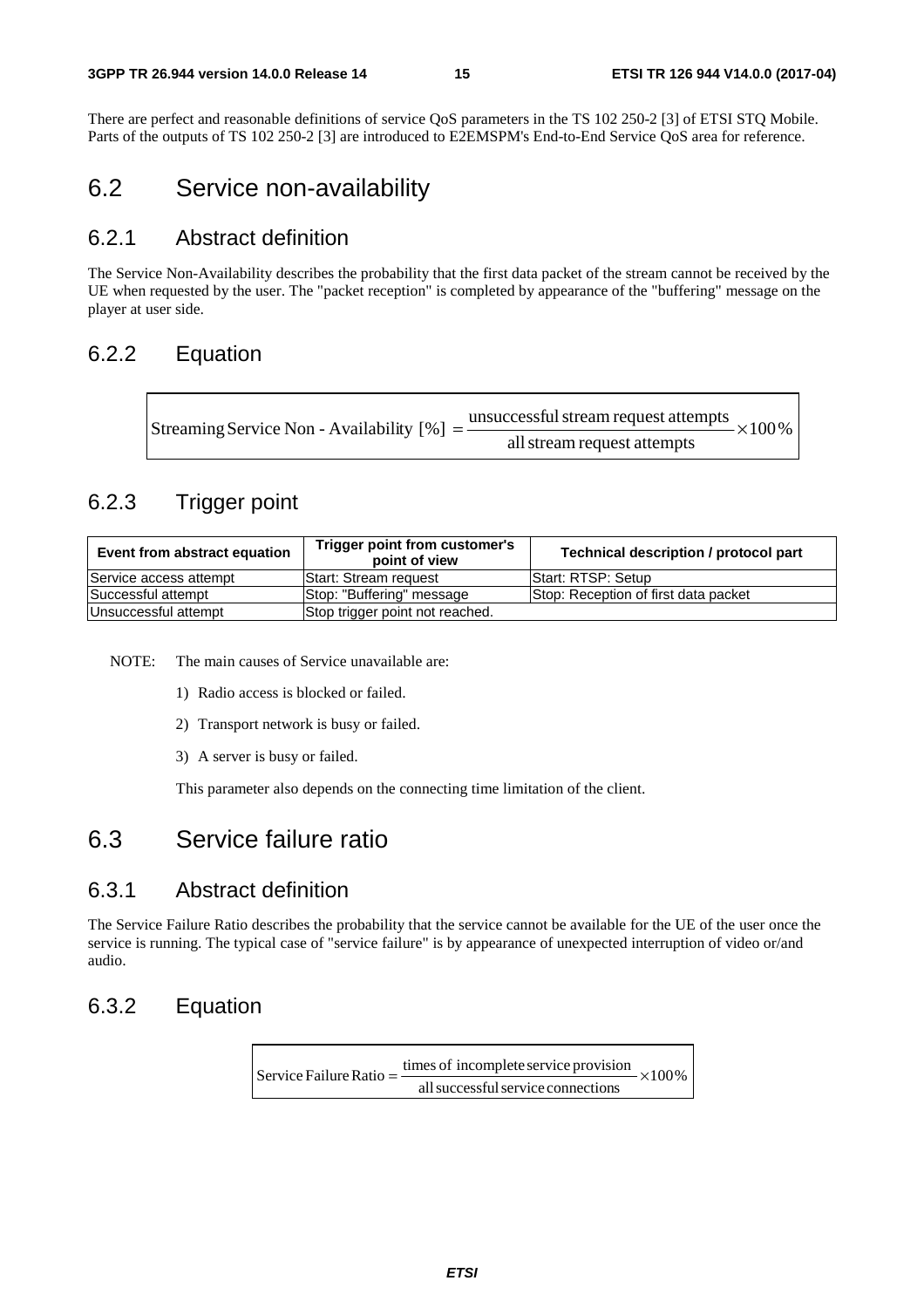There are perfect and reasonable definitions of service QoS parameters in the TS 102 250-2 [3] of ETSI STQ Mobile. Parts of the outputs of TS 102 250-2 [3] are introduced to E2EMSPM's End-to-End Service QoS area for reference.

# 6.2 Service non-availability

## 6.2.1 Abstract definition

The Service Non-Availability describes the probability that the first data packet of the stream cannot be received by the UE when requested by the user. The "packet reception" is completed by appearance of the "buffering" message on the player at user side.

## 6.2.2 Equation

$$\text{Streaming Service Non - Availability [\%]} = \frac{\text{unsuccessful stream request attempts}}{\text{all stream request attempts}} \times 100\%$$

## 6.2.3 Trigger point

| Event from abstract equation | Trigger point from customer's point of view | Technical description / protocol part |
|---|---|---|
| Service access attempt | Start: Stream request | Start: RTSP: Setup |
| Successful attempt | Stop: "Buffering" message | Stop: Reception of first data packet |
| Unsuccessful attempt | Stop trigger point not reached. | |

NOTE: The main causes of Service unavailable are:

1) Radio access is blocked or failed.

2) Transport network is busy or failed.

3) A server is busy or failed.

This parameter also depends on the connecting time limitation of the client.

# 6.3 Service failure ratio

## 6.3.1 Abstract definition

The Service Failure Ratio describes the probability that the service cannot be available for the UE of the user once the service is running. The typical case of "service failure" is by appearance of unexpected interruption of video or/and audio.

## 6.3.2 Equation

$$\text{Service Failure Ratio} = \frac{\text{times of incomplete service provision}}{\text{all successful service connections}} \times 100\%$$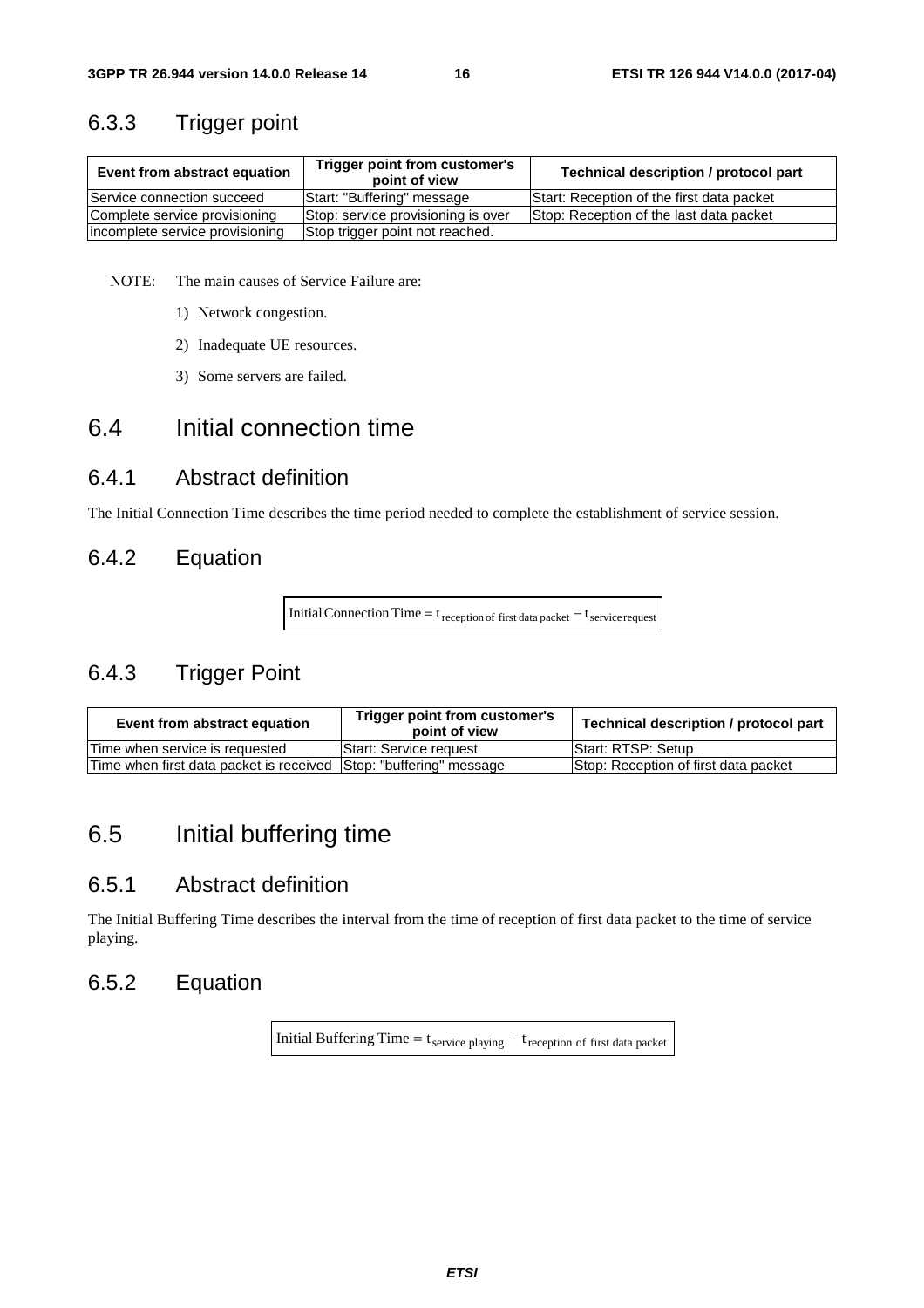### 6.3.3 Trigger point

| Event from abstract equation | Trigger point from customer's point of view | Technical description / protocol part |
|---|---|---|
| Service connection succeed | Start: "Buffering" message | Start: Reception of the first data packet |
| Complete service provisioning | Stop: service provisioning is over | Stop: Reception of the last data packet |
| incomplete service provisioning | Stop trigger point not reached. | |

NOTE: The main causes of Service Failure are:

1) Network congestion.

2) Inadequate UE resources.

3) Some servers are failed.

## 6.4 Initial connection time

### 6.4.1 Abstract definition

The Initial Connection Time describes the time period needed to complete the establishment of service session.

### 6.4.2 Equation

$$\text{Initial Connection Time} = t_{\text{reception of first data packet}} - t_{\text{service request}}$$

### 6.4.3 Trigger Point

| Event from abstract equation | Trigger point from customer's point of view | Technical description / protocol part |
|---|---|---|
| Time when service is requested | Start: Service request | Start: RTSP: Setup |
| Time when first data packet is received | Stop: "buffering" message | Stop: Reception of first data packet |

## 6.5 Initial buffering time

### 6.5.1 Abstract definition

The Initial Buffering Time describes the interval from the time of reception of first data packet to the time of service playing.

### 6.5.2 Equation

$$\text{Initial Buffering Time} = t_{\text{service playing}} - t_{\text{reception of first data packet}}$$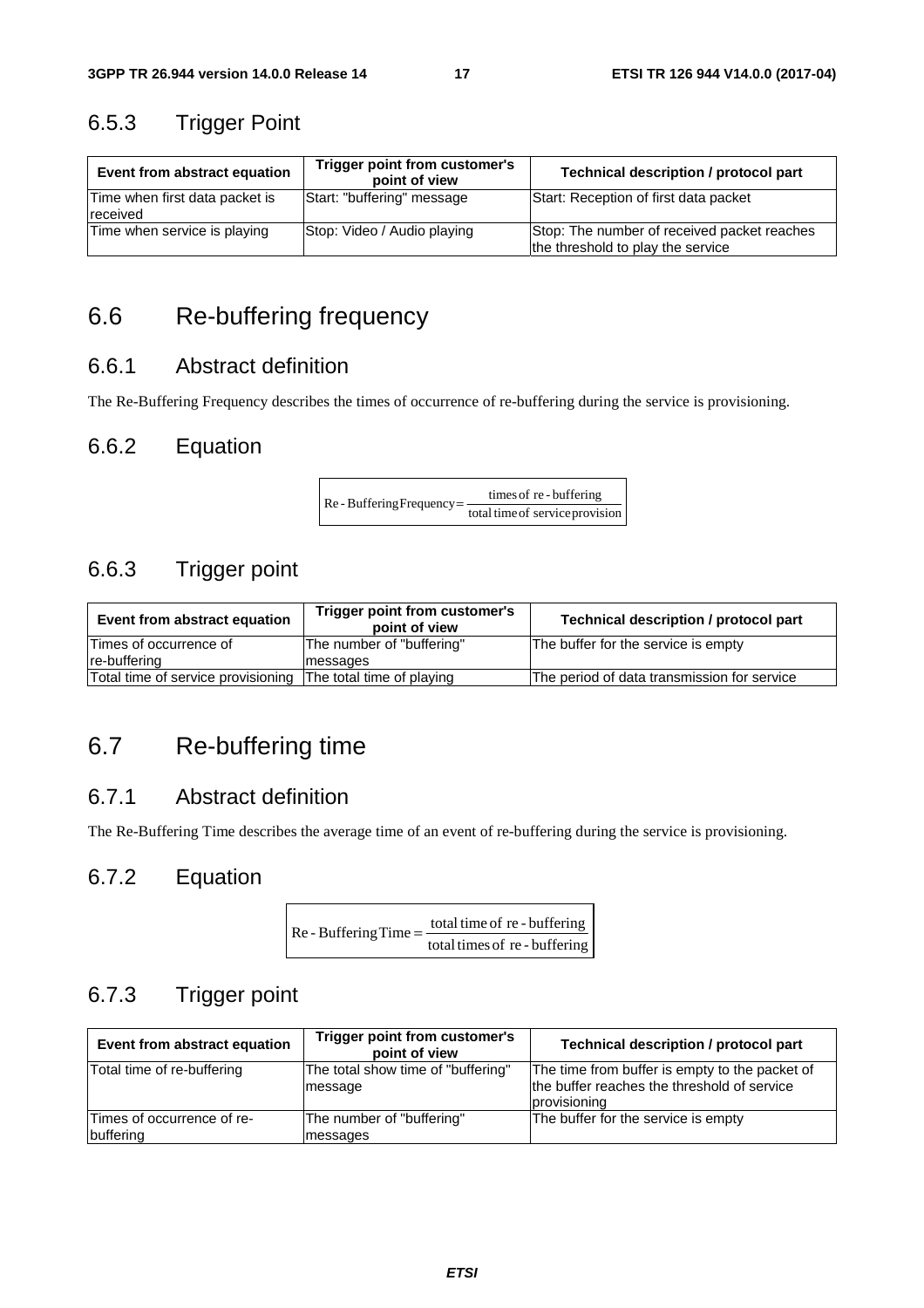### 6.5.3 Trigger Point

| Event from abstract equation | Trigger point from customer's point of view | Technical description / protocol part |
|---|---|---|
| Time when first data packet is received | Start: "buffering" message | Start: Reception of first data packet |
| Time when service is playing | Stop: Video / Audio playing | Stop: The number of received packet reaches the threshold to play the service |

## 6.6 Re-buffering frequency

### 6.6.1 Abstract definition

The Re-Buffering Frequency describes the times of occurrence of re-buffering during the service is provisioning.

### 6.6.2 Equation

$$\text{Re-Buffering Frequency} = \frac{\text{times of re-buffering}}{\text{total time of service provision}}$$

### 6.6.3 Trigger point

| Event from abstract equation | Trigger point from customer's point of view | Technical description / protocol part |
|---|---|---|
| Times of occurrence of re-buffering | The number of "buffering" messages | The buffer for the service is empty |
| Total time of service provisioning | The total time of playing | The period of data transmission for service |

## 6.7 Re-buffering time

### 6.7.1 Abstract definition

The Re-Buffering Time describes the average time of an event of re-buffering during the service is provisioning.

### 6.7.2 Equation

$$\text{Re-Buffering Time} = \frac{\text{total time of re-buffering}}{\text{total times of re-buffering}}$$

### 6.7.3 Trigger point

| Event from abstract equation | Trigger point from customer's point of view | Technical description / protocol part |
|---|---|---|
| Total time of re-buffering | The total show time of "buffering" message | The time from buffer is empty to the packet of the buffer reaches the threshold of service provisioning |
| Times of occurrence of re-buffering | The number of "buffering" messages | The buffer for the service is empty |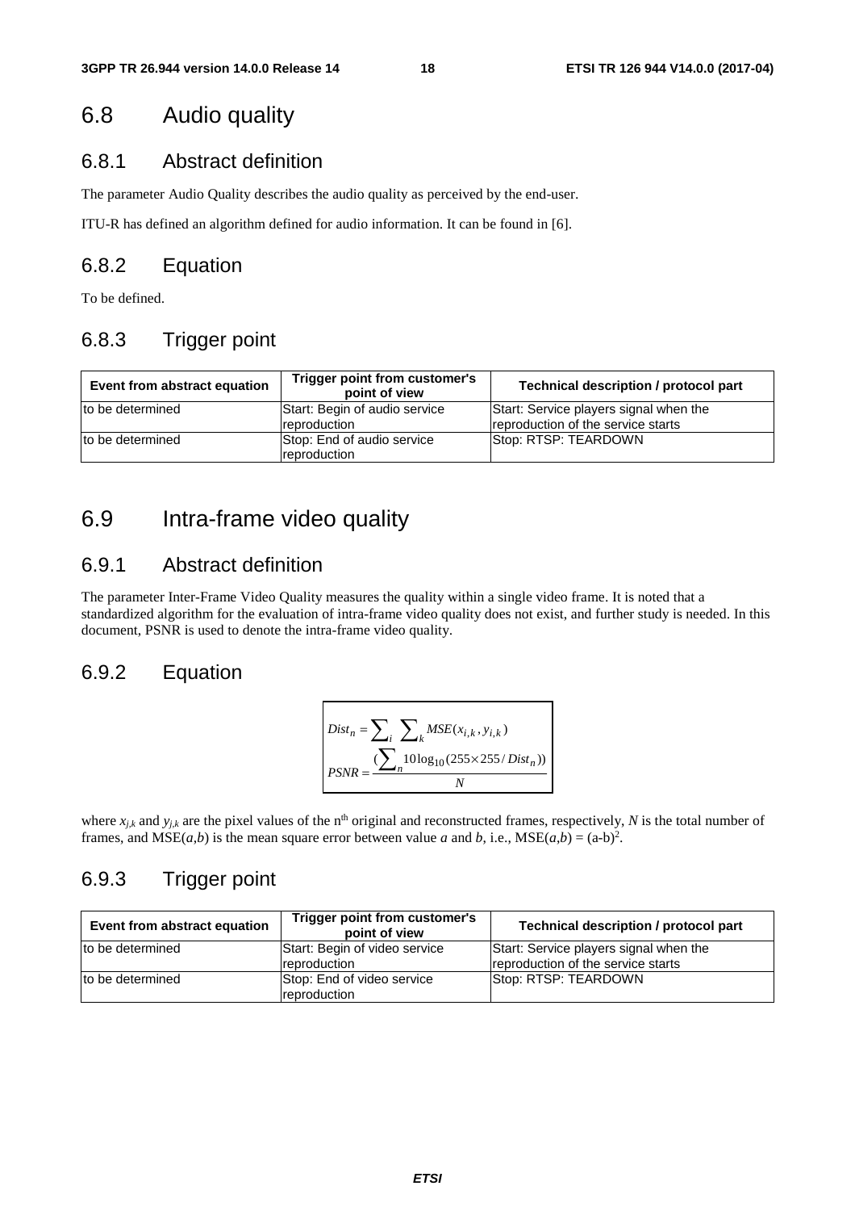## 6.8 Audio quality

### 6.8.1 Abstract definition

The parameter Audio Quality describes the audio quality as perceived by the end-user.

ITU-R has defined an algorithm defined for audio information. It can be found in [6].

### 6.8.2 Equation

To be defined.

### 6.8.3 Trigger point

| Event from abstract equation | Trigger point from customer's point of view | Technical description / protocol part |
| --- | --- | --- |
| to be determined | Start: Begin of audio service reproduction | Start: Service players signal when the reproduction of the service starts |
| to be determined | Stop: End of audio service reproduction | Stop: RTSP: TEARDOWN |

## 6.9 Intra-frame video quality

### 6.9.1 Abstract definition

The parameter Inter-Frame Video Quality measures the quality within a single video frame. It is noted that a standardized algorithm for the evaluation of intra-frame video quality does not exist, and further study is needed. In this document, PSNR is used to denote the intra-frame video quality.

### 6.9.2 Equation

$$Dist_n = \sum_i \sum_k MSE(x_{i,k}, y_{i,k})$$

$$PSNR = \frac{\left(\sum_n 10\log_{10}(255 \times 255 / Dist_n)\right)}{N}$$

where $x_{j,k}$ and $y_{j,k}$ are the pixel values of the $n^{th}$ original and reconstructed frames, respectively, $N$ is the total number of frames, and MSE($a$,$b$) is the mean square error between value $a$ and $b$, i.e., MSE($a$,$b$) = $(a-b)^2$.

### 6.9.3 Trigger point

| Event from abstract equation | Trigger point from customer's point of view | Technical description / protocol part |
| --- | --- | --- |
| to be determined | Start: Begin of video service reproduction | Start: Service players signal when the reproduction of the service starts |
| to be determined | Stop: End of video service reproduction | Stop: RTSP: TEARDOWN |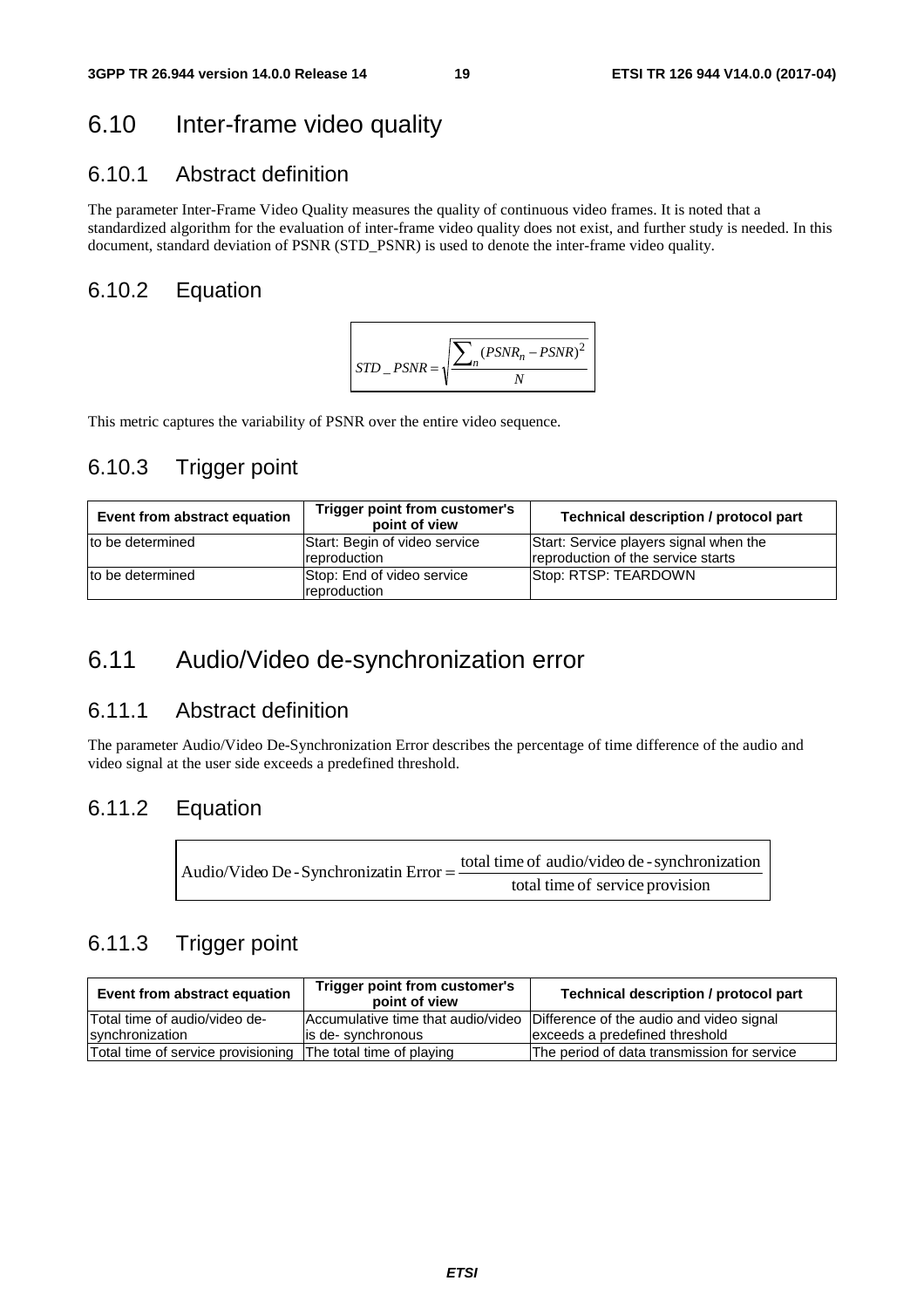## 6.10 Inter-frame video quality

### 6.10.1 Abstract definition

The parameter Inter-Frame Video Quality measures the quality of continuous video frames. It is noted that a standardized algorithm for the evaluation of inter-frame video quality does not exist, and further study is needed. In this document, standard deviation of PSNR (STD_PSNR) is used to denote the inter-frame video quality.

### 6.10.2 Equation

$$STD\_PSNR = \sqrt{\frac{\sum_{n}(PSNR_n - PSNR)^2}{N}}$$

This metric captures the variability of PSNR over the entire video sequence.

### 6.10.3 Trigger point

| Event from abstract equation | Trigger point from customer's point of view | Technical description / protocol part |
|---|---|---|
| to be determined | Start: Begin of video service reproduction | Start: Service players signal when the reproduction of the service starts |
| to be determined | Stop: End of video service reproduction | Stop: RTSP: TEARDOWN |

## 6.11 Audio/Video de-synchronization error

### 6.11.1 Abstract definition

The parameter Audio/Video De-Synchronization Error describes the percentage of time difference of the audio and video signal at the user side exceeds a predefined threshold.

### 6.11.2 Equation

$$\text{Audio/Video De-Synchronizatin Error} = \frac{\text{total time of audio/video de-synchronization}}{\text{total time of service provision}}$$

### 6.11.3 Trigger point

| Event from abstract equation | Trigger point from customer's point of view | Technical description / protocol part |
|---|---|---|
| Total time of audio/video de-synchronization | Accumulative time that audio/video is de- synchronous | Difference of the audio and video signal exceeds a predefined threshold |
| Total time of service provisioning | The total time of playing | The period of data transmission for service |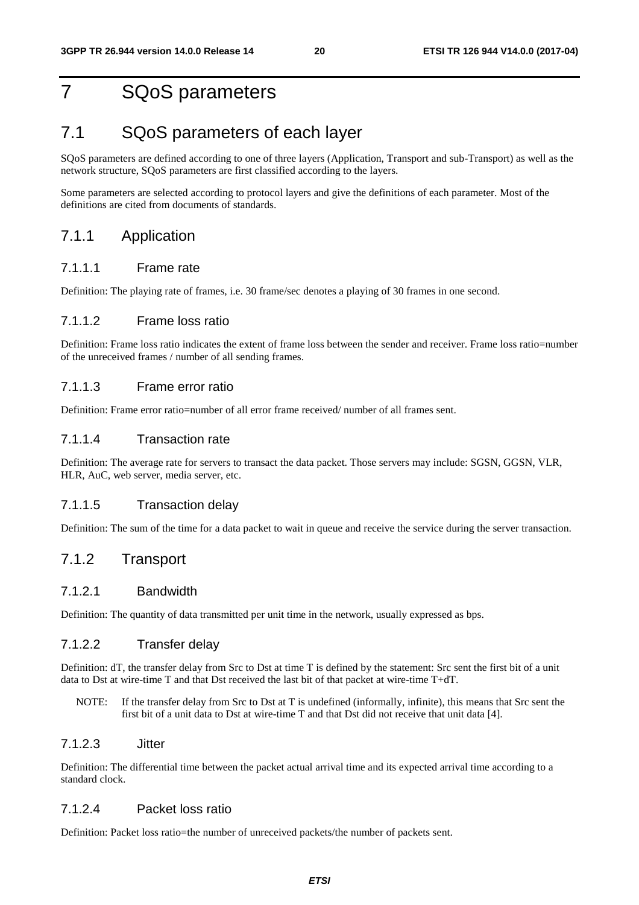# 7 SQoS parameters

## 7.1 SQoS parameters of each layer

SQoS parameters are defined according to one of three layers (Application, Transport and sub-Transport) as well as the network structure, SQoS parameters are first classified according to the layers.

Some parameters are selected according to protocol layers and give the definitions of each parameter. Most of the definitions are cited from documents of standards.

### 7.1.1 Application

#### 7.1.1.1 Frame rate

Definition: The playing rate of frames, i.e. 30 frame/sec denotes a playing of 30 frames in one second.

#### 7.1.1.2 Frame loss ratio

Definition: Frame loss ratio indicates the extent of frame loss between the sender and receiver. Frame loss ratio=number of the unreceived frames / number of all sending frames.

#### 7.1.1.3 Frame error ratio

Definition: Frame error ratio=number of all error frame received/ number of all frames sent.

#### 7.1.1.4 Transaction rate

Definition: The average rate for servers to transact the data packet. Those servers may include: SGSN, GGSN, VLR, HLR, AuC, web server, media server, etc.

#### 7.1.1.5 Transaction delay

Definition: The sum of the time for a data packet to wait in queue and receive the service during the server transaction.

### 7.1.2 Transport

#### 7.1.2.1 Bandwidth

Definition: The quantity of data transmitted per unit time in the network, usually expressed as bps.

#### 7.1.2.2 Transfer delay

Definition: dT, the transfer delay from Src to Dst at time T is defined by the statement: Src sent the first bit of a unit data to Dst at wire-time T and that Dst received the last bit of that packet at wire-time T+dT.

NOTE: If the transfer delay from Src to Dst at T is undefined (informally, infinite), this means that Src sent the first bit of a unit data to Dst at wire-time T and that Dst did not receive that unit data [4].

#### 7.1.2.3 Jitter

Definition: The differential time between the packet actual arrival time and its expected arrival time according to a standard clock.

#### 7.1.2.4 Packet loss ratio

Definition: Packet loss ratio=the number of unreceived packets/the number of packets sent.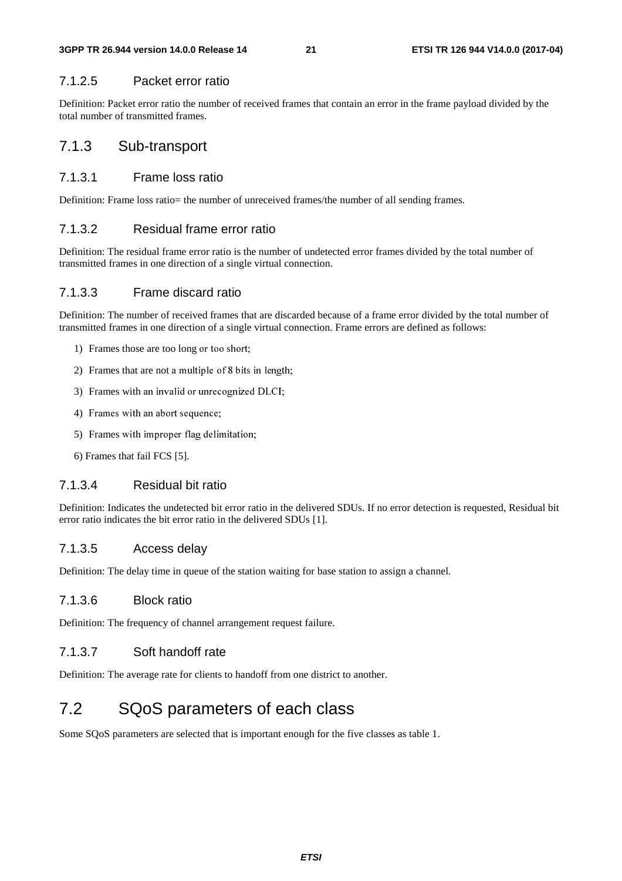#### 7.1.2.5 Packet error ratio

Definition: Packet error ratio the number of received frames that contain an error in the frame payload divided by the total number of transmitted frames.

### 7.1.3 Sub-transport

#### 7.1.3.1 Frame loss ratio

Definition: Frame loss ratio= the number of unreceived frames/the number of all sending frames.

#### 7.1.3.2 Residual frame error ratio

Definition: The residual frame error ratio is the number of undetected error frames divided by the total number of transmitted frames in one direction of a single virtual connection.

#### 7.1.3.3 Frame discard ratio

Definition: The number of received frames that are discarded because of a frame error divided by the total number of transmitted frames in one direction of a single virtual connection. Frame errors are defined as follows:

1) Frames those are too long or too short;
2) Frames that are not a multiple of 8 bits in length;
3) Frames with an invalid or unrecognized DLCI;
4) Frames with an abort sequence;
5) Frames with improper flag delimitation;
6) Frames that fail FCS [5].

#### 7.1.3.4 Residual bit ratio

Definition: Indicates the undetected bit error ratio in the delivered SDUs. If no error detection is requested, Residual bit error ratio indicates the bit error ratio in the delivered SDUs [1].

#### 7.1.3.5 Access delay

Definition: The delay time in queue of the station waiting for base station to assign a channel.

#### 7.1.3.6 Block ratio

Definition: The frequency of channel arrangement request failure.

#### 7.1.3.7 Soft handoff rate

Definition: The average rate for clients to handoff from one district to another.

## 7.2 SQoS parameters of each class

Some SQoS parameters are selected that is important enough for the five classes as table 1.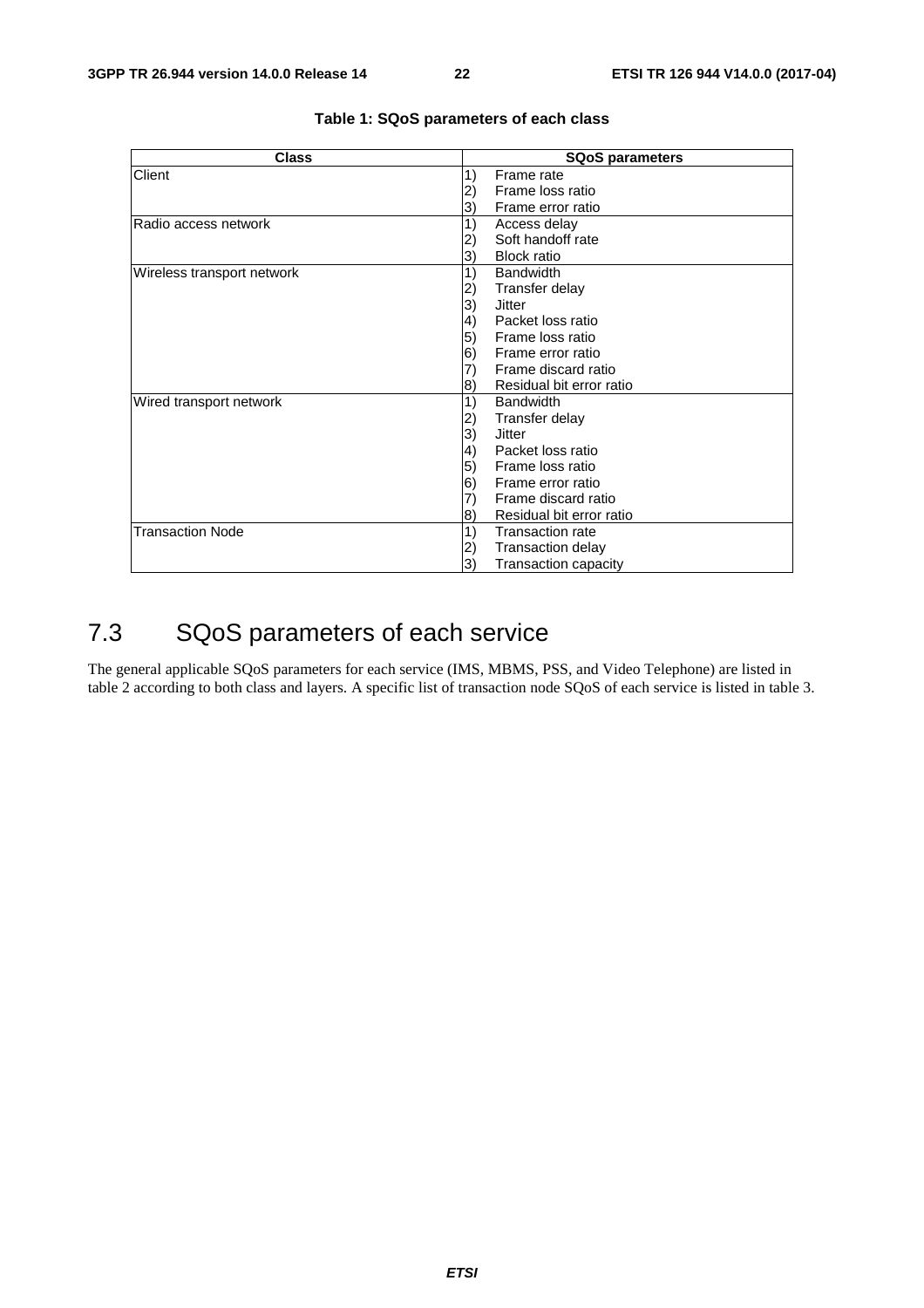**Table 1: SQoS parameters of each class**

| Class | SQoS parameters |
| --- | --- |
| Client | 1) Frame rate<br>2) Frame loss ratio<br>3) Frame error ratio |
| Radio access network | 1) Access delay<br>2) Soft handoff rate<br>3) Block ratio |
| Wireless transport network | 1) Bandwidth<br>2) Transfer delay<br>3) Jitter<br>4) Packet loss ratio<br>5) Frame loss ratio<br>6) Frame error ratio<br>7) Frame discard ratio<br>8) Residual bit error ratio |
| Wired transport network | 1) Bandwidth<br>2) Transfer delay<br>3) Jitter<br>4) Packet loss ratio<br>5) Frame loss ratio<br>6) Frame error ratio<br>7) Frame discard ratio<br>8) Residual bit error ratio |
| Transaction Node | 1) Transaction rate<br>2) Transaction delay<br>3) Transaction capacity |

## 7.3 SQoS parameters of each service

The general applicable SQoS parameters for each service (IMS, MBMS, PSS, and Video Telephone) are listed in table 2 according to both class and layers. A specific list of transaction node SQoS of each service is listed in table 3.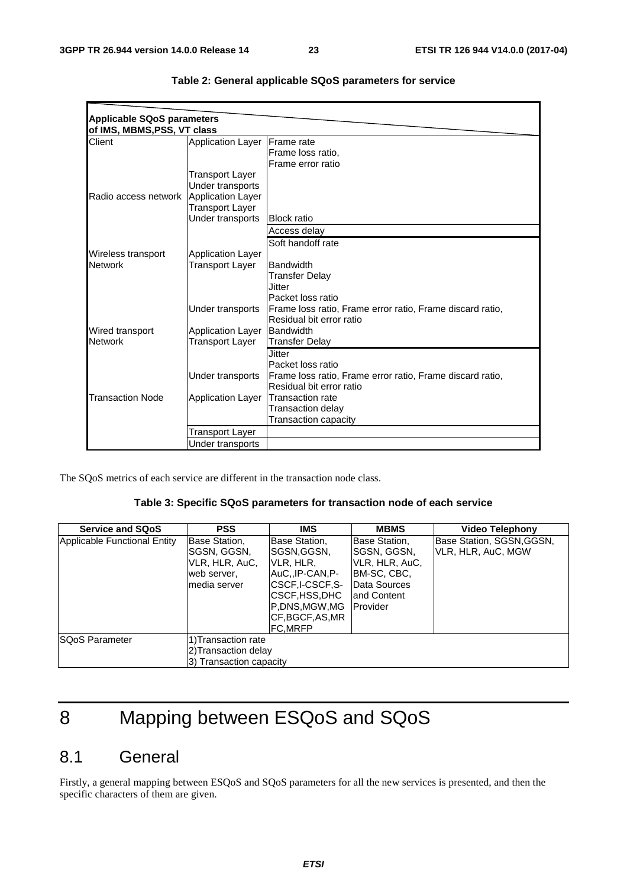**Table 2: General applicable SQoS parameters for service**

| Applicable SQoS parameters of IMS, MBMS,PSS, VT class | | |
|---|---|---|
| Client | Application Layer | Frame rate<br>Frame loss ratio,<br>Frame error ratio |
| | Transport Layer | |
| | Under transports | |
| Radio access network | Application Layer | |
| | Transport Layer | |
| | Under transports | Block ratio |
| | | Access delay |
| | | Soft handoff rate |
| Wireless transport Network | Application Layer | |
| | Transport Layer | Bandwidth<br>Transfer Delay<br>Jitter<br>Packet loss ratio |
| | Under transports | Frame loss ratio, Frame error ratio, Frame discard ratio,<br>Residual bit error ratio |
| Wired transport Network | Application Layer | Bandwidth |
| | Transport Layer | Transfer Delay |
| | | Jitter<br>Packet loss ratio |
| | Under transports | Frame loss ratio, Frame error ratio, Frame discard ratio,<br>Residual bit error ratio |
| Transaction Node | Application Layer | Transaction rate<br>Transaction delay<br>Transaction capacity |
| | Transport Layer | |
| | Under transports | |

The SQoS metrics of each service are different in the transaction node class.

**Table 3: Specific SQoS parameters for transaction node of each service**

| Service and SQoS | PSS | IMS | MBMS | Video Telephony |
|---|---|---|---|---|
| Applicable Functional Entity | Base Station, SGSN, GGSN, VLR, HLR, AuC, web server, media server | Base Station, SGSN,GGSN, VLR, HLR, AuC,,IP-CAN,P-CSCF,I-CSCF,S-CSCF,HSS,DHCP,DNS,MGW,MGCF,BGCF,AS,MRFC,MRFP | Base Station, SGSN, GGSN, VLR, HLR, AuC, BM-SC, CBC, Data Sources and Content Provider | Base Station, SGSN,GGSN, VLR, HLR, AuC, MGW |
| SQoS Parameter | 1)Transaction rate<br>2)Transaction delay<br>3) Transaction capacity | | | |

# 8 Mapping between ESQoS and SQoS

## 8.1 General

Firstly, a general mapping between ESQoS and SQoS parameters for all the new services is presented, and then the specific characters of them are given.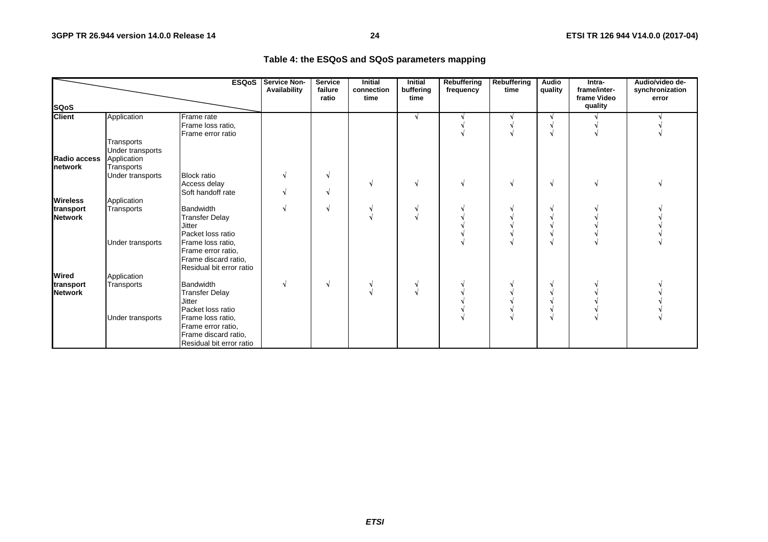**Table 4: the ESQoS and SQoS parameters mapping**

| SQoS \ ESQoS | | | Service Non-Availability | Service failure ratio | Initial connection time | Initial buffering time | Rebuffering frequency | Rebuffering time | Audio quality | Intra-frame/inter-frame Video quality | Audio/video de-synchronization error |
|---|---|---|---|---|---|---|---|---|---|---|---|
| **Client** | Application | Frame rate | | | | √ | √ | √ | √ | √ | √ |
| | | Frame loss ratio, | | | | | √ | √ | √ | √ | √ |
| | | Frame error ratio | | | | | √ | √ | √ | √ | √ |
| | Transports | | | | | | | | | | |
| | Under transports | | | | | | | | | | |
| **Radio access network** | Application | | | | | | | | | | |
| | Transports | | | | | | | | | | |
| | Under transports | Block ratio | √ | √ | | | | | | | |
| | | Access delay | | | √ | √ | √ | √ | √ | √ | √ |
| | | Soft handoff rate | √ | √ | | | | | | | |
| **Wireless transport Network** | Application | | | | | | | | | | |
| | Transports | Bandwidth | √ | √ | √ | √ | √ | √ | √ | √ | √ |
| | | Transfer Delay | | | √ | √ | √ | √ | √ | √ | √ |
| | | Jitter | | | | | √ | √ | √ | √ | √ |
| | | Packet loss ratio | | | | | √ | √ | √ | √ | √ |
| | Under transports | Frame loss ratio, Frame error ratio, Frame discard ratio, Residual bit error ratio | | | | | √ | √ | √ | √ | √ |
| **Wired transport Network** | Application | | | | | | | | | | |
| | Transports | Bandwidth | √ | √ | √ | √ | √ | √ | √ | √ | √ |
| | | Transfer Delay | | | √ | √ | √ | √ | √ | √ | √ |
| | | Jitter | | | | | √ | √ | √ | √ | √ |
| | | Packet loss ratio | | | | | √ | √ | √ | √ | √ |
| | Under transports | Frame loss ratio, Frame error ratio, Frame discard ratio, Residual bit error ratio | | | | | √ | √ | √ | √ | √ |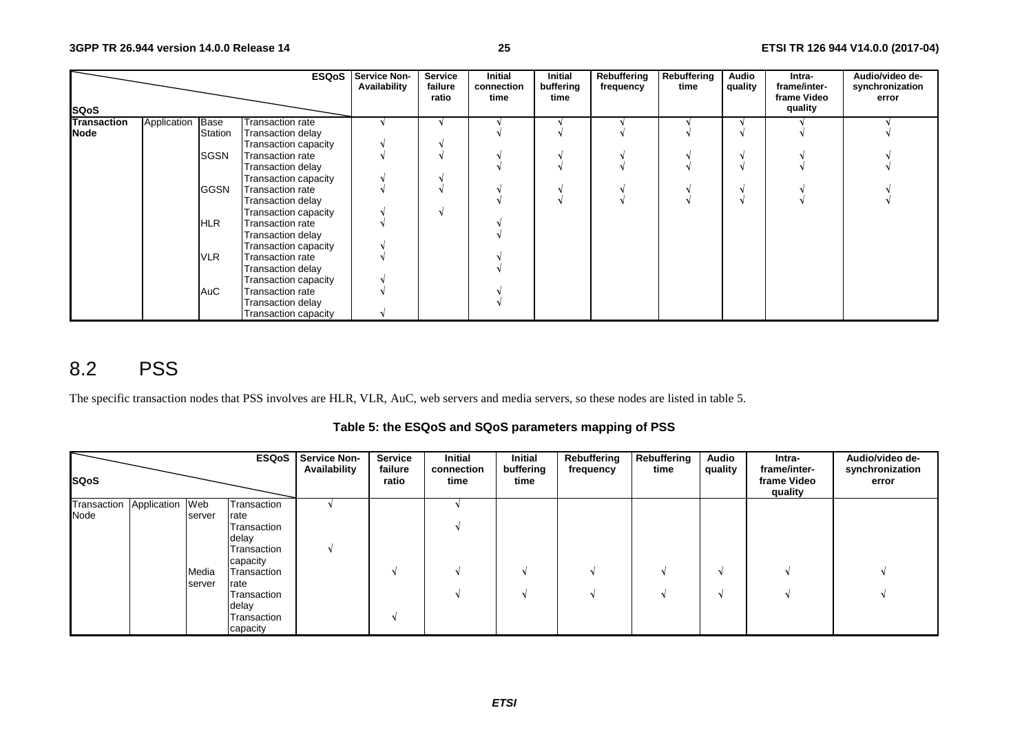| SQoS | | | | Service Non-Availability | Service failure ratio | Initial connection time | Initial buffering time | Rebuffering frequency | Rebuffering time | Audio quality | Intra-frame/inter-frame Video quality | Audio/video de-synchronization error |
|---|---|---|---|---|---|---|---|---|---|---|---|---|
| **Transaction Node** | Application | Base Station | Transaction rate | √ | √ | √ | √ | √ | √ | √ | √ | √ |
| | | | Transaction delay | | | √ | √ | √ | √ | √ | √ | √ |
| | | | Transaction capacity | √ | √ | | | | | | | |
| | | SGSN | Transaction rate | √ | √ | √ | √ | √ | √ | √ | √ | √ |
| | | | Transaction delay | | | √ | √ | √ | √ | √ | √ | √ |
| | | | Transaction capacity | √ | √ | | | | | | | |
| | | GGSN | Transaction rate | √ | √ | √ | √ | √ | √ | √ | √ | √ |
| | | | Transaction delay | | | √ | √ | √ | √ | √ | √ | √ |
| | | | Transaction capacity | √ | √ | | | | | | | |
| | | HLR | Transaction rate | √ | | √ | | | | | | |
| | | | Transaction delay | | | √ | | | | | | |
| | | | Transaction capacity | √ | | | | | | | | |
| | | VLR | Transaction rate | √ | | √ | | | | | | |
| | | | Transaction delay | | | √ | | | | | | |
| | | | Transaction capacity | √ | | | | | | | | |
| | | AuC | Transaction rate | √ | | √ | | | | | | |
| | | | Transaction delay | | | √ | | | | | | |
| | | | Transaction capacity | √ | | | | | | | | |

## 8.2 PSS

The specific transaction nodes that PSS involves are HLR, VLR, AuC, web servers and media servers, so these nodes are listed in table 5.

**Table 5: the ESQoS and SQoS parameters mapping of PSS**

| SQoS | | | | Service Non-Availability | Service failure ratio | Initial connection time | Initial buffering time | Rebuffering frequency | Rebuffering time | Audio quality | Intra-frame/inter-frame Video quality | Audio/video de-synchronization error |
|---|---|---|---|---|---|---|---|---|---|---|---|---|
| Transaction Node | Application | Web server | Transaction rate | √ | | √ | | | | | | |
| | | | Transaction delay | | | √ | | | | | | |
| | | | Transaction capacity | √ | | | | | | | | |
| | | Media server | Transaction rate | | √ | √ | √ | √ | √ | √ | √ | √ |
| | | | Transaction delay | | | √ | √ | √ | √ | √ | √ | √ |
| | | | Transaction capacity | | √ | | | | | | | |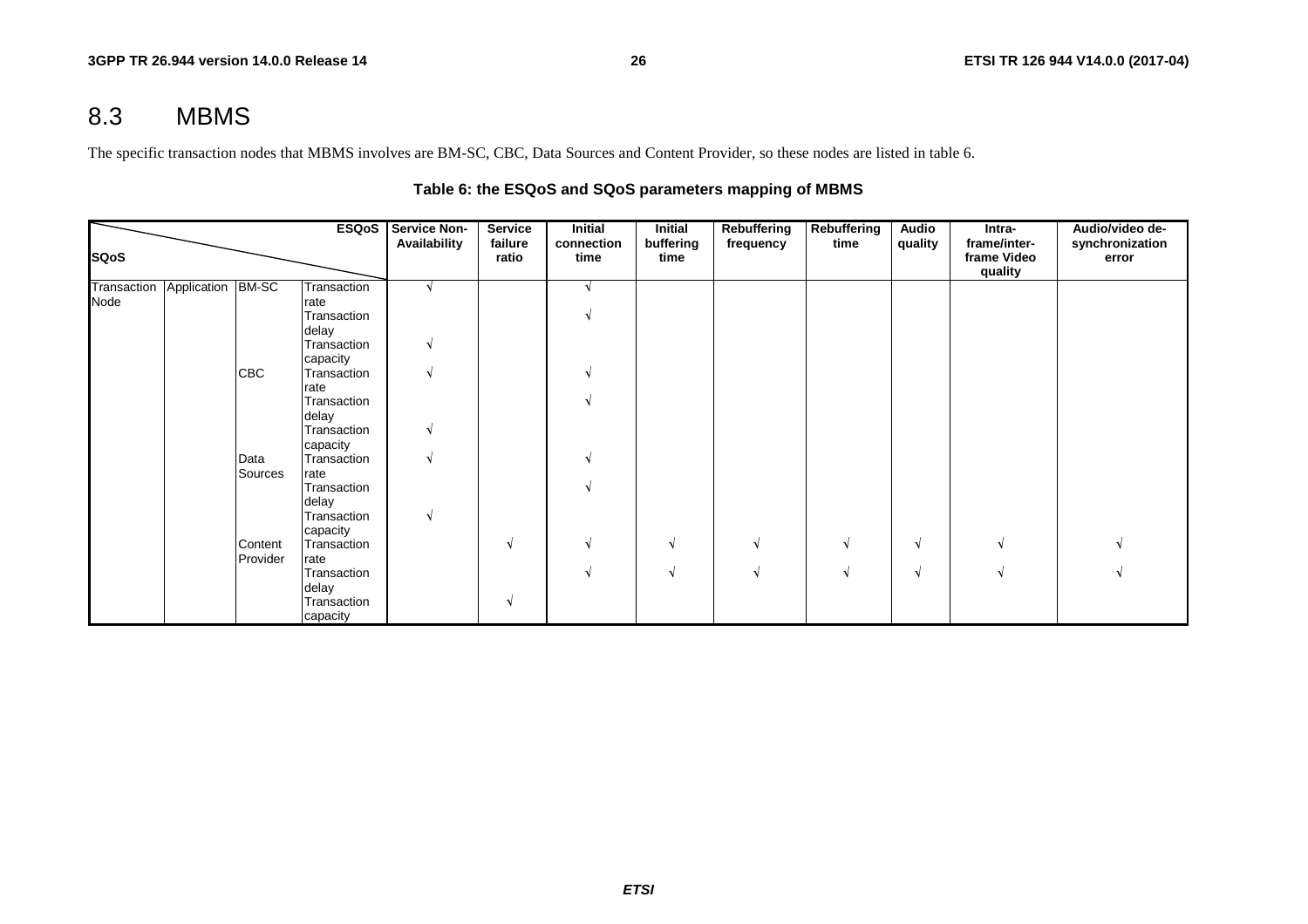## 8.3 MBMS

The specific transaction nodes that MBMS involves are BM-SC, CBC, Data Sources and Content Provider, so these nodes are listed in table 6.

**Table 6: the ESQoS and SQoS parameters mapping of MBMS**

| SQoS \ ESQoS | | | | Service Non-Availability | Service failure ratio | Initial connection time | Initial buffering time | Rebuffering frequency | Rebuffering time | Audio quality | Intra-frame/inter-frame Video quality | Audio/video de-synchronization error |
|---|---|---|---|---|---|---|---|---|---|---|---|---|
| Transaction Node | Application | BM-SC | Transaction rate | √ | | √ | | | | | | |
| | | | Transaction delay | | | √ | | | | | | |
| | | | Transaction capacity | √ | | | | | | | | |
| | | CBC | Transaction rate | √ | | √ | | | | | | |
| | | | Transaction delay | | | √ | | | | | | |
| | | | Transaction capacity | √ | | | | | | | | |
| | | Data Sources | Transaction rate | √ | | √ | | | | | | |
| | | | Transaction delay | | | √ | | | | | | |
| | | | Transaction capacity | √ | | | | | | | | |
| | | Content Provider | Transaction rate | | √ | √ | √ | √ | √ | √ | √ | √ |
| | | | Transaction delay | | | √ | √ | √ | √ | √ | √ | √ |
| | | | Transaction capacity | | √ | | | | | | | |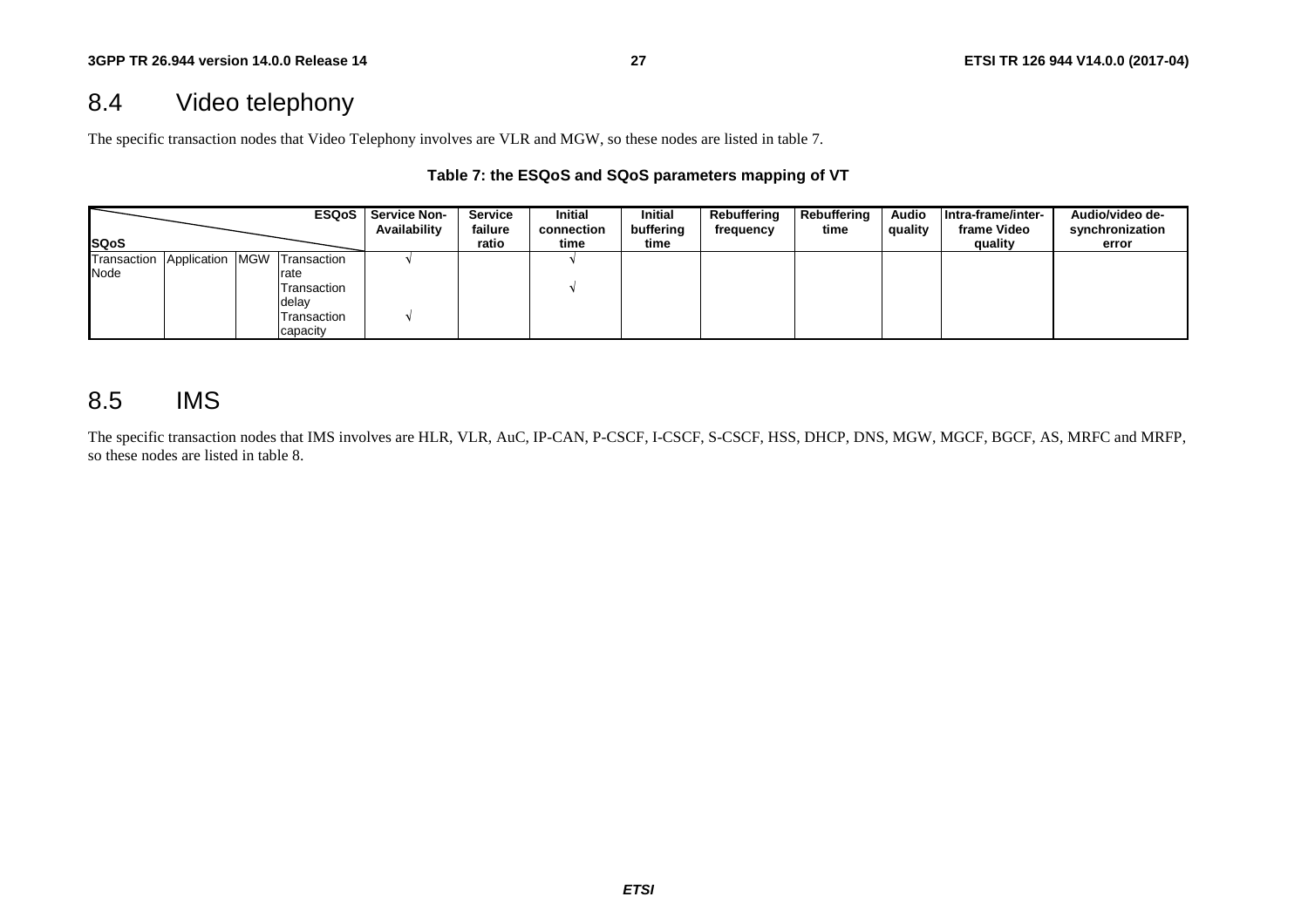## 8.4 Video telephony

The specific transaction nodes that Video Telephony involves are VLR and MGW, so these nodes are listed in table 7.

**Table 7: the ESQoS and SQoS parameters mapping of VT**

| SQoS \ ESQoS | | | | Service Non-Availability | Service failure ratio | Initial connection time | Initial buffering time | Rebuffering frequency | Rebuffering time | Audio quality | Intra-frame/inter-frame Video quality | Audio/video de-synchronization error |
|---|---|---|---|---|---|---|---|---|---|---|---|---|
| Transaction Node | Application | MGW | Transaction rate | √ | | √ | | | | | | |
| | | | Transaction delay | | | √ | | | | | | |
| | | | Transaction capacity | √ | | | | | | | | |

## 8.5 IMS

The specific transaction nodes that IMS involves are HLR, VLR, AuC, IP-CAN, P-CSCF, I-CSCF, S-CSCF, HSS, DHCP, DNS, MGW, MGCF, BGCF, AS, MRFC and MRFP, so these nodes are listed in table 8.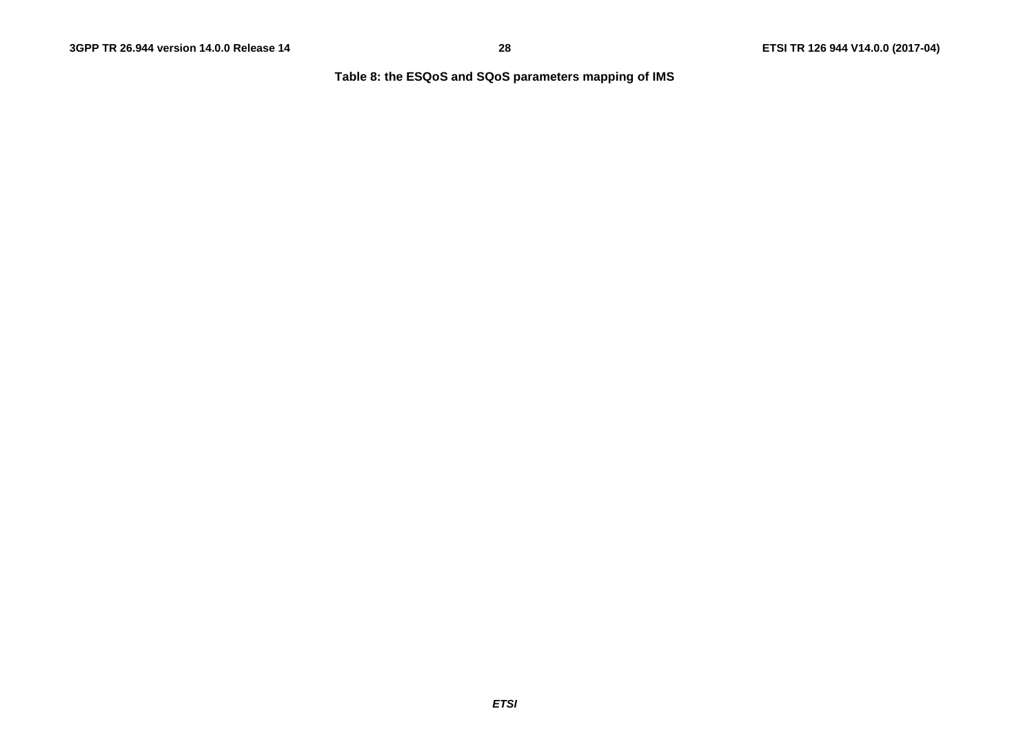**Table 8: the ESQoS and SQoS parameters mapping of IMS**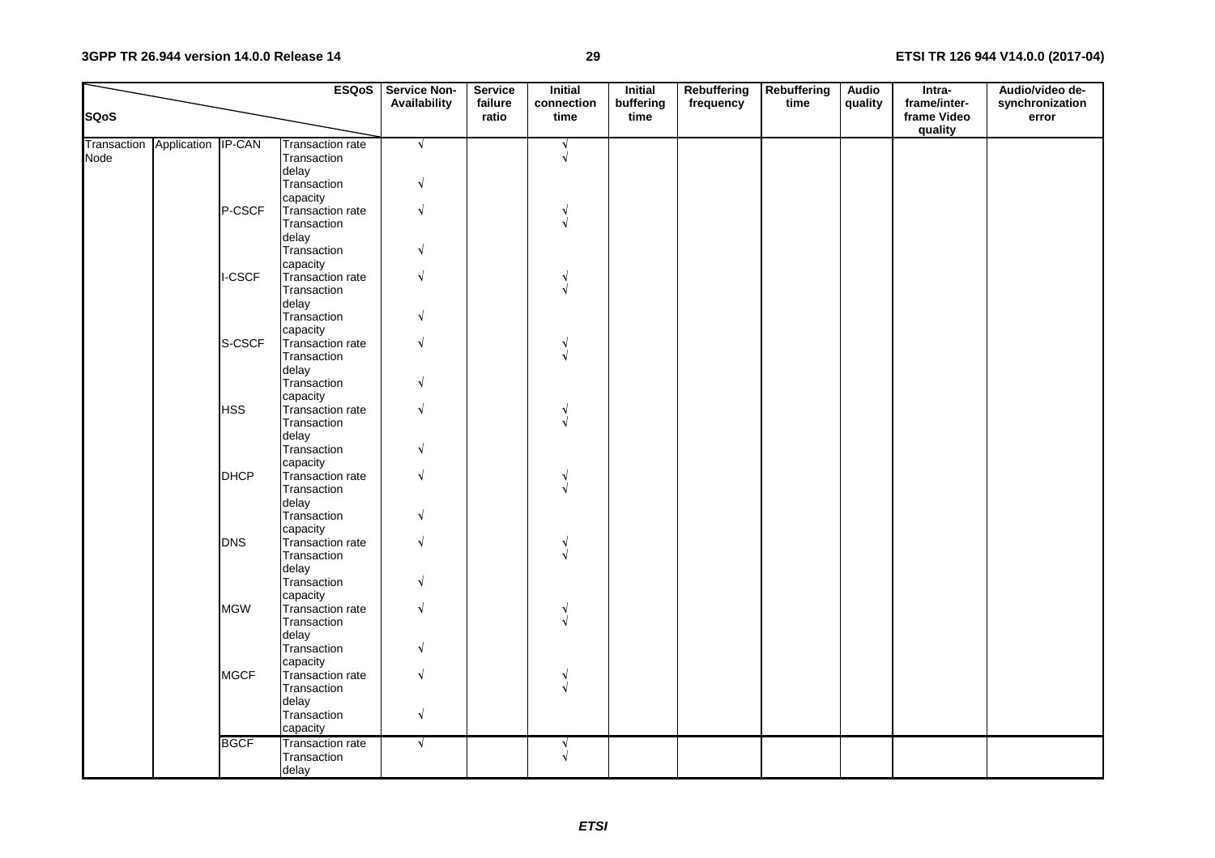| SQoS | | | ESQoS | Service Non-Availability | Service failure ratio | Initial connection time | Initial buffering time | Rebuffering frequency | Rebuffering time | Audio quality | Intra-frame/inter-frame Video quality | Audio/video de-synchronization error |
|---|---|---|---|---|---|---|---|---|---|---|---|---|
| Transaction Node | Application | IP-CAN | Transaction rate | √ | | √ | | | | | | |
| | | | Transaction delay | | | √ | | | | | | |
| | | | Transaction capacity | √ | | | | | | | | |
| | | P-CSCF | Transaction rate | √ | | √ | | | | | | |
| | | | Transaction delay | | | √ | | | | | | |
| | | | Transaction capacity | √ | | | | | | | | |
| | | I-CSCF | Transaction rate | √ | | √ | | | | | | |
| | | | Transaction delay | | | √ | | | | | | |
| | | | Transaction capacity | √ | | | | | | | | |
| | | S-CSCF | Transaction rate | √ | | √ | | | | | | |
| | | | Transaction delay | | | √ | | | | | | |
| | | | Transaction capacity | √ | | | | | | | | |
| | | HSS | Transaction rate | √ | | √ | | | | | | |
| | | | Transaction delay | | | √ | | | | | | |
| | | | Transaction capacity | √ | | | | | | | | |
| | | DHCP | Transaction rate | √ | | √ | | | | | | |
| | | | Transaction delay | | | √ | | | | | | |
| | | | Transaction capacity | √ | | | | | | | | |
| | | DNS | Transaction rate | √ | | √ | | | | | | |
| | | | Transaction delay | | | √ | | | | | | |
| | | | Transaction capacity | √ | | | | | | | | |
| | | MGW | Transaction rate | √ | | √ | | | | | | |
| | | | Transaction delay | | | √ | | | | | | |
| | | | Transaction capacity | √ | | | | | | | | |
| | | MGCF | Transaction rate | √ | | √ | | | | | | |
| | | | Transaction delay | | | √ | | | | | | |
| | | | Transaction capacity | √ | | | | | | | | |
| | | BGCF | Transaction rate | √ | | √ | | | | | | |
| | | | Transaction delay | | | √ | | | | | | |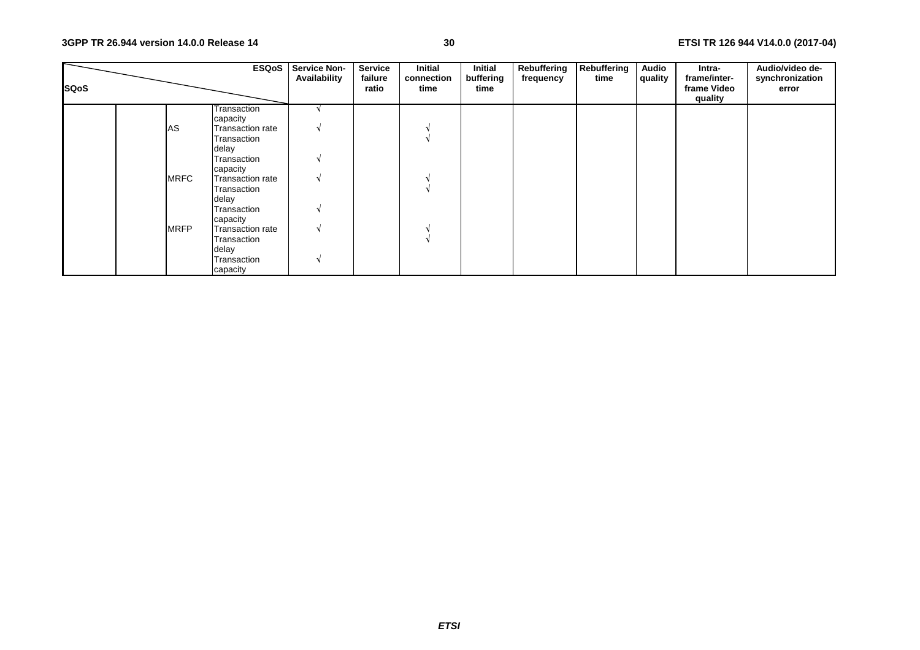| SQoS | | | ESQoS | Service Non-Availability | Service failure ratio | Initial connection time | Initial buffering time | Rebuffering frequency | Rebuffering time | Audio quality | Intra-frame/inter-frame Video quality | Audio/video de-synchronization error |
|---|---|---|---|---|---|---|---|---|---|---|---|---|
| | | | Transaction capacity | √ | | | | | | | | |
| | | AS | Transaction rate | √ | | √ | | | | | | |
| | | | Transaction delay | | | √ | | | | | | |
| | | | Transaction capacity | √ | | | | | | | | |
| | | MRFC | Transaction rate | √ | | √ | | | | | | |
| | | | Transaction delay | | | √ | | | | | | |
| | | | Transaction capacity | √ | | | | | | | | |
| | | MRFP | Transaction rate | √ | | √ | | | | | | |
| | | | Transaction delay | | | √ | | | | | | |
| | | | Transaction capacity | √ | | | | | | | | |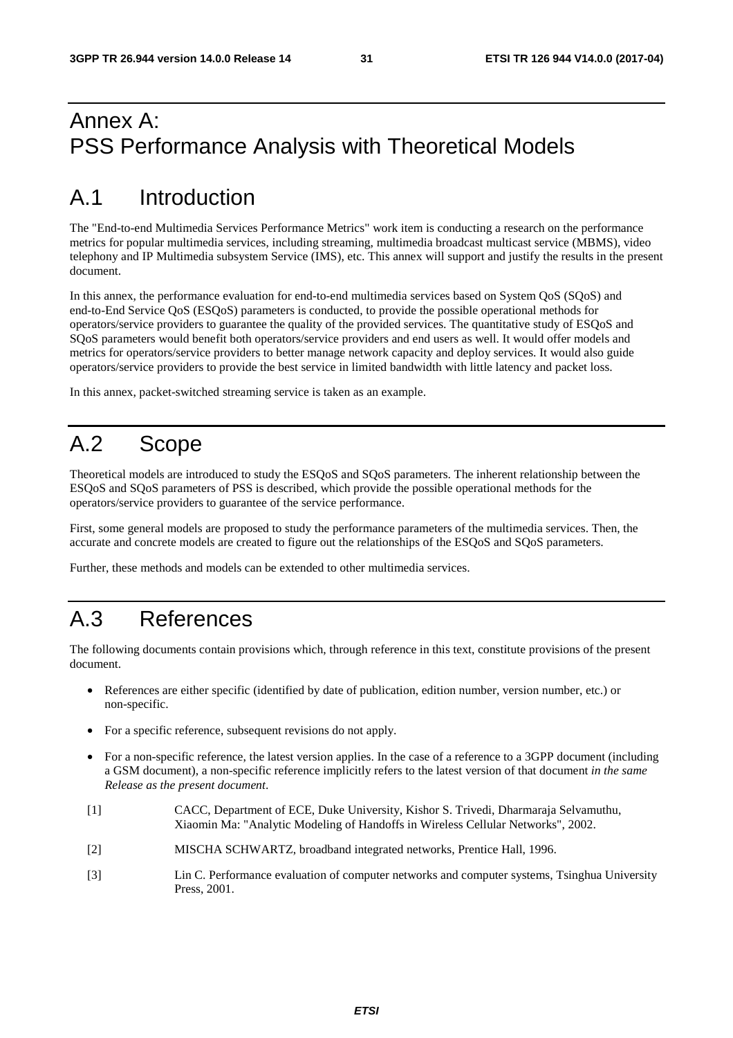# Annex A: PSS Performance Analysis with Theoretical Models

# A.1 Introduction

The "End-to-end Multimedia Services Performance Metrics" work item is conducting a research on the performance metrics for popular multimedia services, including streaming, multimedia broadcast multicast service (MBMS), video telephony and IP Multimedia subsystem Service (IMS), etc. This annex will support and justify the results in the present document.

In this annex, the performance evaluation for end-to-end multimedia services based on System QoS (SQoS) and end-to-End Service QoS (ESQoS) parameters is conducted, to provide the possible operational methods for operators/service providers to guarantee the quality of the provided services. The quantitative study of ESQoS and SQoS parameters would benefit both operators/service providers and end users as well. It would offer models and metrics for operators/service providers to better manage network capacity and deploy services. It would also guide operators/service providers to provide the best service in limited bandwidth with little latency and packet loss.

In this annex, packet-switched streaming service is taken as an example.

# A.2 Scope

Theoretical models are introduced to study the ESQoS and SQoS parameters. The inherent relationship between the ESQoS and SQoS parameters of PSS is described, which provide the possible operational methods for the operators/service providers to guarantee of the service performance.

First, some general models are proposed to study the performance parameters of the multimedia services. Then, the accurate and concrete models are created to figure out the relationships of the ESQoS and SQoS parameters.

Further, these methods and models can be extended to other multimedia services.

# A.3 References

The following documents contain provisions which, through reference in this text, constitute provisions of the present document.

- References are either specific (identified by date of publication, edition number, version number, etc.) or non-specific.
- For a specific reference, subsequent revisions do not apply.
- For a non-specific reference, the latest version applies. In the case of a reference to a 3GPP document (including a GSM document), a non-specific reference implicitly refers to the latest version of that document *in the same Release as the present document*.

[1] CACC, Department of ECE, Duke University, Kishor S. Trivedi, Dharmaraja Selvamuthu, Xiaomin Ma: "Analytic Modeling of Handoffs in Wireless Cellular Networks", 2002.

[2] MISCHA SCHWARTZ, broadband integrated networks, Prentice Hall, 1996.

[3] Lin C. Performance evaluation of computer networks and computer systems, Tsinghua University Press, 2001.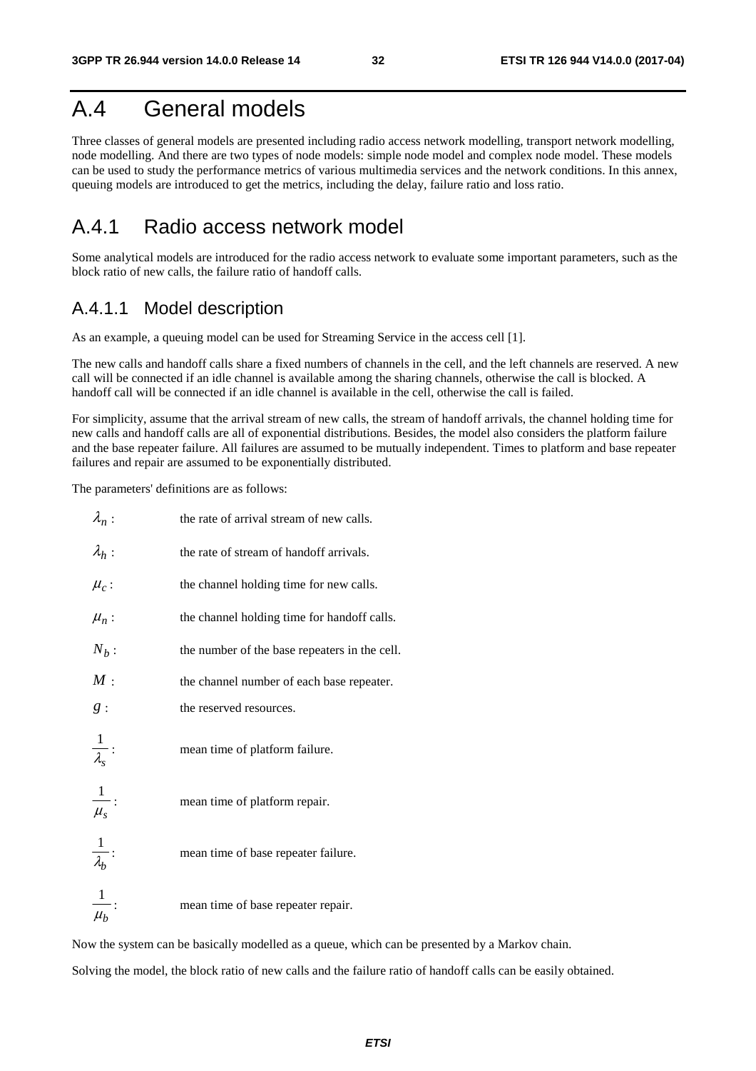# A.4 General models

Three classes of general models are presented including radio access network modelling, transport network modelling, node modelling. And there are two types of node models: simple node model and complex node model. These models can be used to study the performance metrics of various multimedia services and the network conditions. In this annex, queuing models are introduced to get the metrics, including the delay, failure ratio and loss ratio.

## A.4.1 Radio access network model

Some analytical models are introduced for the radio access network to evaluate some important parameters, such as the block ratio of new calls, the failure ratio of handoff calls.

### A.4.1.1 Model description

As an example, a queuing model can be used for Streaming Service in the access cell [1].

The new calls and handoff calls share a fixed numbers of channels in the cell, and the left channels are reserved. A new call will be connected if an idle channel is available among the sharing channels, otherwise the call is blocked. A handoff call will be connected if an idle channel is available in the cell, otherwise the call is failed.

For simplicity, assume that the arrival stream of new calls, the stream of handoff arrivals, the channel holding time for new calls and handoff calls are all of exponential distributions. Besides, the model also considers the platform failure and the base repeater failure. All failures are assumed to be mutually independent. Times to platform and base repeater failures and repair are assumed to be exponentially distributed.

The parameters' definitions are as follows:

$\lambda_n$ : the rate of arrival stream of new calls.

$\lambda_h$ : the rate of stream of handoff arrivals.

$\mu_c$ : the channel holding time for new calls.

$\mu_n$ : the channel holding time for handoff calls.

$N_b$ : the number of the base repeaters in the cell.

$M$ : the channel number of each base repeater.

$g$ : the reserved resources.

$\frac{1}{\lambda_s}$ : mean time of platform failure.

$\frac{1}{\mu_s}$ : mean time of platform repair.

$\frac{1}{\lambda_b}$ : mean time of base repeater failure.

$\frac{1}{\mu_b}$ : mean time of base repeater repair.

Now the system can be basically modelled as a queue, which can be presented by a Markov chain.

Solving the model, the block ratio of new calls and the failure ratio of handoff calls can be easily obtained.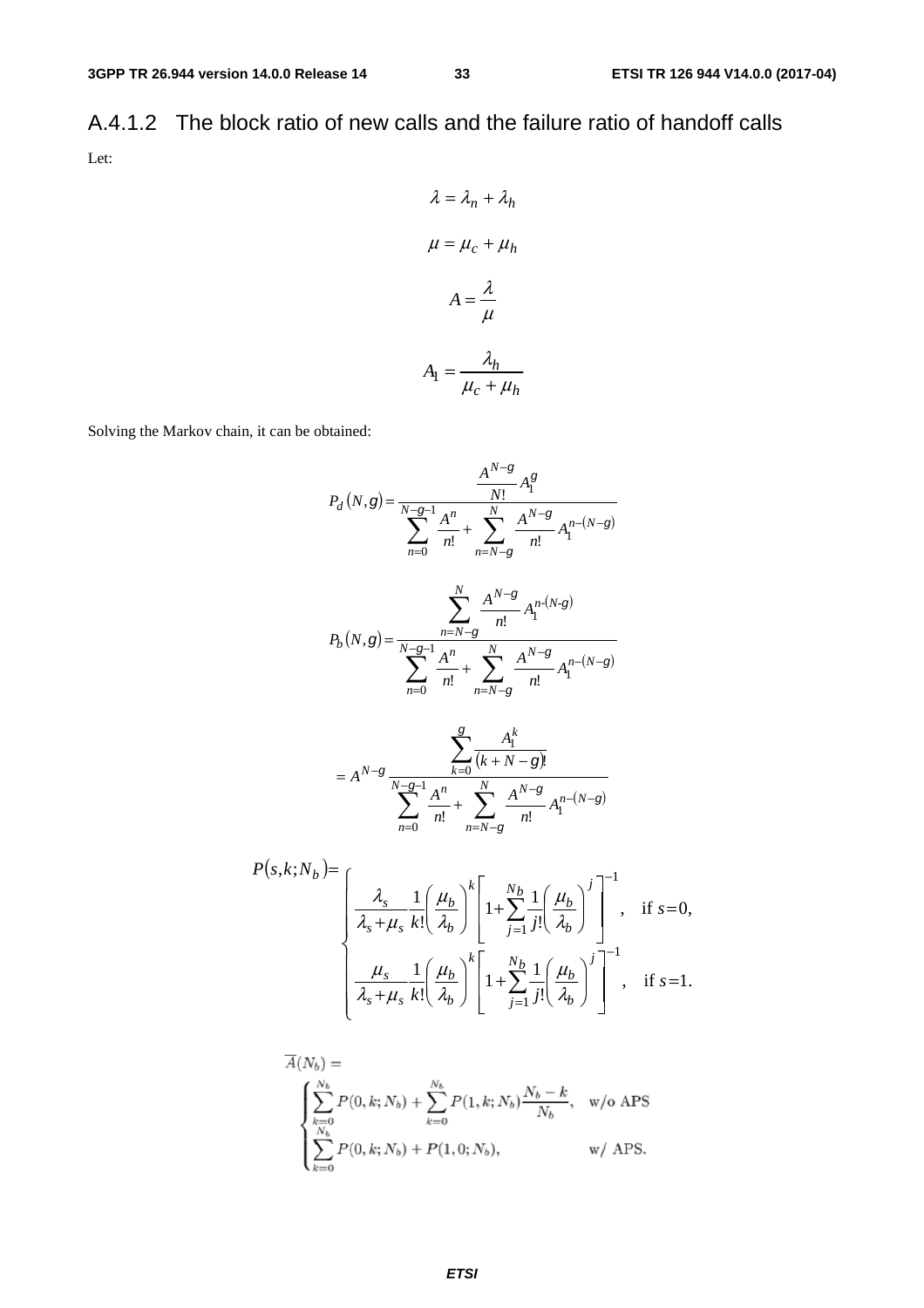### A.4.1.2 The block ratio of new calls and the failure ratio of handoff calls

Let:

$$\lambda = \lambda_n + \lambda_h$$

$$\mu = \mu_c + \mu_h$$

$$A = \frac{\lambda}{\mu}$$

$$A_1 = \frac{\lambda_h}{\mu_c + \mu_h}$$

Solving the Markov chain, it can be obtained:

$$P_d(N,g) = \frac{\dfrac{A^{N-g}}{N!} A_1^g}{\displaystyle\sum_{n=0}^{N-g-1} \frac{A^n}{n!} + \sum_{n=N-g}^{N} \frac{A^{N-g}}{n!} A_1^{n-(N-g)}}$$

$$P_b(N,g) = \frac{\displaystyle\sum_{n=N-g}^{N} \frac{A^{N-g}}{n!} A_1^{n-(N-g)}}{\displaystyle\sum_{n=0}^{N-g-1} \frac{A^n}{n!} + \sum_{n=N-g}^{N} \frac{A^{N-g}}{n!} A_1^{n-(N-g)}}$$

$$= A^{N-g} \frac{\displaystyle\sum_{k=0}^{g} \frac{A_1^k}{(k+N-g)!}}{\displaystyle\sum_{n=0}^{N-g-1} \frac{A^n}{n!} + \sum_{n=N-g}^{N} \frac{A^{N-g}}{n!} A_1^{n-(N-g)}}$$

$$P(s,k;N_b) = \begin{cases} \dfrac{\lambda_s}{\lambda_s+\mu_s} \dfrac{1}{k!}\left(\dfrac{\mu_b}{\lambda_b}\right)^k \left[1+\displaystyle\sum_{j=1}^{N_b} \frac{1}{j!}\left(\frac{\mu_b}{\lambda_b}\right)^j\right]^{-1}, & \text{if } s=0, \\ \dfrac{\mu_s}{\lambda_s+\mu_s} \dfrac{1}{k!}\left(\dfrac{\mu_b}{\lambda_b}\right)^k \left[1+\displaystyle\sum_{j=1}^{N_b} \frac{1}{j!}\left(\frac{\mu_b}{\lambda_b}\right)^j\right]^{-1}, & \text{if } s=1. \end{cases}$$

$$\overline{A}(N_b) = \begin{cases} \displaystyle\sum_{k=0}^{N_b} P(0,k;N_b) + \sum_{k=0}^{N_b} P(1,k;N_b)\frac{N_b-k}{N_b}, & \text{w/o APS} \\ \displaystyle\sum_{k=0}^{N_b} P(0,k;N_b) + P(1,0;N_b), & \text{w/ APS.} \end{cases}$$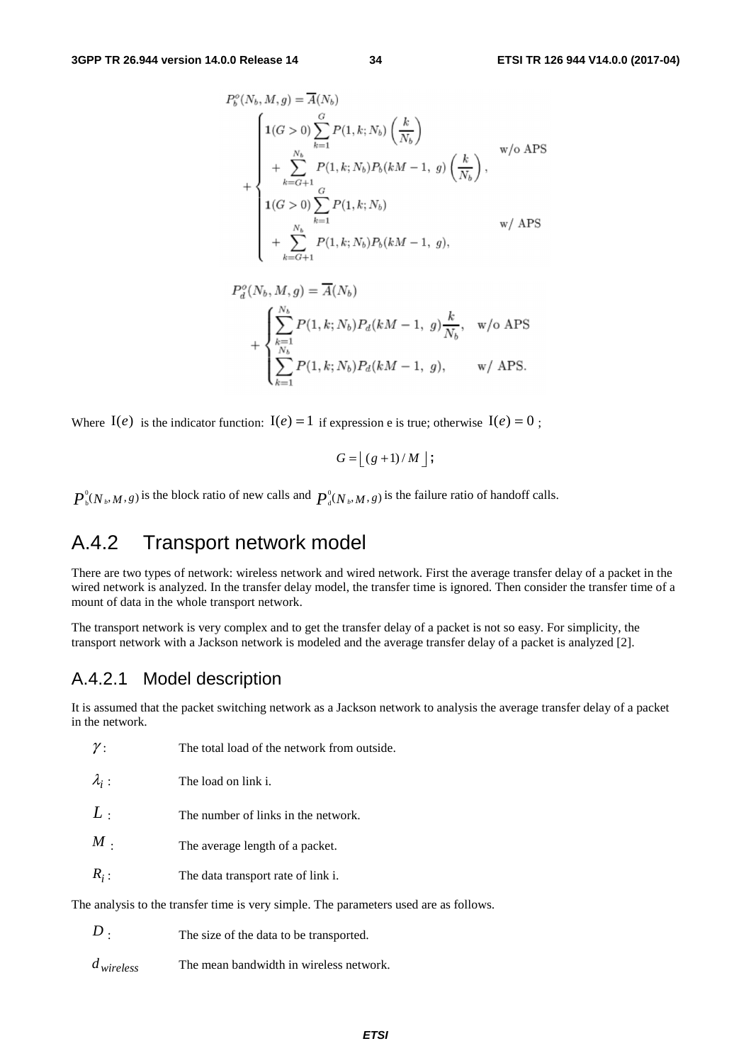$$P_b^o(N_b, M, g) = \overline{A}(N_b) + \begin{cases} \mathbf{1}(G > 0) \sum_{k=1}^{G} P(1, k; N_b) \left(\frac{k}{N_b}\right) \\ \quad + \sum_{k=G+1}^{N_b} P(1, k; N_b) P_b(kM - 1,\ g) \left(\frac{k}{N_b}\right), & \text{w/o APS} \\ \mathbf{1}(G > 0) \sum_{k=1}^{G} P(1, k; N_b) \\ \quad + \sum_{k=G+1}^{N_b} P(1, k; N_b) P_b(kM - 1,\ g), & \text{w/ APS} \end{cases}$$

$$P_d^o(N_b, M, g) = \overline{A}(N_b) + \begin{cases} \sum_{k=1}^{N_b} P(1, k; N_b) P_d(kM - 1,\ g) \frac{k}{N_b}, & \text{w/o APS} \\ \sum_{k=1}^{N_b} P(1, k; N_b) P_d(kM - 1,\ g), & \text{w/ APS.} \end{cases}$$

Where $\mathrm{I}(e)$ is the indicator function: $\mathrm{I}(e) = 1$ if expression e is true; otherwise $\mathrm{I}(e) = 0$ ;

$$G = \lfloor (g+1)/M \rfloor;$$

$P_b^0(N_b, M, g)$ is the block ratio of new calls and $P_d^0(N_b, M, g)$ is the failure ratio of handoff calls.

## A.4.2 Transport network model

There are two types of network: wireless network and wired network. First the average transfer delay of a packet in the wired network is analyzed. In the transfer delay model, the transfer time is ignored. Then consider the transfer time of a mount of data in the whole transport network.

The transport network is very complex and to get the transfer delay of a packet is not so easy. For simplicity, the transport network with a Jackson network is modeled and the average transfer delay of a packet is analyzed [2].

### A.4.2.1 Model description

It is assumed that the packet switching network as a Jackson network to analysis the average transfer delay of a packet in the network.

- $\gamma$ : The total load of the network from outside.
- $\lambda_i$ : The load on link i.
- $L$ : The number of links in the network.
- $M$ : The average length of a packet.
- $R_i$ : The data transport rate of link i.

The analysis to the transfer time is very simple. The parameters used are as follows.

- $D$ : The size of the data to be transported.
- $d_{wireless}$ The mean bandwidth in wireless network.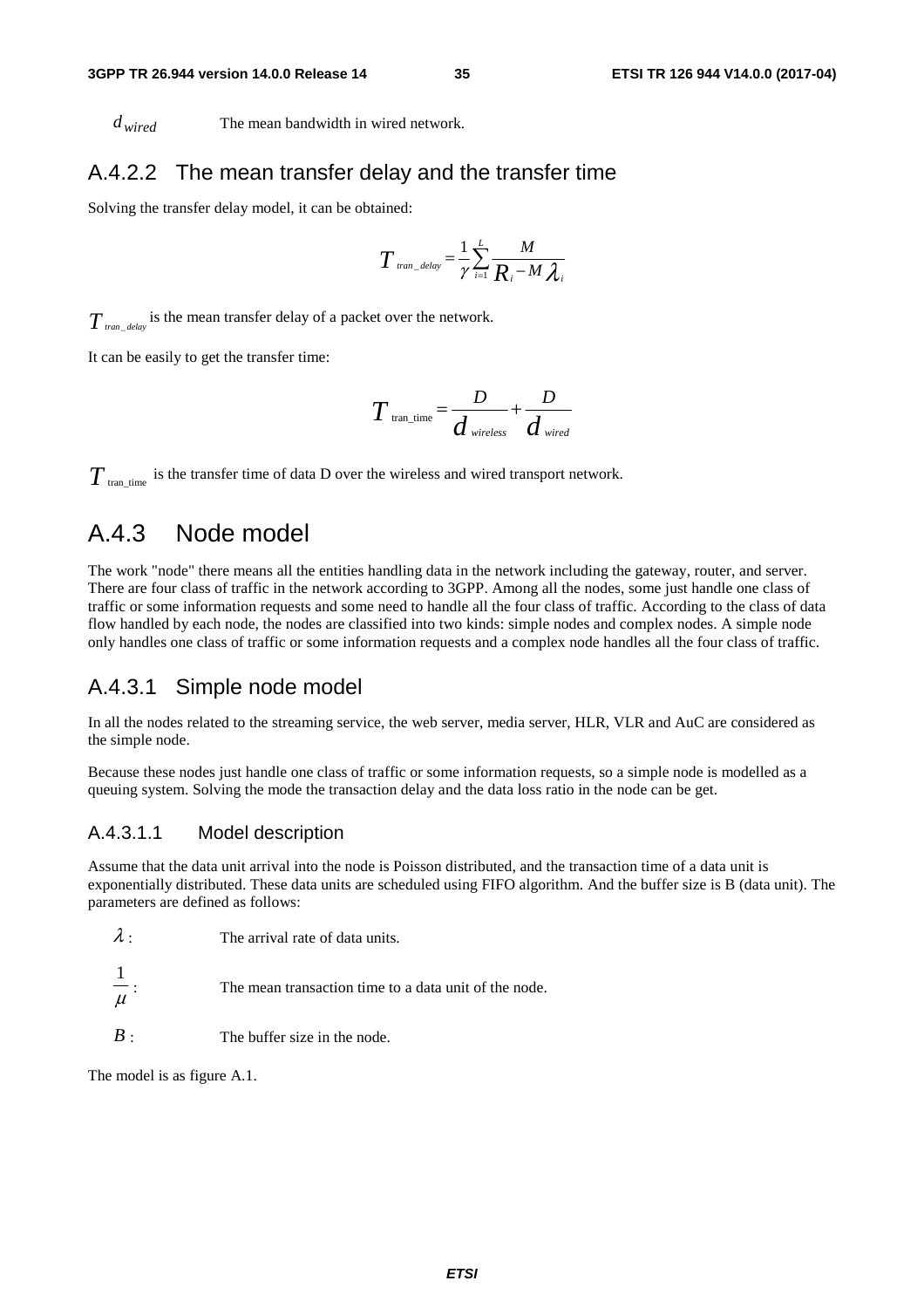$d_{wired}$ The mean bandwidth in wired network.

### A.4.2.2 The mean transfer delay and the transfer time

Solving the transfer delay model, it can be obtained:

$$T_{tran\_delay} = \frac{1}{\gamma}\sum_{i=1}^{L}\frac{M}{R_i - M\lambda_i}$$

$T_{tran\_delay}$ is the mean transfer delay of a packet over the network.

It can be easily to get the transfer time:

$$T_{\text{tran\_time}} = \frac{D}{d_{wireless}} + \frac{D}{d_{wired}}$$

$T_{\text{tran\_time}}$ is the transfer time of data D over the wireless and wired transport network.

## A.4.3 Node model

The work "node" there means all the entities handling data in the network including the gateway, router, and server. There are four class of traffic in the network according to 3GPP. Among all the nodes, some just handle one class of traffic or some information requests and some need to handle all the four class of traffic. According to the class of data flow handled by each node, the nodes are classified into two kinds: simple nodes and complex nodes. A simple node only handles one class of traffic or some information requests and a complex node handles all the four class of traffic.

### A.4.3.1 Simple node model

In all the nodes related to the streaming service, the web server, media server, HLR, VLR and AuC are considered as the simple node.

Because these nodes just handle one class of traffic or some information requests, so a simple node is modelled as a queuing system. Solving the mode the transaction delay and the data loss ratio in the node can be get.

#### A.4.3.1.1 Model description

Assume that the data unit arrival into the node is Poisson distributed, and the transaction time of a data unit is exponentially distributed. These data units are scheduled using FIFO algorithm. And the buffer size is B (data unit). The parameters are defined as follows:

$\lambda$: The arrival rate of data units.

$\frac{1}{\mu}$: The mean transaction time to a data unit of the node.

$B$: The buffer size in the node.

The model is as figure A.1.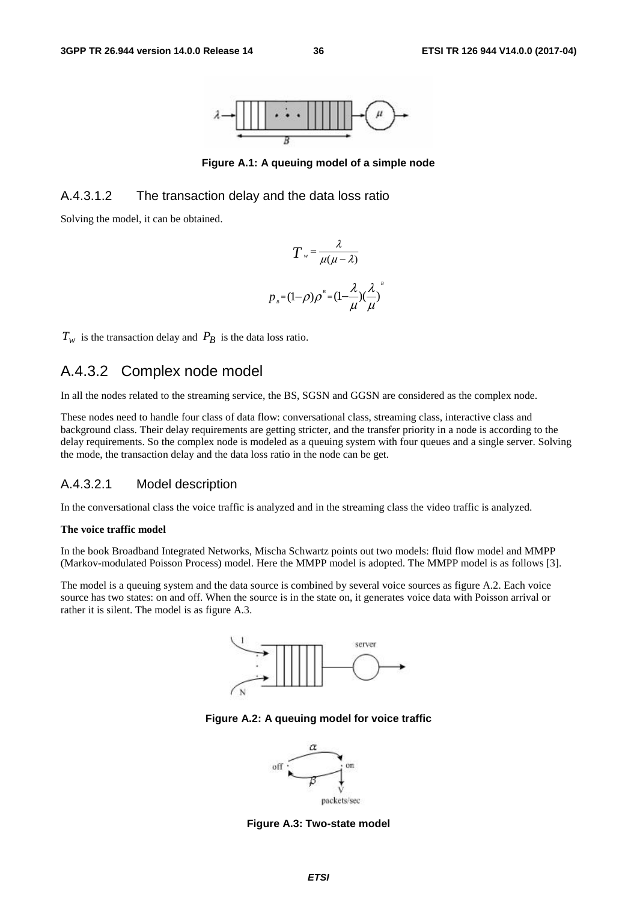Figure A.1: A queuing model of a simple node

#### A.4.3.1.2 The transaction delay and the data loss ratio

Solving the model, it can be obtained.

$$T_w = \frac{\lambda}{\mu(\mu - \lambda)}$$

$$p_B = (1-\rho)\rho^B = (1-\frac{\lambda}{\mu})(\frac{\lambda}{\mu})^B$$

$T_w$ is the transaction delay and $P_B$ is the data loss ratio.

### A.4.3.2 Complex node model

In all the nodes related to the streaming service, the BS, SGSN and GGSN are considered as the complex node.

These nodes need to handle four class of data flow: conversational class, streaming class, interactive class and background class. Their delay requirements are getting stricter, and the transfer priority in a node is according to the delay requirements. So the complex node is modeled as a queuing system with four queues and a single server. Solving the mode, the transaction delay and the data loss ratio in the node can be get.

#### A.4.3.2.1 Model description

In the conversational class the voice traffic is analyzed and in the streaming class the video traffic is analyzed.

**The voice traffic model**

In the book Broadband Integrated Networks, Mischa Schwartz points out two models: fluid flow model and MMPP (Markov-modulated Poisson Process) model. Here the MMPP model is adopted. The MMPP model is as follows [3].

The model is a queuing system and the data source is combined by several voice sources as figure A.2. Each voice source has two states: on and off. When the source is in the state on, it generates voice data with Poisson arrival or rather it is silent. The model is as figure A.3.

Figure A.2: A queuing model for voice traffic

Figure A.3: Two-state model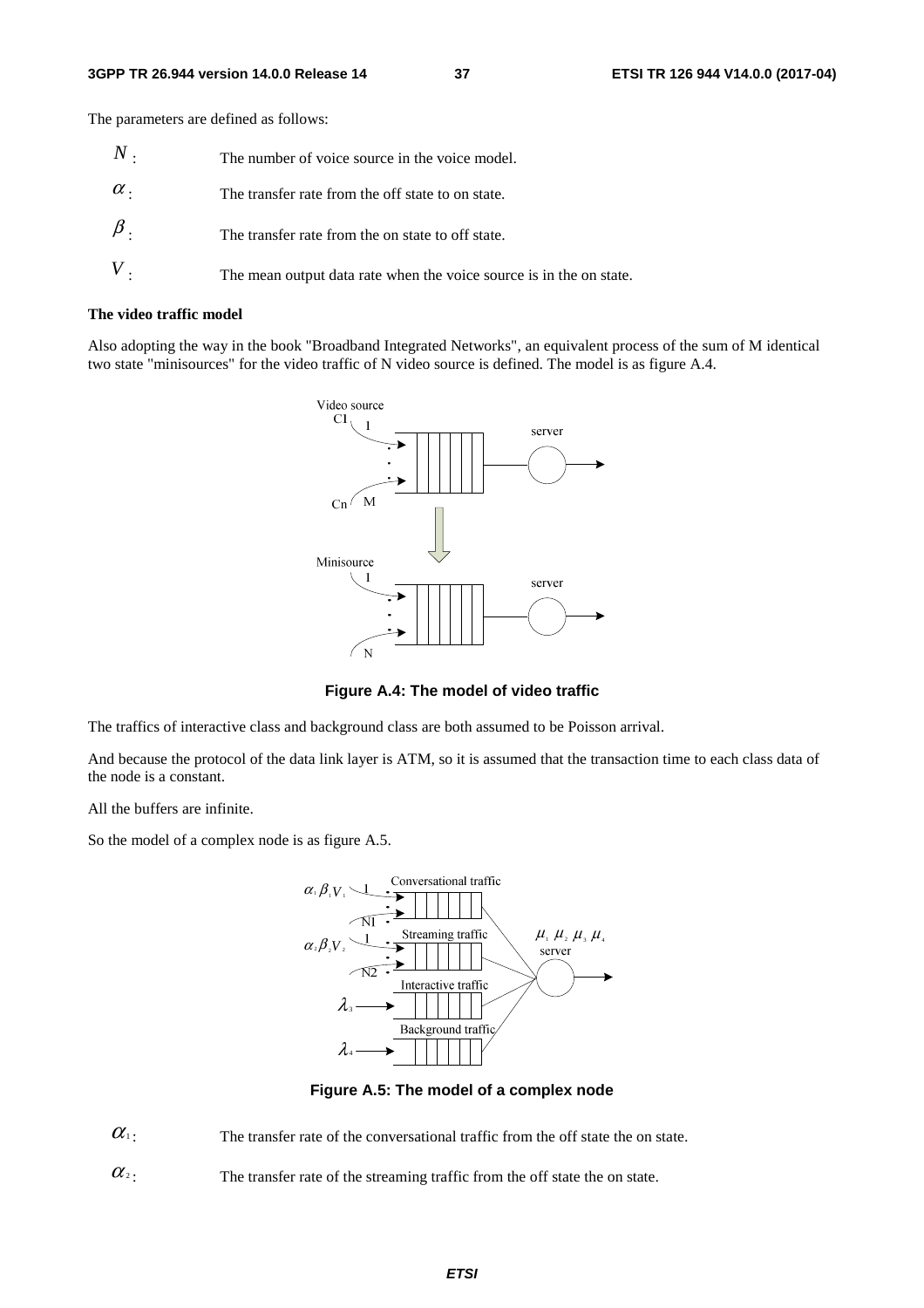The parameters are defined as follows:

$N$: The number of voice source in the voice model.

$\alpha$: The transfer rate from the off state to on state.

$\beta$: The transfer rate from the on state to off state.

$V$: The mean output data rate when the voice source is in the on state.

**The video traffic model**

Also adopting the way in the book "Broadband Integrated Networks", an equivalent process of the sum of M identical two state "minisources" for the video traffic of N video source is defined. The model is as figure A.4.

**Figure A.4: The model of video traffic**

The traffics of interactive class and background class are both assumed to be Poisson arrival.

And because the protocol of the data link layer is ATM, so it is assumed that the transaction time to each class data of the node is a constant.

All the buffers are infinite.

So the model of a complex node is as figure A.5.

**Figure A.5: The model of a complex node**

$\alpha_1$: The transfer rate of the conversational traffic from the off state the on state.

$\alpha_2$: The transfer rate of the streaming traffic from the off state the on state.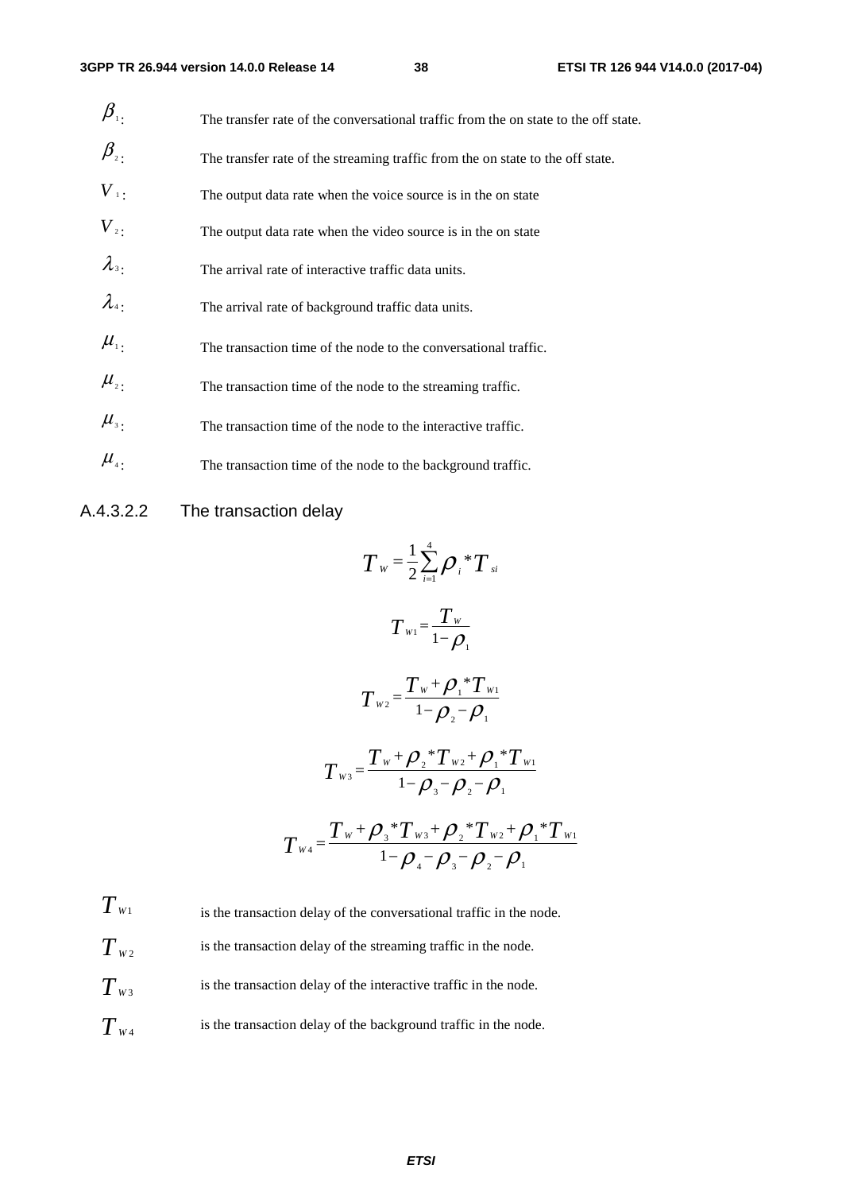$\beta_1$: The transfer rate of the conversational traffic from the on state to the off state.

$\beta_2$: The transfer rate of the streaming traffic from the on state to the off state.

$V_1$: The output data rate when the voice source is in the on state

$V_2$: The output data rate when the video source is in the on state

$\lambda_3$: The arrival rate of interactive traffic data units.

$\lambda_4$: The arrival rate of background traffic data units.

$\mu_1$: The transaction time of the node to the conversational traffic.

$\mu_2$: The transaction time of the node to the streaming traffic.

$\mu_3$: The transaction time of the node to the interactive traffic.

$\mu_4$: The transaction time of the node to the background traffic.

### A.4.3.2.2 The transaction delay

$$T_W = \frac{1}{2}\sum_{i=1}^{4} \rho_i * T_{si}$$

$$T_{W1} = \frac{T_W}{1-\rho_1}$$

$$T_{W2} = \frac{T_W + \rho_1 * T_{W1}}{1-\rho_2-\rho_1}$$

$$T_{W3} = \frac{T_W + \rho_2 * T_{W2} + \rho_1 * T_{W1}}{1-\rho_3-\rho_2-\rho_1}$$

$$T_{W4} = \frac{T_W + \rho_3 * T_{W3} + \rho_2 * T_{W2} + \rho_1 * T_{W1}}{1-\rho_4-\rho_3-\rho_2-\rho_1}$$

$T_{W1}$ is the transaction delay of the conversational traffic in the node.

$T_{W2}$ is the transaction delay of the streaming traffic in the node.

$T_{W3}$ is the transaction delay of the interactive traffic in the node.

$T_{W4}$ is the transaction delay of the background traffic in the node.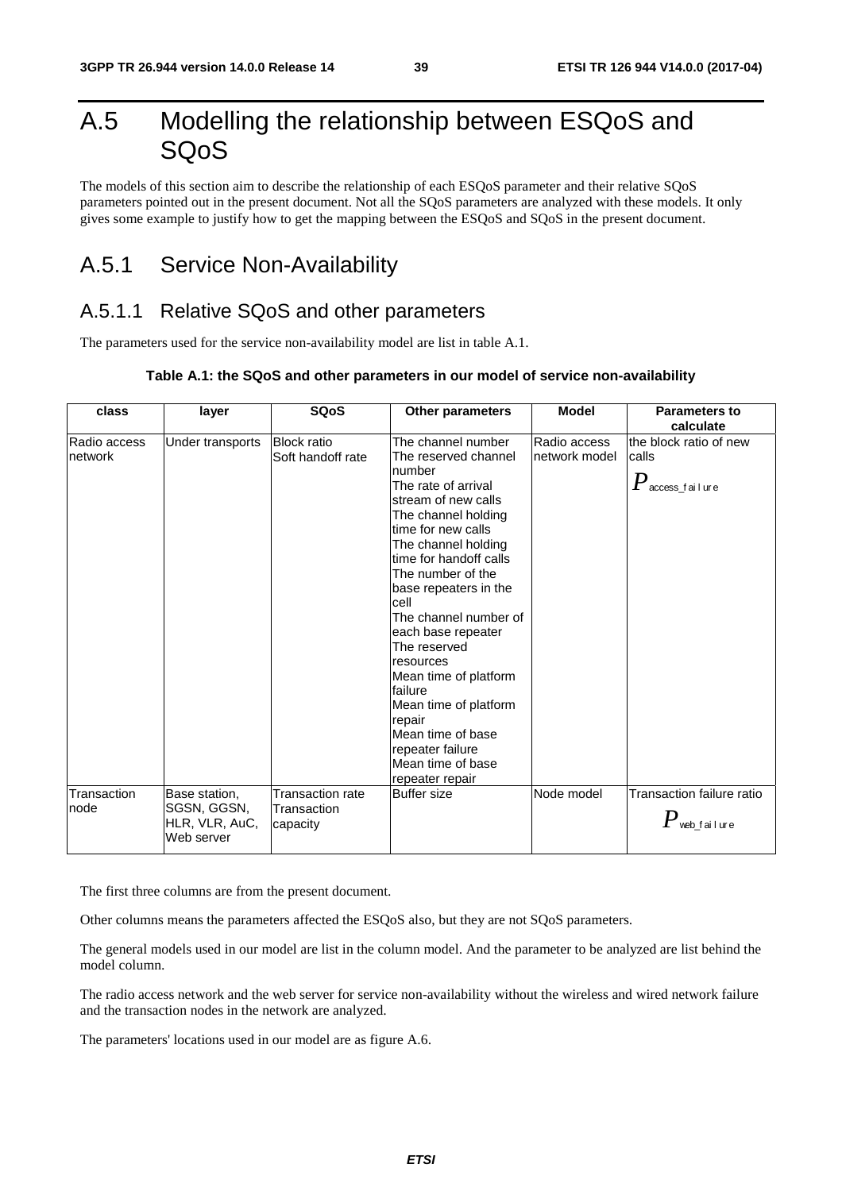# A.5 Modelling the relationship between ESQoS and SQoS

The models of this section aim to describe the relationship of each ESQoS parameter and their relative SQoS parameters pointed out in the present document. Not all the SQoS parameters are analyzed with these models. It only gives some example to justify how to get the mapping between the ESQoS and SQoS in the present document.

## A.5.1 Service Non-Availability

### A.5.1.1 Relative SQoS and other parameters

The parameters used for the service non-availability model are list in table A.1.

**Table A.1: the SQoS and other parameters in our model of service non-availability**

| class | layer | SQoS | Other parameters | Model | Parameters to calculate |
|---|---|---|---|---|---|
| Radio access network | Under transports | Block ratio<br>Soft handoff rate | The channel number<br>The reserved channel number<br>The rate of arrival stream of new calls<br>The channel holding time for new calls<br>The channel holding time for handoff calls<br>The number of the base repeaters in the cell<br>The channel number of each base repeater<br>The reserved resources<br>Mean time of platform failure<br>Mean time of platform repair<br>Mean time of base repeater failure<br>Mean time of base repeater repair | Radio access network model | the block ratio of new calls<br>$P_{access\_failure}$ |
| Transaction node | Base station, SGSN, GGSN, HLR, VLR, AuC, Web server | Transaction rate<br>Transaction capacity | Buffer size | Node model | Transaction failure ratio<br>$P_{web\_failure}$ |

The first three columns are from the present document.

Other columns means the parameters affected the ESQoS also, but they are not SQoS parameters.

The general models used in our model are list in the column model. And the parameter to be analyzed are list behind the model column.

The radio access network and the web server for service non-availability without the wireless and wired network failure and the transaction nodes in the network are analyzed.

The parameters' locations used in our model are as figure A.6.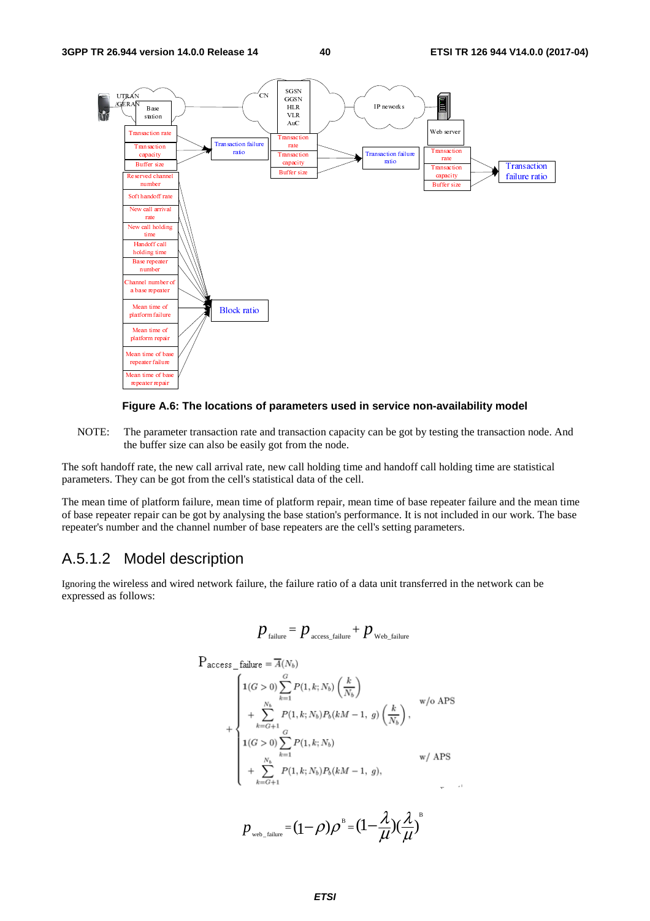Figure A.6: The locations of parameters used in service non-availability model

NOTE: The parameter transaction rate and transaction capacity can be got by testing the transaction node. And the buffer size can also be easily got from the node.

The soft handoff rate, the new call arrival rate, new call holding time and handoff call holding time are statistical parameters. They can be got from the cell's statistical data of the cell.

The mean time of platform failure, mean time of platform repair, mean time of base repeater failure and the mean time of base repeater repair can be got by analysing the base station's performance. It is not included in our work. The base repeater's number and the channel number of base repeaters are the cell's setting parameters.

## A.5.1.2 Model description

Ignoring the wireless and wired network failure, the failure ratio of a data unit transferred in the network can be expressed as follows:

$$p_{\text{failure}} = p_{\text{access\_failure}} + p_{\text{Web\_failure}}$$

$$\mathrm{P}_{\text{access\_failure}} = \overline{A}(N_b) + \begin{cases} \mathbf{1}(G>0)\displaystyle\sum_{k=1}^{G} P(1,k;N_b)\left(\frac{k}{N_b}\right) \\ \quad + \displaystyle\sum_{k=G+1}^{N_b} P(1,k;N_b)P_b(kM-1,\ g)\left(\frac{k}{N_b}\right), & \text{w/o APS} \\ \mathbf{1}(G>0)\displaystyle\sum_{k=1}^{G} P(1,k;N_b) \\ \quad + \displaystyle\sum_{k=G+1}^{N_b} P(1,k;N_b)P_b(kM-1,\ g), & \text{w/ APS} \end{cases}$$

$$p_{\text{web\_failure}} = (1-\rho)\rho^{B} = (1-\frac{\lambda}{\mu})(\frac{\lambda}{\mu})^{B}$$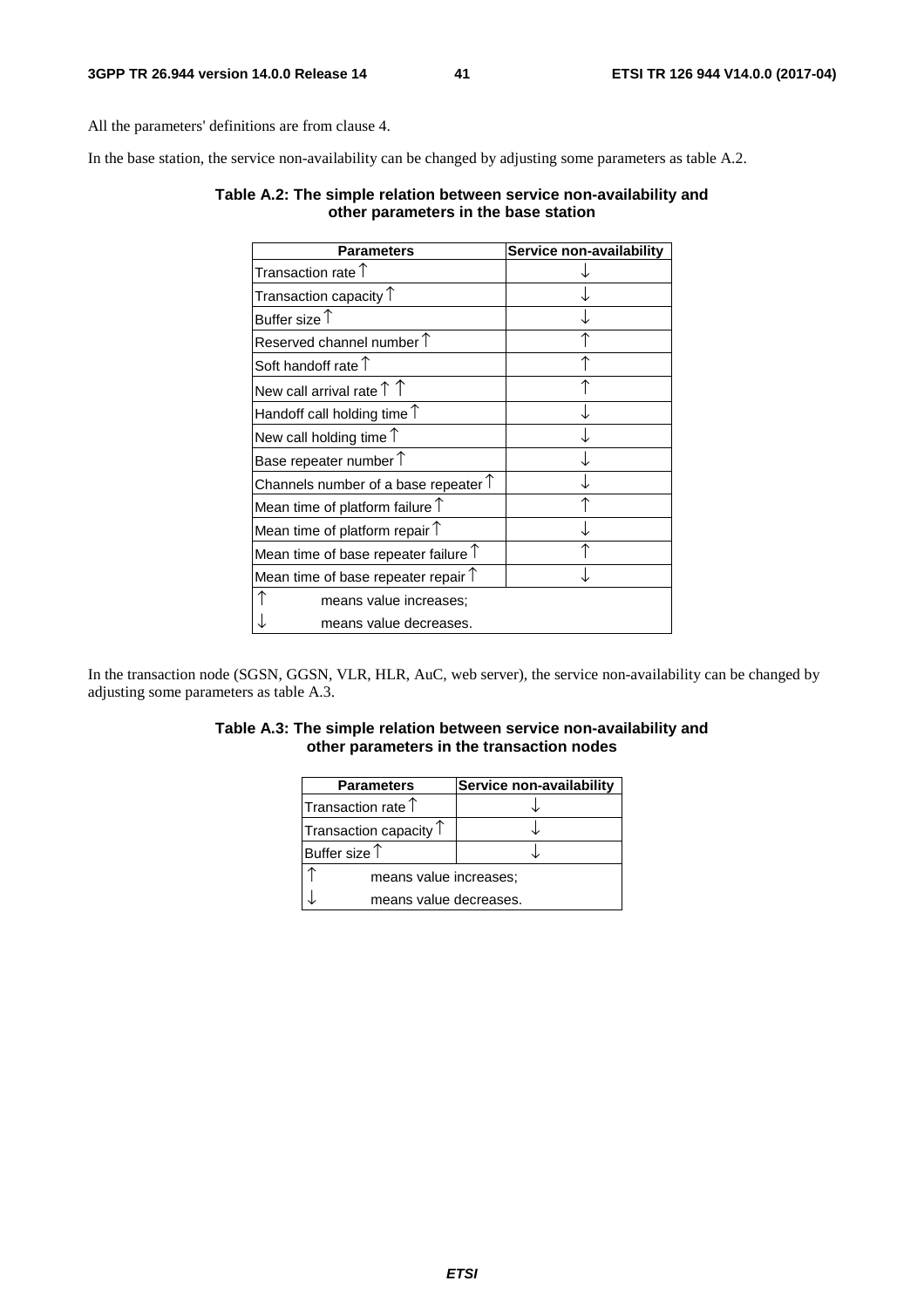All the parameters' definitions are from clause 4.

In the base station, the service non-availability can be changed by adjusting some parameters as table A.2.

**Table A.2: The simple relation between service non-availability and other parameters in the base station**

| Parameters | Service non-availability |
|---|---|
| Transaction rate ↑ | ↓ |
| Transaction capacity ↑ | ↓ |
| Buffer size ↑ | ↓ |
| Reserved channel number ↑ | ↑ |
| Soft handoff rate ↑ | ↑ |
| New call arrival rate ↑ ↑ | ↑ |
| Handoff call holding time ↑ | ↓ |
| New call holding time ↑ | ↓ |
| Base repeater number ↑ | ↓ |
| Channels number of a base repeater ↑ | ↓ |
| Mean time of platform failure ↑ | ↑ |
| Mean time of platform repair ↑ | ↓ |
| Mean time of base repeater failure ↑ | ↑ |
| Mean time of base repeater repair ↑ | ↓ |
| ↑ means value increases; | |
| ↓ means value decreases. | |

In the transaction node (SGSN, GGSN, VLR, HLR, AuC, web server), the service non-availability can be changed by adjusting some parameters as table A.3.

**Table A.3: The simple relation between service non-availability and other parameters in the transaction nodes**

| Parameters | Service non-availability |
|---|---|
| Transaction rate ↑ | ↓ |
| Transaction capacity ↑ | ↓ |
| Buffer size ↑ | ↓ |
| ↑ means value increases; | |
| ↓ means value decreases. | |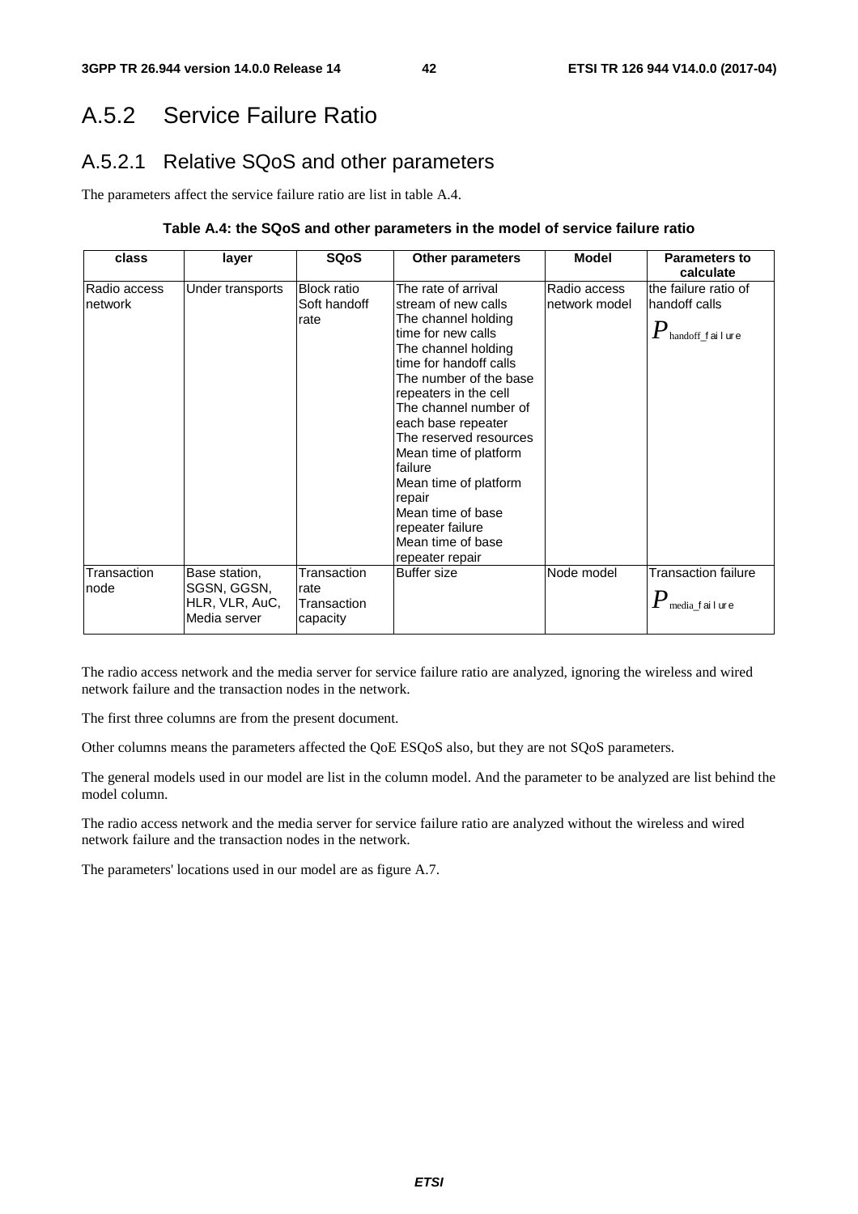## A.5.2 Service Failure Ratio

### A.5.2.1 Relative SQoS and other parameters

The parameters affect the service failure ratio are list in table A.4.

**Table A.4: the SQoS and other parameters in the model of service failure ratio**

| class | layer | SQoS | Other parameters | Model | Parameters to calculate |
|---|---|---|---|---|---|
| Radio access network | Under transports | Block ratio<br>Soft handoff rate | The rate of arrival stream of new calls<br>The channel holding time for new calls<br>The channel holding time for handoff calls<br>The number of the base repeaters in the cell<br>The channel number of each base repeater<br>The reserved resources<br>Mean time of platform failure<br>Mean time of platform repair<br>Mean time of base repeater failure<br>Mean time of base repeater repair | Radio access network model | the failure ratio of handoff calls<br>$P_{\text{handoff\_failure}}$ |
| Transaction node | Base station, SGSN, GGSN, HLR, VLR, AuC, Media server | Transaction rate<br>Transaction capacity | Buffer size | Node model | Transaction failure<br>$P_{\text{media\_failure}}$ |

The radio access network and the media server for service failure ratio are analyzed, ignoring the wireless and wired network failure and the transaction nodes in the network.

The first three columns are from the present document.

Other columns means the parameters affected the QoE ESQoS also, but they are not SQoS parameters.

The general models used in our model are list in the column model. And the parameter to be analyzed are list behind the model column.

The radio access network and the media server for service failure ratio are analyzed without the wireless and wired network failure and the transaction nodes in the network.

The parameters' locations used in our model are as figure A.7.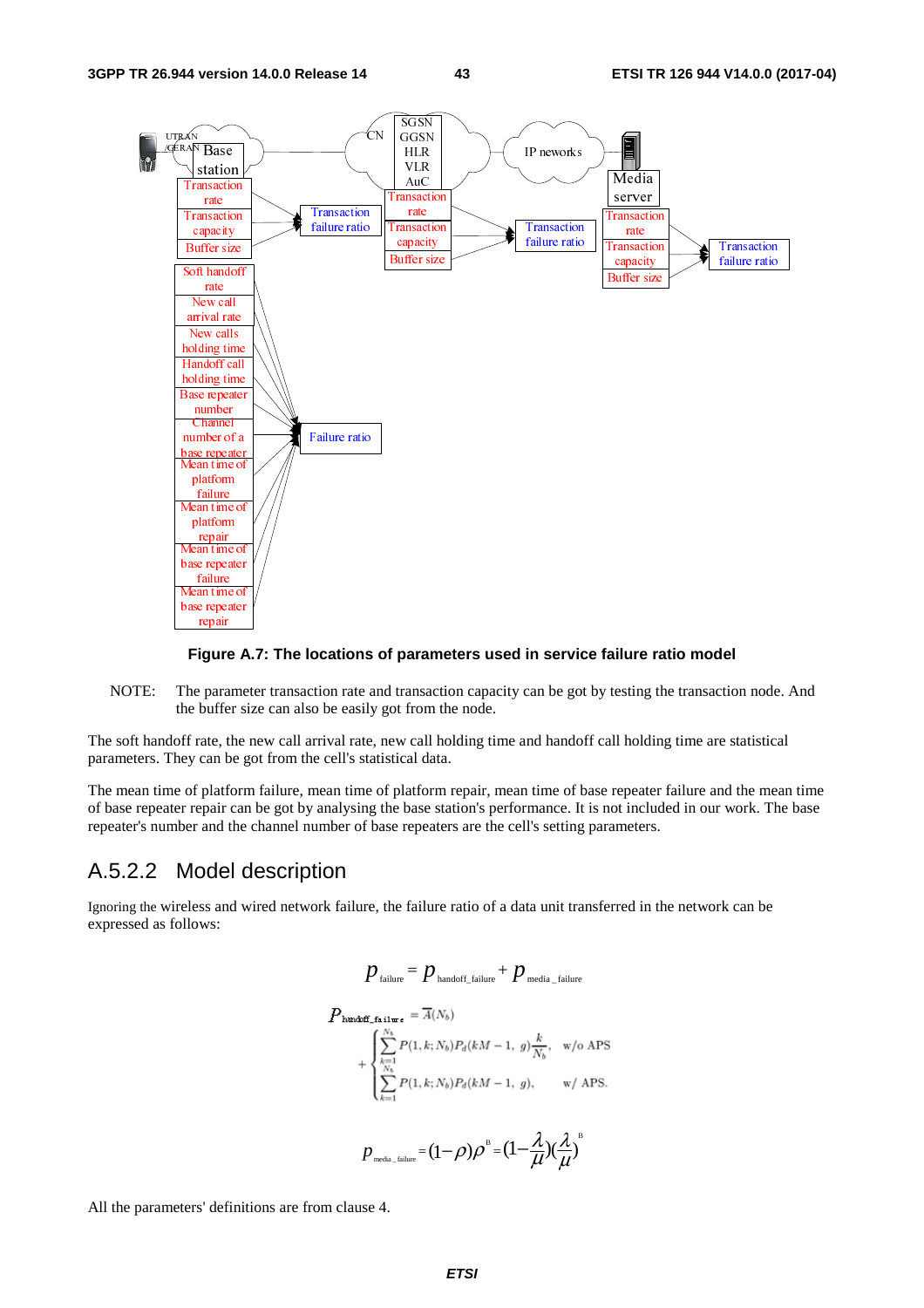Figure A.7: The locations of parameters used in service failure ratio model

NOTE: The parameter transaction rate and transaction capacity can be got by testing the transaction node. And the buffer size can also be easily got from the node.

The soft handoff rate, the new call arrival rate, new call holding time and handoff call holding time are statistical parameters. They can be got from the cell's statistical data.

The mean time of platform failure, mean time of platform repair, mean time of base repeater failure and the mean time of base repeater repair can be got by analysing the base station's performance. It is not included in our work. The base repeater's number and the channel number of base repeaters are the cell's setting parameters.

## A.5.2.2 Model description

Ignoring the wireless and wired network failure, the failure ratio of a data unit transferred in the network can be expressed as follows:

$$p_{\text{failure}} = p_{\text{handoff\_failure}} + p_{\text{media\_failure}}$$

$$P_{\text{handoff\_failure}} = \overline{A}(N_b) + \begin{cases} \sum_{k=1}^{N_b} P(1,k;N_b) P_d(kM-1,\ g)\frac{k}{N_b}, & \text{w/o APS} \\ \sum_{k=1}^{N_b} P(1,k;N_b) P_d(kM-1,\ g), & \text{w/ APS.} \end{cases}$$

$$p_{\text{media\_failure}} = (1-\rho)\rho^{B} = (1-\frac{\lambda}{\mu})(\frac{\lambda}{\mu})^{B}$$

All the parameters' definitions are from clause 4.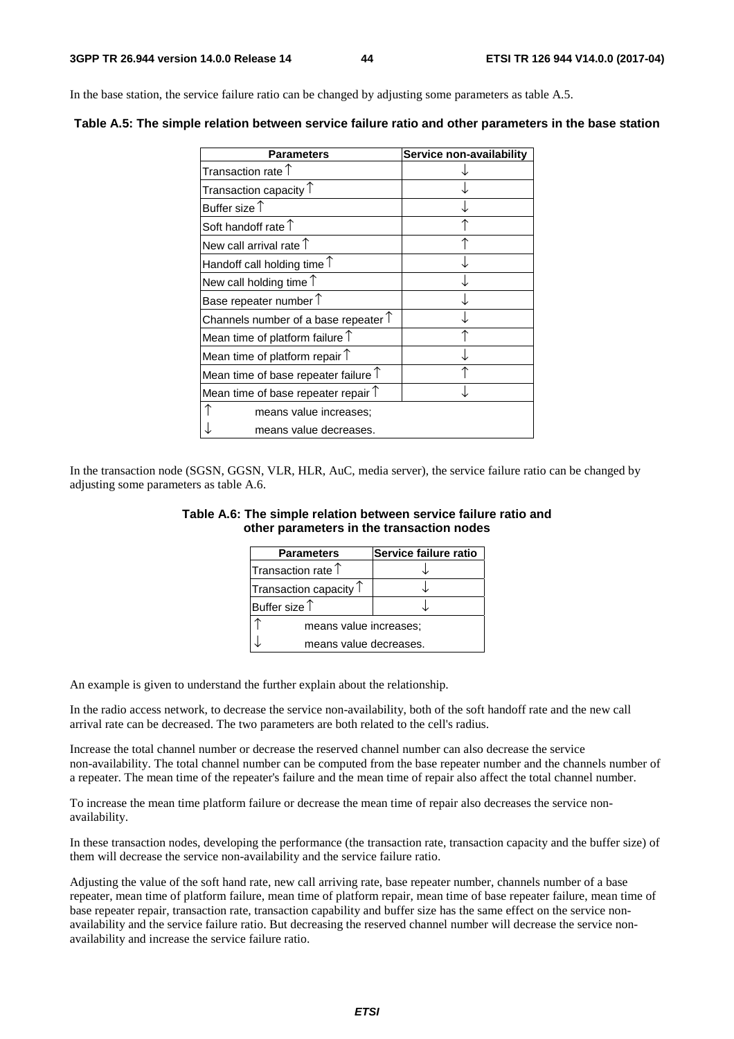In the base station, the service failure ratio can be changed by adjusting some parameters as table A.5.

**Table A.5: The simple relation between service failure ratio and other parameters in the base station**

| Parameters | Service non-availability |
|---|---|
| Transaction rate ↑ | ↓ |
| Transaction capacity ↑ | ↓ |
| Buffer size ↑ | ↓ |
| Soft handoff rate ↑ | ↑ |
| New call arrival rate ↑ | ↑ |
| Handoff call holding time ↑ | ↓ |
| New call holding time ↑ | ↓ |
| Base repeater number ↑ | ↓ |
| Channels number of a base repeater ↑ | ↓ |
| Mean time of platform failure ↑ | ↑ |
| Mean time of platform repair ↑ | ↓ |
| Mean time of base repeater failure ↑ | ↑ |
| Mean time of base repeater repair ↑ | ↓ |
| ↑ means value increases; | |
| ↓ means value decreases. | |

In the transaction node (SGSN, GGSN, VLR, HLR, AuC, media server), the service failure ratio can be changed by adjusting some parameters as table A.6.

**Table A.6: The simple relation between service failure ratio and other parameters in the transaction nodes**

| Parameters | Service failure ratio |
|---|---|
| Transaction rate ↑ | ↓ |
| Transaction capacity ↑ | ↓ |
| Buffer size ↑ | ↓ |
| ↑ means value increases; | |
| ↓ means value decreases. | |

An example is given to understand the further explain about the relationship.

In the radio access network, to decrease the service non-availability, both of the soft handoff rate and the new call arrival rate can be decreased. The two parameters are both related to the cell's radius.

Increase the total channel number or decrease the reserved channel number can also decrease the service non-availability. The total channel number can be computed from the base repeater number and the channels number of a repeater. The mean time of the repeater's failure and the mean time of repair also affect the total channel number.

To increase the mean time platform failure or decrease the mean time of repair also decreases the service non-availability.

In these transaction nodes, developing the performance (the transaction rate, transaction capacity and the buffer size) of them will decrease the service non-availability and the service failure ratio.

Adjusting the value of the soft hand rate, new call arriving rate, base repeater number, channels number of a base repeater, mean time of platform failure, mean time of platform repair, mean time of base repeater failure, mean time of base repeater repair, transaction rate, transaction capability and buffer size has the same effect on the service non-availability and the service failure ratio. But decreasing the reserved channel number will decrease the service non-availability and increase the service failure ratio.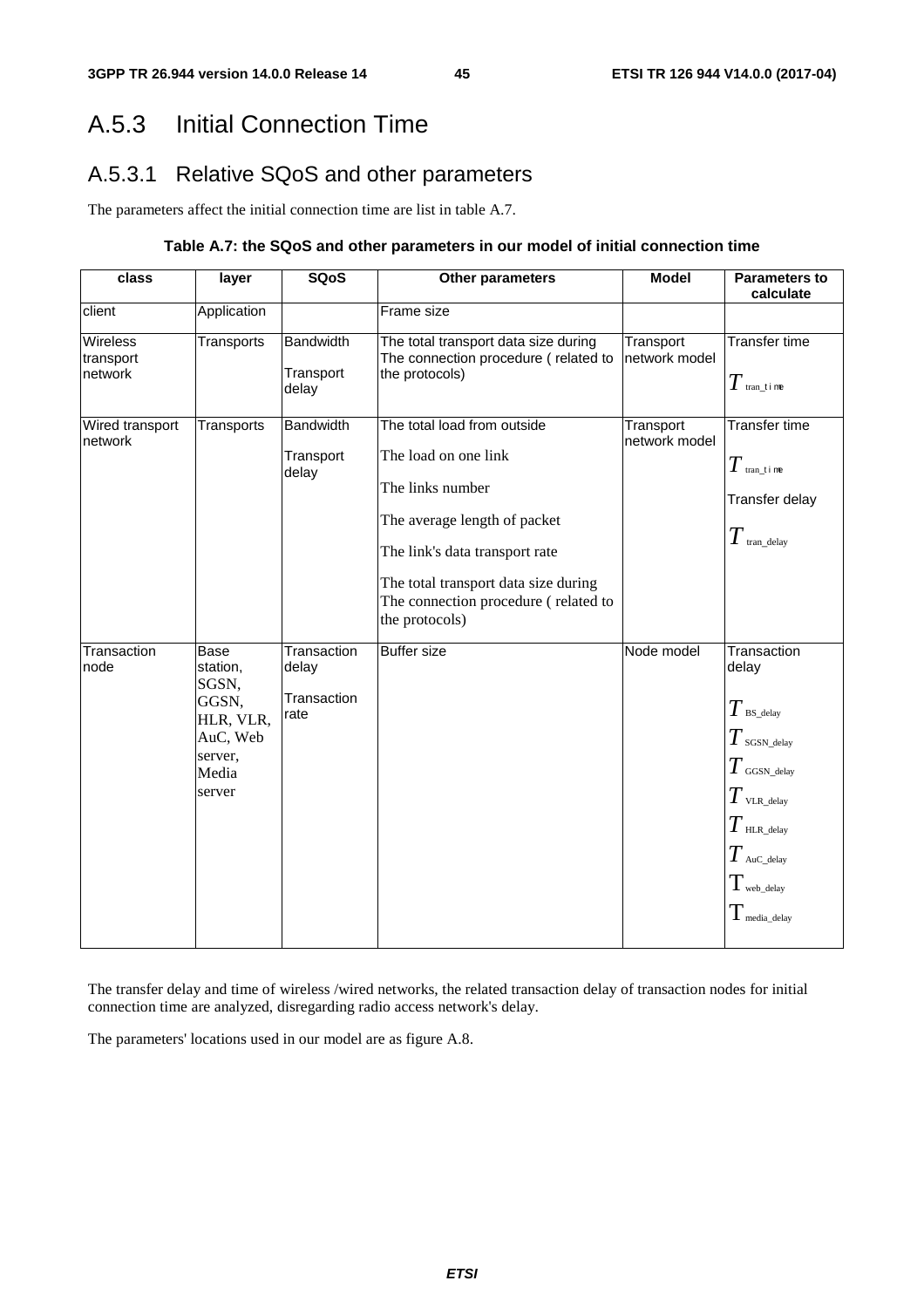# A.5.3 Initial Connection Time

## A.5.3.1 Relative SQoS and other parameters

The parameters affect the initial connection time are list in table A.7.

**Table A.7: the SQoS and other parameters in our model of initial connection time**

| class | layer | SQoS | Other parameters | Model | Parameters to calculate |
|---|---|---|---|---|---|
| client | Application | | Frame size | | |
| Wireless transport network | Transports | Bandwidth<br><br>Transport delay | The total transport data size during The connection procedure ( related to the protocols) | Transport network model | Transfer time<br><br>$T_{tran\_time}$ |
| Wired transport network | Transports | Bandwidth<br><br>Transport delay | The total load from outside<br><br>The load on one link<br><br>The links number<br><br>The average length of packet<br><br>The link's data transport rate<br><br>The total transport data size during The connection procedure ( related to the protocols) | Transport network model | Transfer time<br><br>$T_{tran\_time}$<br><br>Transfer delay<br><br>$T_{tran\_delay}$ |
| Transaction node | Base station, SGSN, GGSN, HLR, VLR, AuC, Web server, Media server | Transaction delay<br><br>Transaction rate | Buffer size | Node model | Transaction delay<br><br>$T_{BS\_delay}$<br>$T_{SGSN\_delay}$<br>$T_{GGSN\_delay}$<br>$T_{VLR\_delay}$<br>$T_{HLR\_delay}$<br>$T_{AuC\_delay}$<br>$T_{web\_delay}$<br>$T_{media\_delay}$ |

The transfer delay and time of wireless /wired networks, the related transaction delay of transaction nodes for initial connection time are analyzed, disregarding radio access network's delay.

The parameters' locations used in our model are as figure A.8.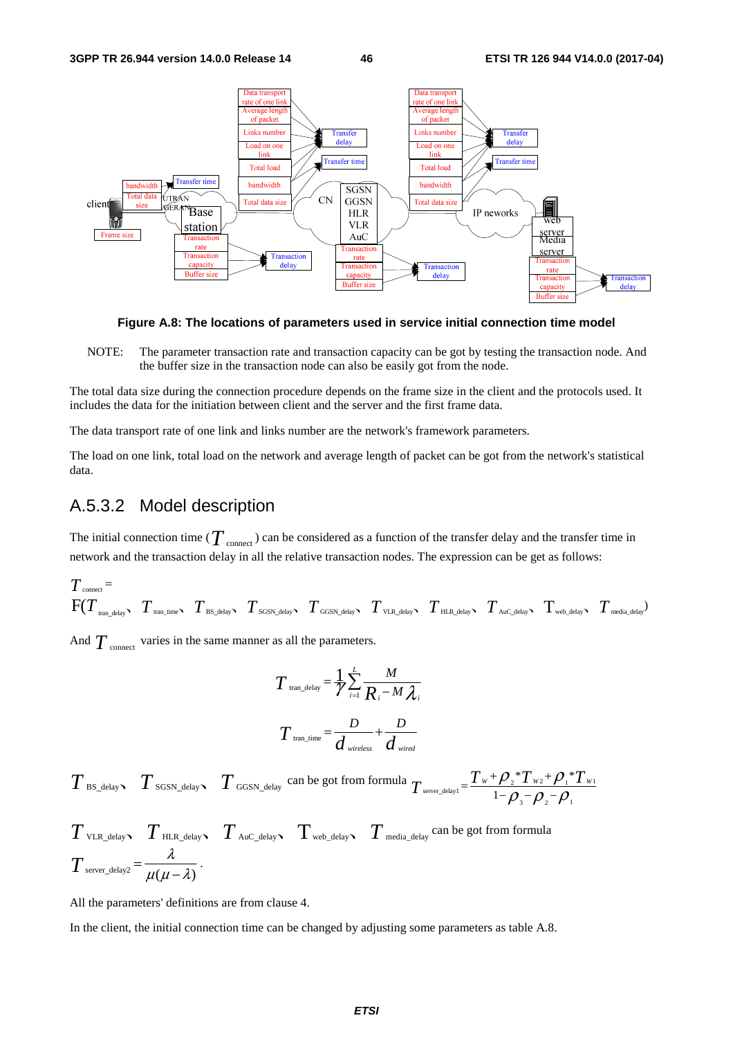**Figure A.8: The locations of parameters used in service initial connection time model**

NOTE: The parameter transaction rate and transaction capacity can be got by testing the transaction node. And the buffer size in the transaction node can also be easily got from the node.

The total data size during the connection procedure depends on the frame size in the client and the protocols used. It includes the data for the initiation between client and the server and the first frame data.

The data transport rate of one link and links number are the network's framework parameters.

The load on one link, total load on the network and average length of packet can be got from the network's statistical data.

## A.5.3.2 Model description

The initial connection time ($T_{connect}$) can be considered as a function of the transfer delay and the transfer time in network and the transaction delay in all the relative transaction nodes. The expression can be get as follows:

$$T_{connect} = F(T_{tran\_delay}, T_{tran\_time}, T_{BS\_delay}, T_{SGSN\_delay}, T_{GGSN\_delay}, T_{VLR\_delay}, T_{HLR\_delay}, T_{AuC\_delay}, T_{web\_delay}, T_{media\_delay})$$

And $T_{connect}$ varies in the same manner as all the parameters.

$$T_{tran\_delay} = \frac{1}{\gamma}\sum_{i=1}^{L}\frac{M}{R_i - M\lambda_i}$$

$$T_{tran\_time} = \frac{D}{d_{wireless}} + \frac{D}{d_{wired}}$$

$T_{BS\_delay}$, $T_{SGSN\_delay}$, $T_{GGSN\_delay}$ can be got from formula $T_{server\_delay1} = \frac{T_w + \rho_2 * T_{w2} + \rho_1 * T_{w1}}{1 - \rho_3 - \rho_2 - \rho_1}$

$T_{VLR\_delay}$, $T_{HLR\_delay}$, $T_{AuC\_delay}$, $T_{web\_delay}$, $T_{media\_delay}$ can be got from formula $T_{server\_delay2} = \frac{\lambda}{\mu(\mu - \lambda)}$.

All the parameters' definitions are from clause 4.

In the client, the initial connection time can be changed by adjusting some parameters as table A.8.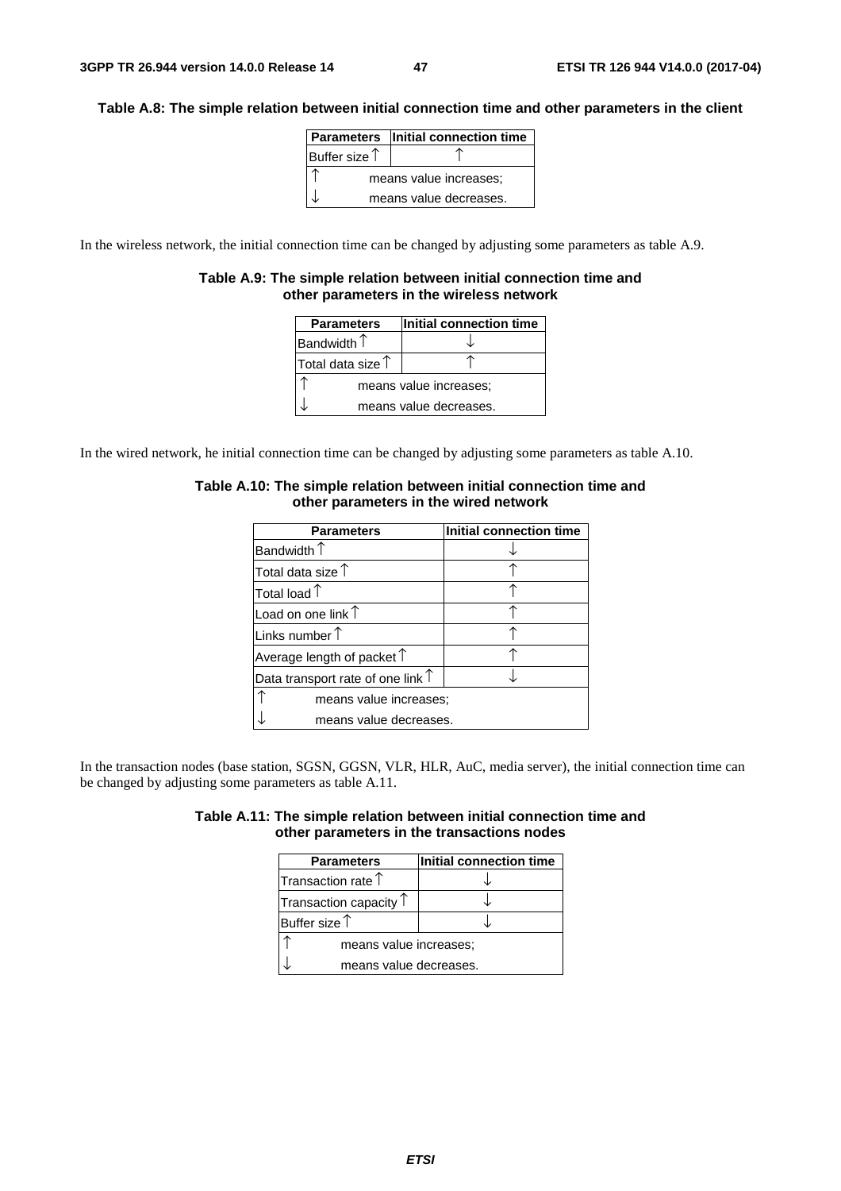**Table A.8: The simple relation between initial connection time and other parameters in the client**

| Parameters | Initial connection time |
|---|---|
| Buffer size ↑ | ↑ |
| ↑ means value increases; | |
| ↓ means value decreases. | |

In the wireless network, the initial connection time can be changed by adjusting some parameters as table A.9.

**Table A.9: The simple relation between initial connection time and other parameters in the wireless network**

| Parameters | Initial connection time |
|---|---|
| Bandwidth ↑ | ↓ |
| Total data size ↑ | ↑ |
| ↑ means value increases; | |
| ↓ means value decreases. | |

In the wired network, he initial connection time can be changed by adjusting some parameters as table A.10.

**Table A.10: The simple relation between initial connection time and other parameters in the wired network**

| Parameters | Initial connection time |
|---|---|
| Bandwidth ↑ | ↓ |
| Total data size ↑ | ↑ |
| Total load ↑ | ↑ |
| Load on one link ↑ | ↑ |
| Links number ↑ | ↑ |
| Average length of packet ↑ | ↑ |
| Data transport rate of one link ↑ | ↓ |
| ↑ means value increases; | |
| ↓ means value decreases. | |

In the transaction nodes (base station, SGSN, GGSN, VLR, HLR, AuC, media server), the initial connection time can be changed by adjusting some parameters as table A.11.

**Table A.11: The simple relation between initial connection time and other parameters in the transactions nodes**

| Parameters | Initial connection time |
|---|---|
| Transaction rate ↑ | ↓ |
| Transaction capacity ↑ | ↓ |
| Buffer size ↑ | ↓ |
| ↑ means value increases; | |
| ↓ means value decreases. | |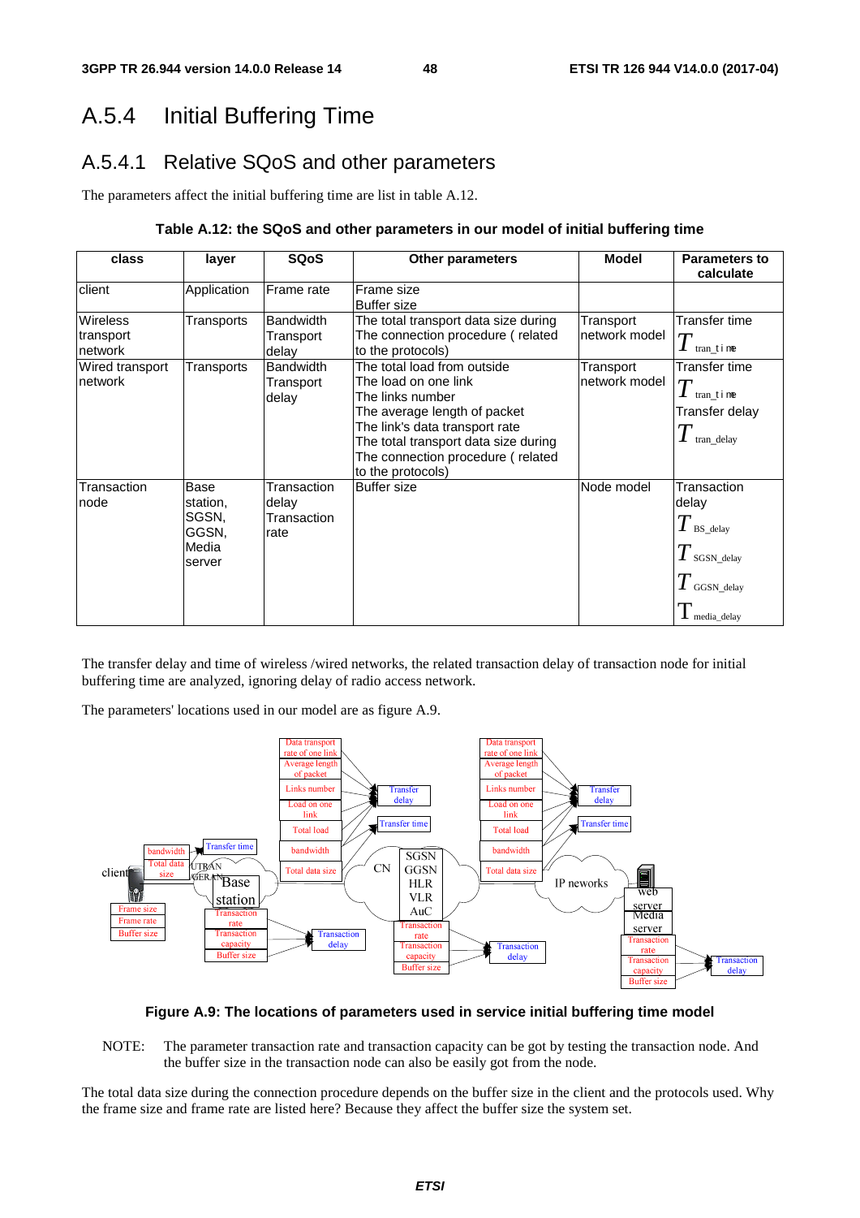## A.5.4 Initial Buffering Time

### A.5.4.1 Relative SQoS and other parameters

The parameters affect the initial buffering time are list in table A.12.

**Table A.12: the SQoS and other parameters in our model of initial buffering time**

| class | layer | SQoS | Other parameters | Model | Parameters to calculate |
|---|---|---|---|---|---|
| client | Application | Frame rate | Frame size<br>Buffer size | | |
| Wireless transport network | Transports | Bandwidth<br>Transport delay | The total transport data size during The connection procedure ( related to the protocols) | Transport network model | Transfer time<br>$T_{tran\_time}$ |
| Wired transport network | Transports | Bandwidth<br>Transport delay | The total load from outside<br>The load on one link<br>The links number<br>The average length of packet<br>The link's data transport rate<br>The total transport data size during The connection procedure ( related to the protocols) | Transport network model | Transfer time<br>$T_{tran\_time}$<br>Transfer delay<br>$T_{tran\_delay}$ |
| Transaction node | Base station, SGSN, GGSN, Media server | Transaction delay<br>Transaction rate | Buffer size | Node model | Transaction delay<br>$T_{BS\_delay}$<br>$T_{SGSN\_delay}$<br>$T_{GGSN\_delay}$<br>$T_{media\_delay}$ |

The transfer delay and time of wireless /wired networks, the related transaction delay of transaction node for initial buffering time are analyzed, ignoring delay of radio access network.

The parameters' locations used in our model are as figure A.9.

**Figure A.9: The locations of parameters used in service initial buffering time model**

NOTE: The parameter transaction rate and transaction capacity can be got by testing the transaction node. And the buffer size in the transaction node can also be easily got from the node.

The total data size during the connection procedure depends on the buffer size in the client and the protocols used. Why the frame size and frame rate are listed here? Because they affect the buffer size the system set.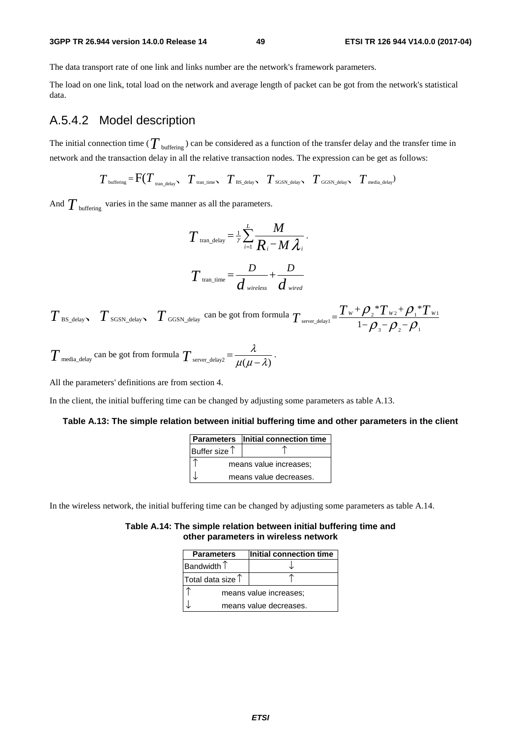The data transport rate of one link and links number are the network's framework parameters.

The load on one link, total load on the network and average length of packet can be got from the network's statistical data.

### A.5.4.2 Model description

The initial connection time ($T_{\text{buffering}}$) can be considered as a function of the transfer delay and the transfer time in network and the transaction delay in all the relative transaction nodes. The expression can be get as follows:

$$T_{\text{buffering}} = \mathrm{F}(T_{\text{tran\_delay}}、T_{\text{tran\_time}}、T_{\text{BS\_delay}}、T_{\text{SGSN\_delay}}、T_{\text{GGSN\_delay}}、T_{\text{media\_delay}})$$

And $T_{\text{buffering}}$ varies in the same manner as all the parameters.

$$T_{\text{tran\_delay}} = \frac{1}{\gamma}\sum_{i=1}^{L}\frac{M}{R_i - M\lambda_i}.$$

$$T_{\text{tran\_time}} = \frac{D}{d_{wireless}} + \frac{D}{d_{wired}}$$

$T_{\text{BS\_delay}}$、$T_{\text{SGSN\_delay}}$、$T_{\text{GGSN\_delay}}$ can be got from formula $T_{\text{server\_delay1}} = \dfrac{T_W + \rho_2 * T_{W2} + \rho_1 * T_{W1}}{1 - \rho_3 - \rho_2 - \rho_1}$

$T_{\text{media\_delay}}$ can be got from formula $T_{\text{server\_delay2}} = \dfrac{\lambda}{\mu(\mu - \lambda)}$.

All the parameters' definitions are from section 4.

In the client, the initial buffering time can be changed by adjusting some parameters as table A.13.

**Table A.13: The simple relation between initial buffering time and other parameters in the client**

| Parameters | Initial connection time |
|---|---|
| Buffer size ↑ | ↑ |
| ↑ | means value increases; |
| ↓ | means value decreases. |

In the wireless network, the initial buffering time can be changed by adjusting some parameters as table A.14.

**Table A.14: The simple relation between initial buffering time and other parameters in wireless network**

| Parameters | Initial connection time |
|---|---|
| Bandwidth ↑ | ↓ |
| Total data size ↑ | ↑ |
| ↑ | means value increases; |
| ↓ | means value decreases. |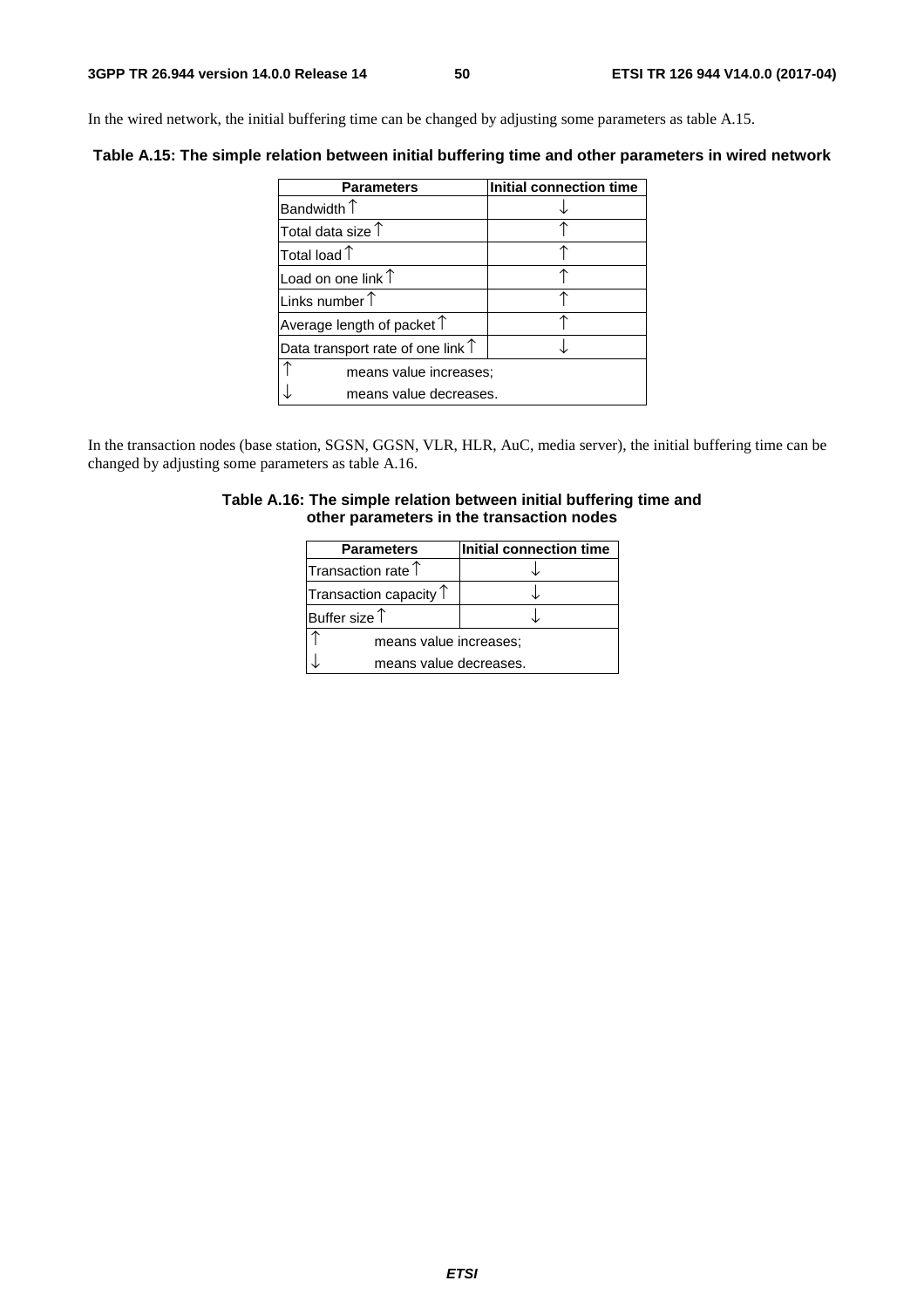In the wired network, the initial buffering time can be changed by adjusting some parameters as table A.15.

**Table A.15: The simple relation between initial buffering time and other parameters in wired network**

| Parameters | Initial connection time |
|---|---|
| Bandwidth ↑ | ↓ |
| Total data size ↑ | ↑ |
| Total load ↑ | ↑ |
| Load on one link ↑ | ↑ |
| Links number ↑ | ↑ |
| Average length of packet ↑ | ↑ |
| Data transport rate of one link ↑ | ↓ |
| ↑ means value increases; | |
| ↓ means value decreases. | |

In the transaction nodes (base station, SGSN, GGSN, VLR, HLR, AuC, media server), the initial buffering time can be changed by adjusting some parameters as table A.16.

**Table A.16: The simple relation between initial buffering time and other parameters in the transaction nodes**

| Parameters | Initial connection time |
|---|---|
| Transaction rate ↑ | ↓ |
| Transaction capacity ↑ | ↓ |
| Buffer size ↑ | ↓ |
| ↑ means value increases; | |
| ↓ means value decreases. | |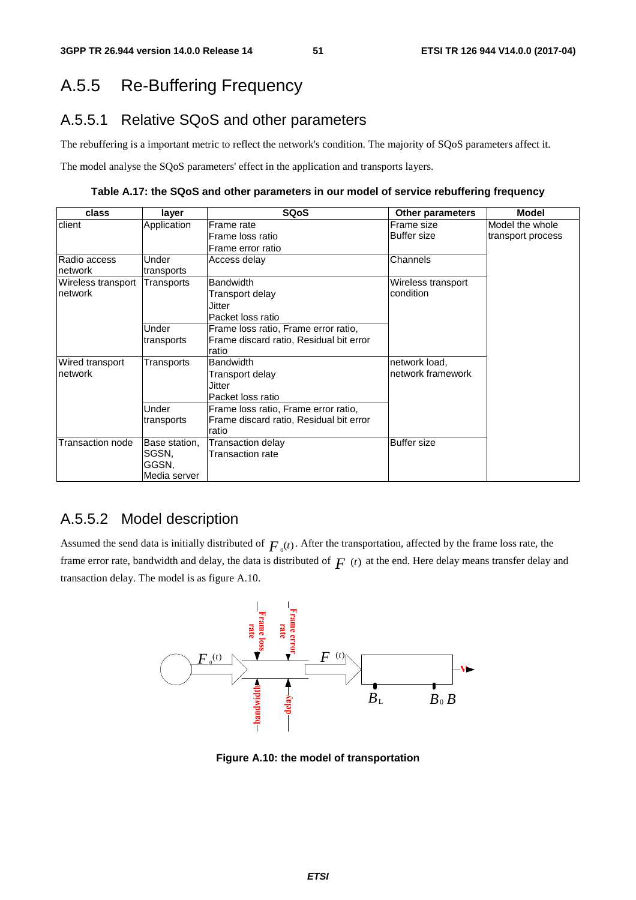## A.5.5 Re-Buffering Frequency

### A.5.5.1 Relative SQoS and other parameters

The rebuffering is a important metric to reflect the network's condition. The majority of SQoS parameters affect it.

The model analyse the SQoS parameters' effect in the application and transports layers.

**Table A.17: the SQoS and other parameters in our model of service rebuffering frequency**

| class | layer | SQoS | Other parameters | Model |
|---|---|---|---|---|
| client | Application | Frame rate<br>Frame loss ratio<br>Frame error ratio | Frame size<br>Buffer size | Model the whole transport process |
| Radio access network | Under transports | Access delay | Channels | |
| Wireless transport network | Transports | Bandwidth<br>Transport delay<br>Jitter<br>Packet loss ratio | Wireless transport condition | |
| | Under transports | Frame loss ratio, Frame error ratio, Frame discard ratio, Residual bit error ratio | | |
| Wired transport network | Transports | Bandwidth<br>Transport delay<br>Jitter<br>Packet loss ratio | network load, network framework | |
| | Under transports | Frame loss ratio, Frame error ratio, Frame discard ratio, Residual bit error ratio | | |
| Transaction node | Base station, SGSN, GGSN, Media server | Transaction delay<br>Transaction rate | Buffer size | |

### A.5.5.2 Model description

Assumed the send data is initially distributed of $F_0(t)$. After the transportation, affected by the frame loss rate, the frame error rate, bandwidth and delay, the data is distributed of $F(t)$ at the end. Here delay means transfer delay and transaction delay. The model is as figure A.10.

**Figure A.10: the model of transportation**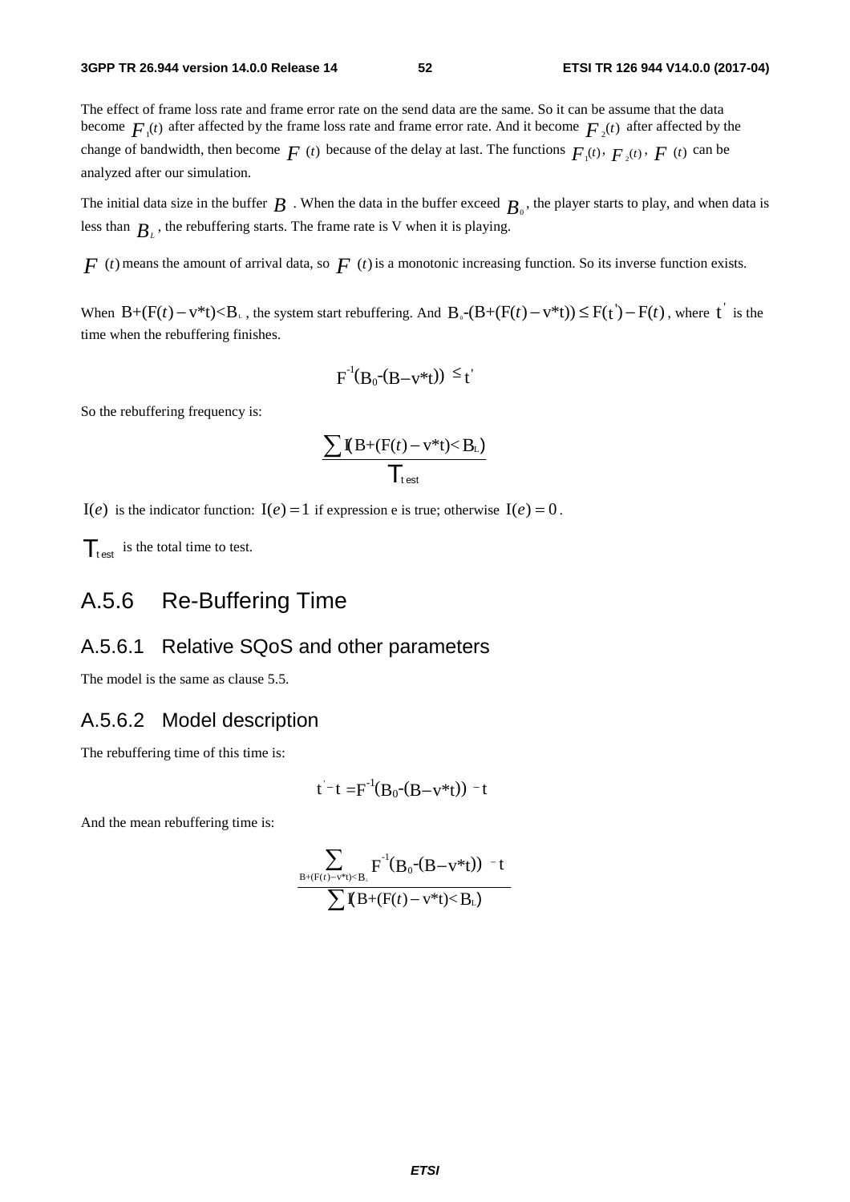The effect of frame loss rate and frame error rate on the send data are the same. So it can be assume that the data become $F_1(t)$ after affected by the frame loss rate and frame error rate. And it become $F_2(t)$ after affected by the change of bandwidth, then become $F(t)$ because of the delay at last. The functions $F_1(t)$, $F_2(t)$, $F(t)$ can be analyzed after our simulation.

The initial data size in the buffer $B$ . When the data in the buffer exceed $B_0$, the player starts to play, and when data is less than $B_L$, the rebuffering starts. The frame rate is V when it is playing.

$F(t)$ means the amount of arrival data, so $F(t)$ is a monotonic increasing function. So its inverse function exists.

When $B+(F(t)-v*t)<B_L$, the system start rebuffering. And $B_0-(B+(F(t)-v*t)) \le F(t')-F(t)$, where $t'$ is the time when the rebuffering finishes.

$$F^{-1}(B_0-(B-v*t)) \le t'$$

So the rebuffering frequency is:

$$\frac{\sum I(B+(F(t)-v*t)<B_L)}{T_{test}}$$

$I(e)$ is the indicator function: $I(e)=1$ if expression e is true; otherwise $I(e)=0$.

$T_{test}$ is the total time to test.

## A.5.6 Re-Buffering Time

### A.5.6.1 Relative SQoS and other parameters

The model is the same as clause 5.5.

### A.5.6.2 Model description

The rebuffering time of this time is:

$$t'-t = F^{-1}(B_0-(B-v*t)) - t$$

And the mean rebuffering time is:

$$\frac{\sum_{B+(F(t)-v*t)<B_L} F^{-1}(B_0-(B-v*t)) - t}{\sum I(B+(F(t)-v*t)<B_L)}$$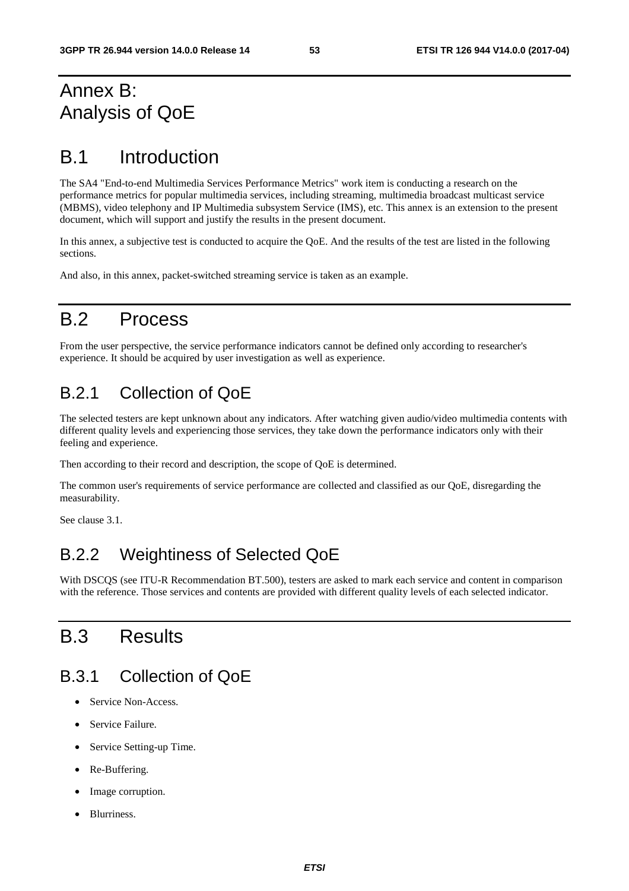# Annex B: Analysis of QoE

# B.1 Introduction

The SA4 "End-to-end Multimedia Services Performance Metrics" work item is conducting a research on the performance metrics for popular multimedia services, including streaming, multimedia broadcast multicast service (MBMS), video telephony and IP Multimedia subsystem Service (IMS), etc. This annex is an extension to the present document, which will support and justify the results in the present document.

In this annex, a subjective test is conducted to acquire the QoE. And the results of the test are listed in the following sections.

And also, in this annex, packet-switched streaming service is taken as an example.

# B.2 Process

From the user perspective, the service performance indicators cannot be defined only according to researcher's experience. It should be acquired by user investigation as well as experience.

## B.2.1 Collection of QoE

The selected testers are kept unknown about any indicators. After watching given audio/video multimedia contents with different quality levels and experiencing those services, they take down the performance indicators only with their feeling and experience.

Then according to their record and description, the scope of QoE is determined.

The common user's requirements of service performance are collected and classified as our QoE, disregarding the measurability.

See clause 3.1.

## B.2.2 Weightiness of Selected QoE

With DSCQS (see ITU-R Recommendation BT.500), testers are asked to mark each service and content in comparison with the reference. Those services and contents are provided with different quality levels of each selected indicator.

# B.3 Results

## B.3.1 Collection of QoE

- Service Non-Access.
- Service Failure.
- Service Setting-up Time.
- Re-Buffering.
- Image corruption.
- Blurriness.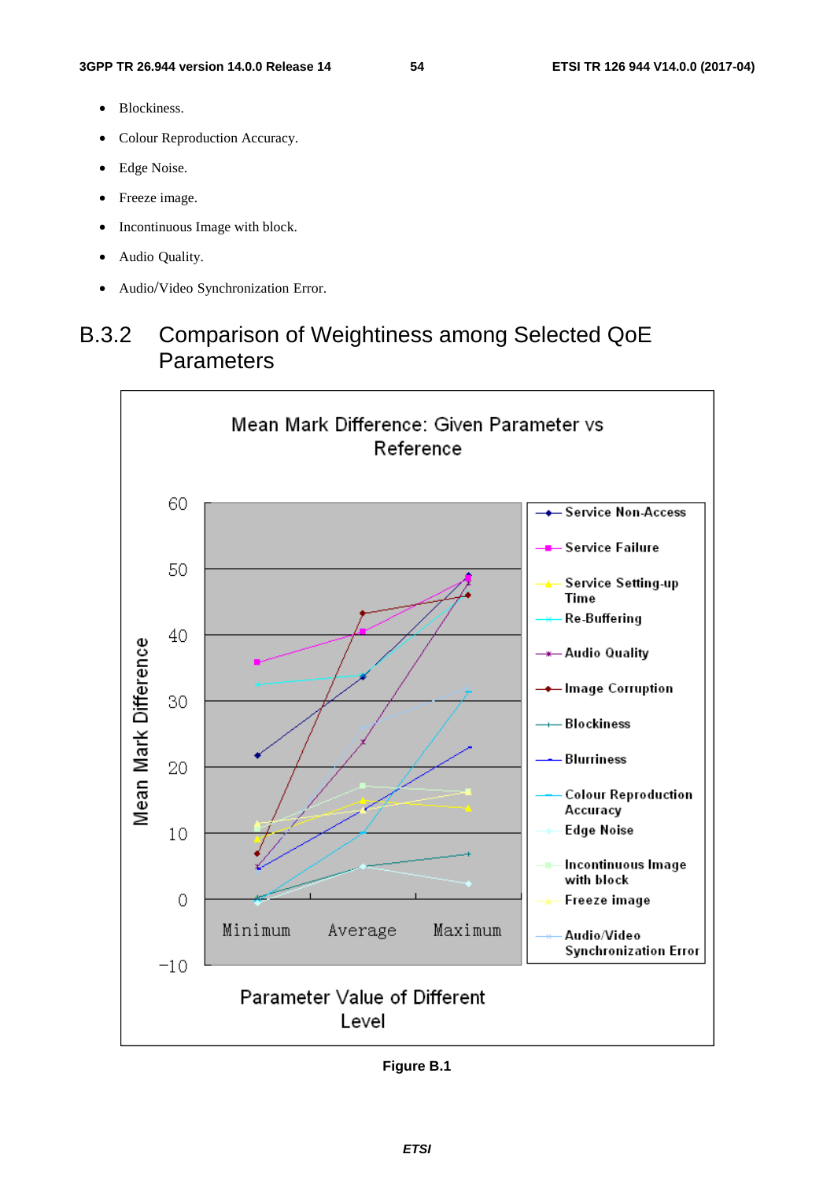- Blockiness.
- Colour Reproduction Accuracy.
- Edge Noise.
- Freeze image.
- Incontinuous Image with block.
- Audio Quality.
- Audio/Video Synchronization Error.

## B.3.2 Comparison of Weightiness among Selected QoE Parameters

Figure B.1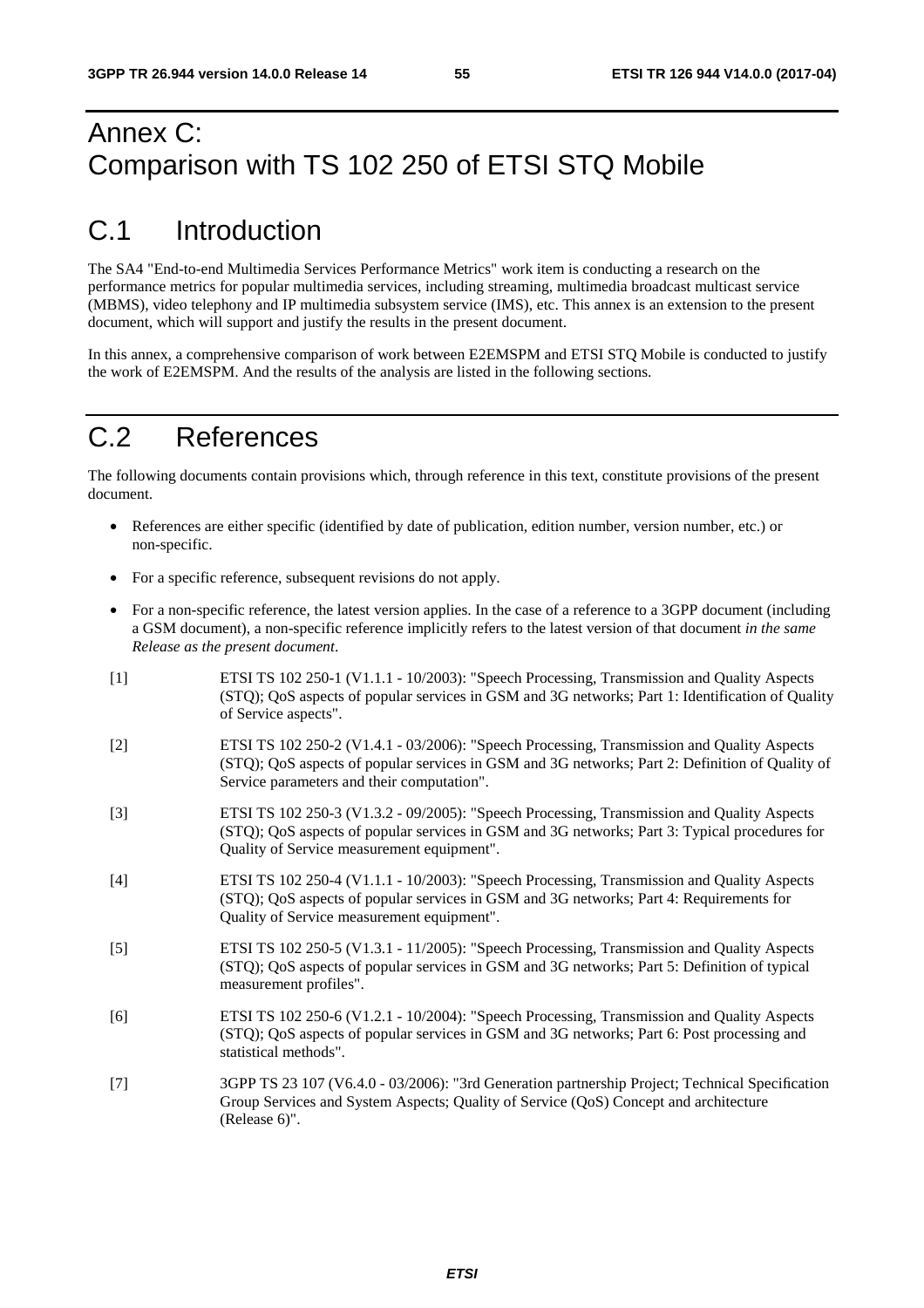# Annex C: Comparison with TS 102 250 of ETSI STQ Mobile

## C.1 Introduction

The SA4 "End-to-end Multimedia Services Performance Metrics" work item is conducting a research on the performance metrics for popular multimedia services, including streaming, multimedia broadcast multicast service (MBMS), video telephony and IP multimedia subsystem service (IMS), etc. This annex is an extension to the present document, which will support and justify the results in the present document.

In this annex, a comprehensive comparison of work between E2EMSPM and ETSI STQ Mobile is conducted to justify the work of E2EMSPM. And the results of the analysis are listed in the following sections.

## C.2 References

The following documents contain provisions which, through reference in this text, constitute provisions of the present document.

- References are either specific (identified by date of publication, edition number, version number, etc.) or non-specific.
- For a specific reference, subsequent revisions do not apply.
- For a non-specific reference, the latest version applies. In the case of a reference to a 3GPP document (including a GSM document), a non-specific reference implicitly refers to the latest version of that document *in the same Release as the present document*.

[1] ETSI TS 102 250-1 (V1.1.1 - 10/2003): "Speech Processing, Transmission and Quality Aspects (STQ); QoS aspects of popular services in GSM and 3G networks; Part 1: Identification of Quality of Service aspects".

[2] ETSI TS 102 250-2 (V1.4.1 - 03/2006): "Speech Processing, Transmission and Quality Aspects (STQ); QoS aspects of popular services in GSM and 3G networks; Part 2: Definition of Quality of Service parameters and their computation".

[3] ETSI TS 102 250-3 (V1.3.2 - 09/2005): "Speech Processing, Transmission and Quality Aspects (STQ); QoS aspects of popular services in GSM and 3G networks; Part 3: Typical procedures for Quality of Service measurement equipment".

[4] ETSI TS 102 250-4 (V1.1.1 - 10/2003): "Speech Processing, Transmission and Quality Aspects (STQ); QoS aspects of popular services in GSM and 3G networks; Part 4: Requirements for Quality of Service measurement equipment".

[5] ETSI TS 102 250-5 (V1.3.1 - 11/2005): "Speech Processing, Transmission and Quality Aspects (STQ); QoS aspects of popular services in GSM and 3G networks; Part 5: Definition of typical measurement profiles".

[6] ETSI TS 102 250-6 (V1.2.1 - 10/2004): "Speech Processing, Transmission and Quality Aspects (STQ); QoS aspects of popular services in GSM and 3G networks; Part 6: Post processing and statistical methods".

[7] 3GPP TS 23 107 (V6.4.0 - 03/2006): "3rd Generation partnership Project; Technical Specification Group Services and System Aspects; Quality of Service (QoS) Concept and architecture (Release 6)".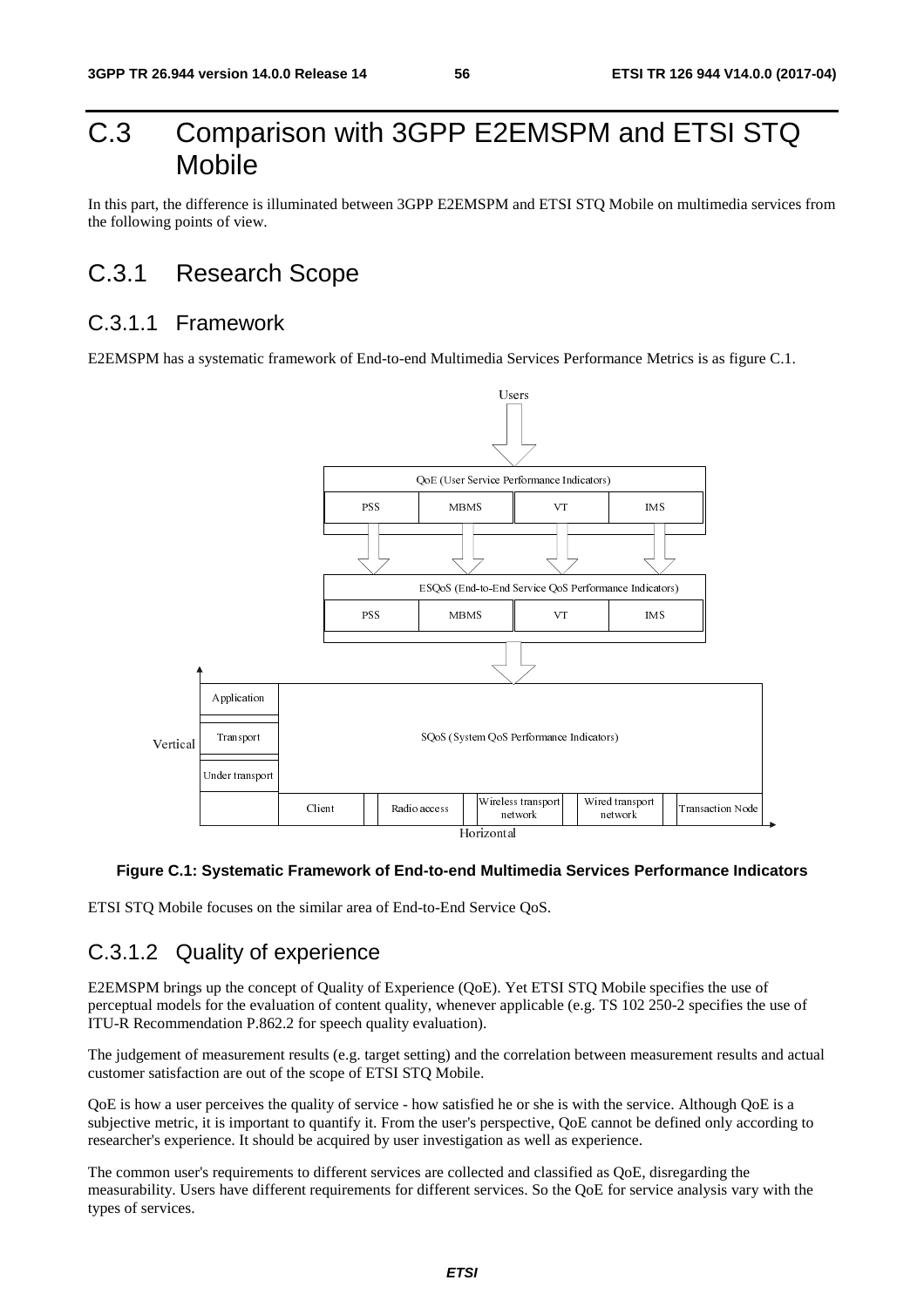# C.3 Comparison with 3GPP E2EMSPM and ETSI STQ Mobile

In this part, the difference is illuminated between 3GPP E2EMSPM and ETSI STQ Mobile on multimedia services from the following points of view.

## C.3.1 Research Scope

### C.3.1.1 Framework

E2EMSPM has a systematic framework of End-to-end Multimedia Services Performance Metrics is as figure C.1.

**Figure C.1: Systematic Framework of End-to-end Multimedia Services Performance Indicators**

ETSI STQ Mobile focuses on the similar area of End-to-End Service QoS.

### C.3.1.2 Quality of experience

E2EMSPM brings up the concept of Quality of Experience (QoE). Yet ETSI STQ Mobile specifies the use of perceptual models for the evaluation of content quality, whenever applicable (e.g. TS 102 250-2 specifies the use of ITU-R Recommendation P.862.2 for speech quality evaluation).

The judgement of measurement results (e.g. target setting) and the correlation between measurement results and actual customer satisfaction are out of the scope of ETSI STQ Mobile.

QoE is how a user perceives the quality of service - how satisfied he or she is with the service. Although QoE is a subjective metric, it is important to quantify it. From the user's perspective, QoE cannot be defined only according to researcher's experience. It should be acquired by user investigation as well as experience.

The common user's requirements to different services are collected and classified as QoE, disregarding the measurability. Users have different requirements for different services. So the QoE for service analysis vary with the types of services.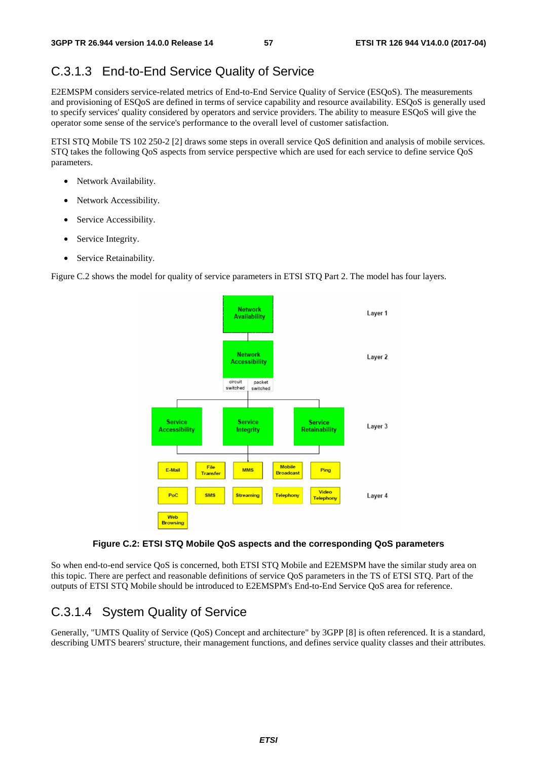## C.3.1.3 End-to-End Service Quality of Service

E2EMSPM considers service-related metrics of End-to-End Service Quality of Service (ESQoS). The measurements and provisioning of ESQoS are defined in terms of service capability and resource availability. ESQoS is generally used to specify services' quality considered by operators and service providers. The ability to measure ESQoS will give the operator some sense of the service's performance to the overall level of customer satisfaction.

ETSI STQ Mobile TS 102 250-2 [2] draws some steps in overall service QoS definition and analysis of mobile services. STQ takes the following QoS aspects from service perspective which are used for each service to define service QoS parameters.

- Network Availability.
- Network Accessibility.
- Service Accessibility.
- Service Integrity.
- Service Retainability.

Figure C.2 shows the model for quality of service parameters in ETSI STQ Part 2. The model has four layers.

**Figure C.2: ETSI STQ Mobile QoS aspects and the corresponding QoS parameters**

So when end-to-end service QoS is concerned, both ETSI STQ Mobile and E2EMSPM have the similar study area on this topic. There are perfect and reasonable definitions of service QoS parameters in the TS of ETSI STQ. Part of the outputs of ETSI STQ Mobile should be introduced to E2EMSPM's End-to-End Service QoS area for reference.

## C.3.1.4 System Quality of Service

Generally, "UMTS Quality of Service (QoS) Concept and architecture" by 3GPP [8] is often referenced. It is a standard, describing UMTS bearers' structure, their management functions, and defines service quality classes and their attributes.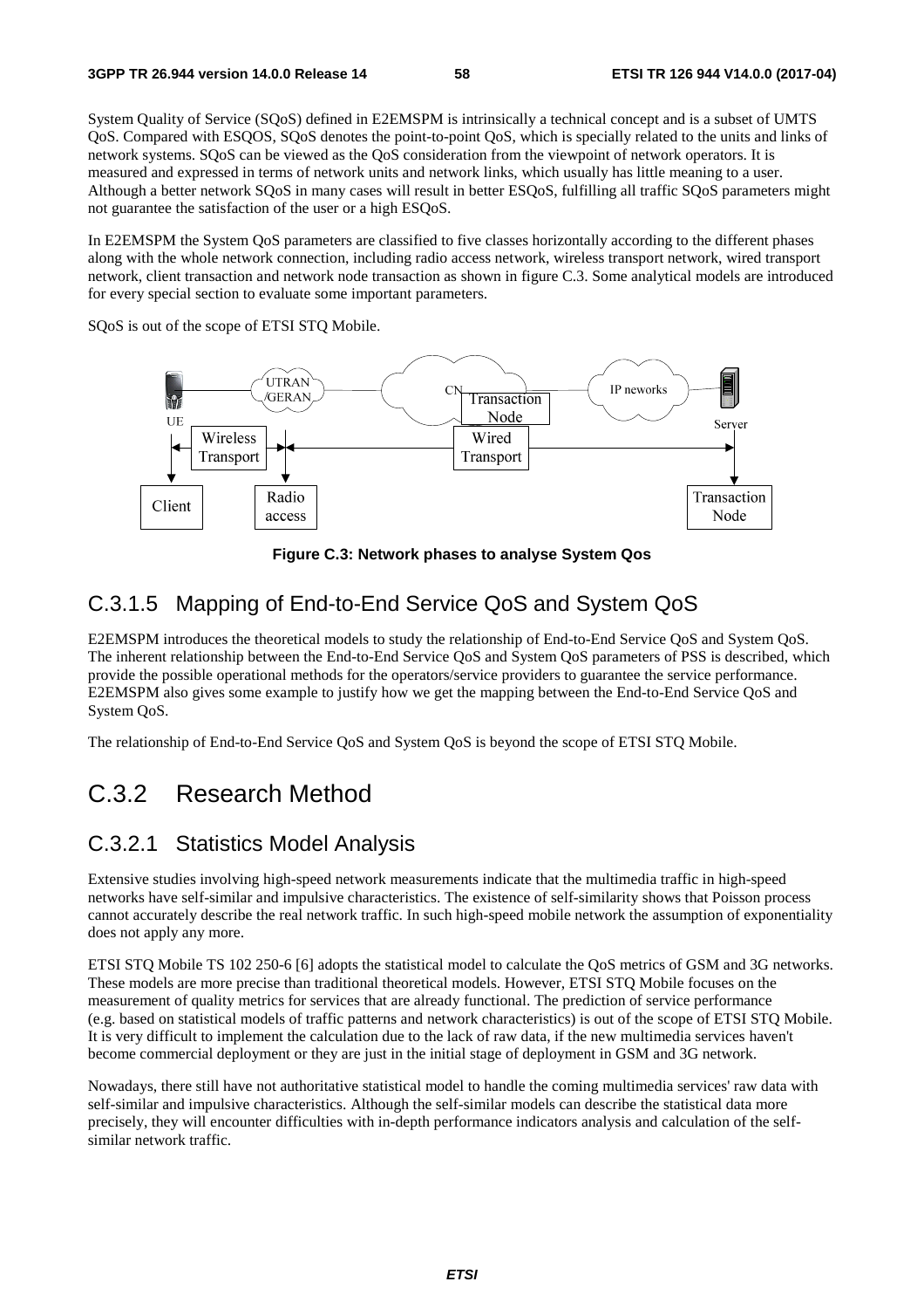System Quality of Service (SQoS) defined in E2EMSPM is intrinsically a technical concept and is a subset of UMTS QoS. Compared with ESQOS, SQoS denotes the point-to-point QoS, which is specially related to the units and links of network systems. SQoS can be viewed as the QoS consideration from the viewpoint of network operators. It is measured and expressed in terms of network units and network links, which usually has little meaning to a user. Although a better network SQoS in many cases will result in better ESQoS, fulfilling all traffic SQoS parameters might not guarantee the satisfaction of the user or a high ESQoS.

In E2EMSPM the System QoS parameters are classified to five classes horizontally according to the different phases along with the whole network connection, including radio access network, wireless transport network, wired transport network, client transaction and network node transaction as shown in figure C.3. Some analytical models are introduced for every special section to evaluate some important parameters.

SQoS is out of the scope of ETSI STQ Mobile.

**Figure C.3: Network phases to analyse System Qos**

### C.3.1.5 Mapping of End-to-End Service QoS and System QoS

E2EMSPM introduces the theoretical models to study the relationship of End-to-End Service QoS and System QoS. The inherent relationship between the End-to-End Service QoS and System QoS parameters of PSS is described, which provide the possible operational methods for the operators/service providers to guarantee the service performance. E2EMSPM also gives some example to justify how we get the mapping between the End-to-End Service QoS and System QoS.

The relationship of End-to-End Service QoS and System QoS is beyond the scope of ETSI STQ Mobile.

## C.3.2 Research Method

### C.3.2.1 Statistics Model Analysis

Extensive studies involving high-speed network measurements indicate that the multimedia traffic in high-speed networks have self-similar and impulsive characteristics. The existence of self-similarity shows that Poisson process cannot accurately describe the real network traffic. In such high-speed mobile network the assumption of exponentiality does not apply any more.

ETSI STQ Mobile TS 102 250-6 [6] adopts the statistical model to calculate the QoS metrics of GSM and 3G networks. These models are more precise than traditional theoretical models. However, ETSI STQ Mobile focuses on the measurement of quality metrics for services that are already functional. The prediction of service performance (e.g. based on statistical models of traffic patterns and network characteristics) is out of the scope of ETSI STQ Mobile. It is very difficult to implement the calculation due to the lack of raw data, if the new multimedia services haven't become commercial deployment or they are just in the initial stage of deployment in GSM and 3G network.

Nowadays, there still have not authoritative statistical model to handle the coming multimedia services' raw data with self-similar and impulsive characteristics. Although the self-similar models can describe the statistical data more precisely, they will encounter difficulties with in-depth performance indicators analysis and calculation of the self-similar network traffic.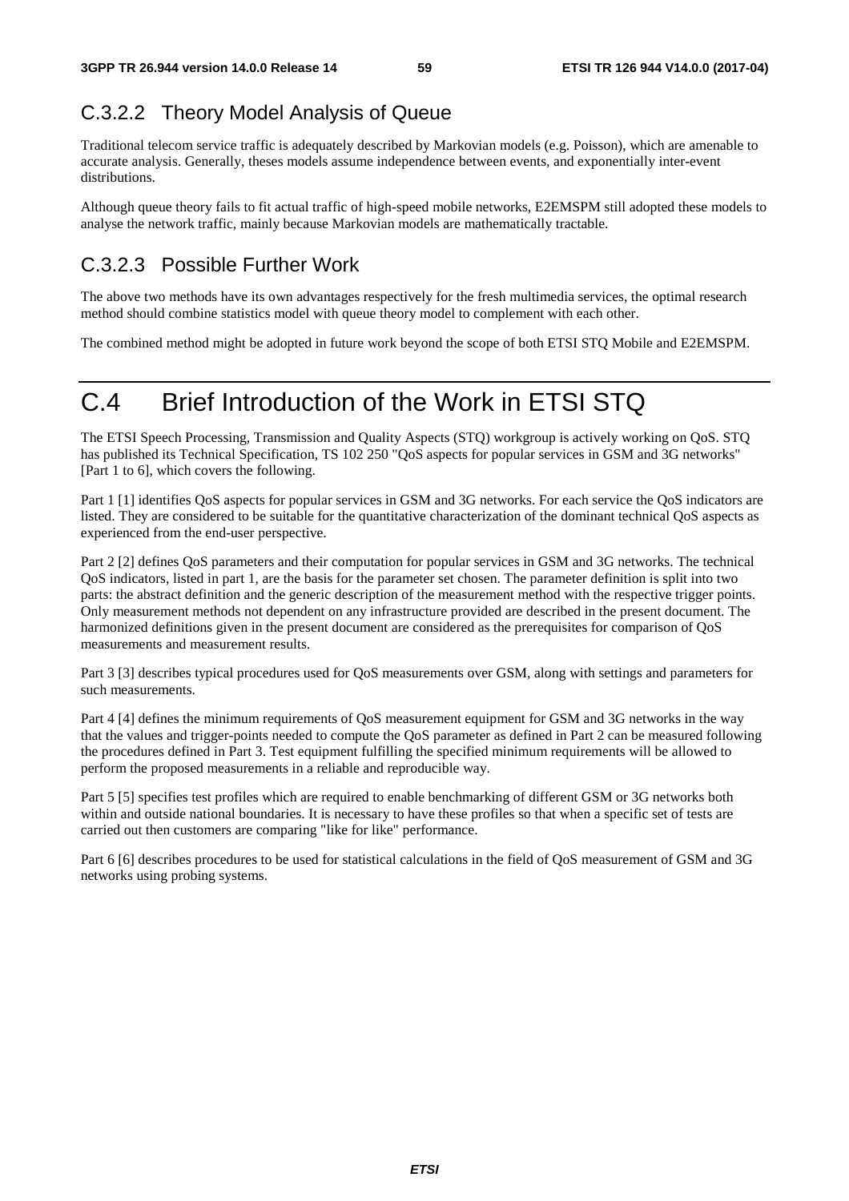### C.3.2.2 Theory Model Analysis of Queue

Traditional telecom service traffic is adequately described by Markovian models (e.g. Poisson), which are amenable to accurate analysis. Generally, theses models assume independence between events, and exponentially inter-event distributions.

Although queue theory fails to fit actual traffic of high-speed mobile networks, E2EMSPM still adopted these models to analyse the network traffic, mainly because Markovian models are mathematically tractable.

### C.3.2.3 Possible Further Work

The above two methods have its own advantages respectively for the fresh multimedia services, the optimal research method should combine statistics model with queue theory model to complement with each other.

The combined method might be adopted in future work beyond the scope of both ETSI STQ Mobile and E2EMSPM.

# C.4 Brief Introduction of the Work in ETSI STQ

The ETSI Speech Processing, Transmission and Quality Aspects (STQ) workgroup is actively working on QoS. STQ has published its Technical Specification, TS 102 250 "QoS aspects for popular services in GSM and 3G networks" [Part 1 to 6], which covers the following.

Part 1 [1] identifies QoS aspects for popular services in GSM and 3G networks. For each service the QoS indicators are listed. They are considered to be suitable for the quantitative characterization of the dominant technical QoS aspects as experienced from the end-user perspective.

Part 2 [2] defines QoS parameters and their computation for popular services in GSM and 3G networks. The technical QoS indicators, listed in part 1, are the basis for the parameter set chosen. The parameter definition is split into two parts: the abstract definition and the generic description of the measurement method with the respective trigger points. Only measurement methods not dependent on any infrastructure provided are described in the present document. The harmonized definitions given in the present document are considered as the prerequisites for comparison of QoS measurements and measurement results.

Part 3 [3] describes typical procedures used for QoS measurements over GSM, along with settings and parameters for such measurements.

Part 4 [4] defines the minimum requirements of QoS measurement equipment for GSM and 3G networks in the way that the values and trigger-points needed to compute the QoS parameter as defined in Part 2 can be measured following the procedures defined in Part 3. Test equipment fulfilling the specified minimum requirements will be allowed to perform the proposed measurements in a reliable and reproducible way.

Part 5 [5] specifies test profiles which are required to enable benchmarking of different GSM or 3G networks both within and outside national boundaries. It is necessary to have these profiles so that when a specific set of tests are carried out then customers are comparing "like for like" performance.

Part 6 [6] describes procedures to be used for statistical calculations in the field of QoS measurement of GSM and 3G networks using probing systems.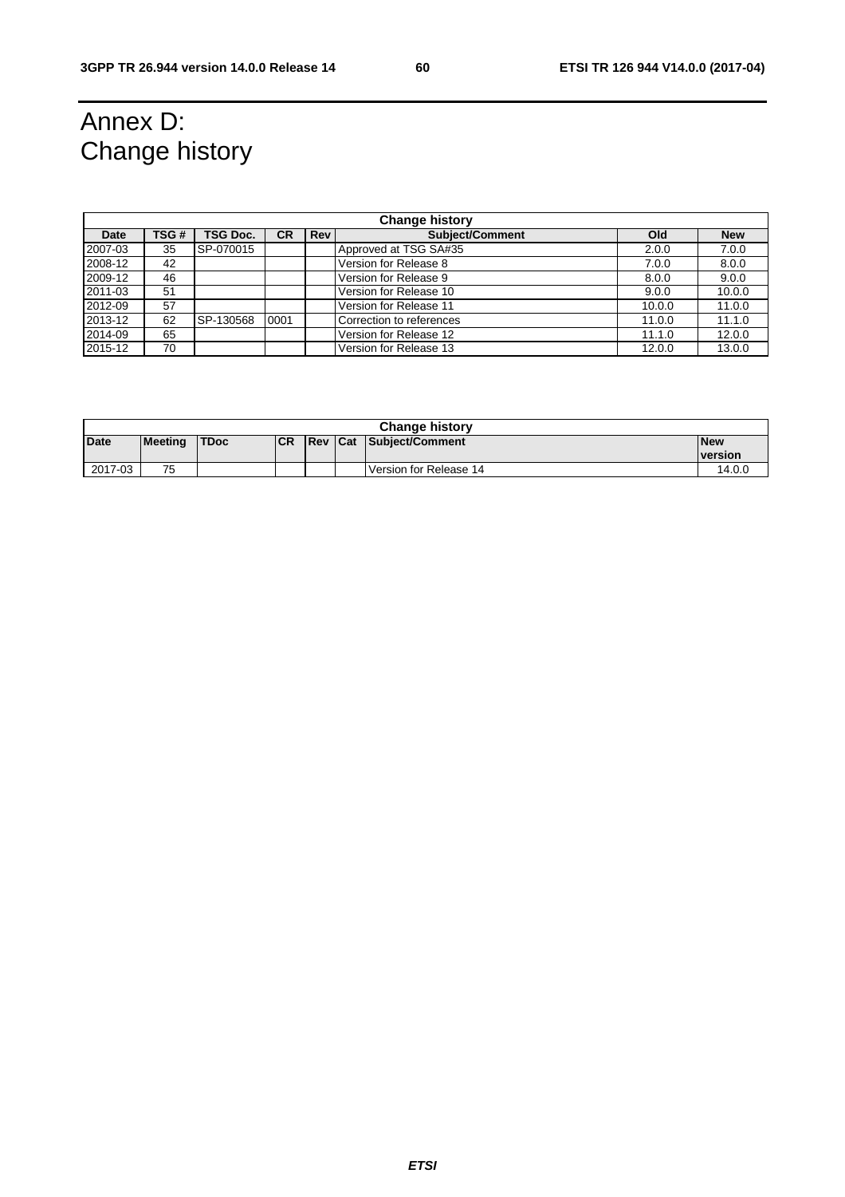# Annex D: Change history

| Change history | | | | | | | |
|---|---|---|---|---|---|---|---|
| **Date** | **TSG #** | **TSG Doc.** | **CR** | **Rev** | **Subject/Comment** | **Old** | **New** |
| 2007-03 | 35 | SP-070015 | | | Approved at TSG SA#35 | 2.0.0 | 7.0.0 |
| 2008-12 | 42 | | | | Version for Release 8 | 7.0.0 | 8.0.0 |
| 2009-12 | 46 | | | | Version for Release 9 | 8.0.0 | 9.0.0 |
| 2011-03 | 51 | | | | Version for Release 10 | 9.0.0 | 10.0.0 |
| 2012-09 | 57 | | | | Version for Release 11 | 10.0.0 | 11.0.0 |
| 2013-12 | 62 | SP-130568 | 0001 | | Correction to references | 11.0.0 | 11.1.0 |
| 2014-09 | 65 | | | | Version for Release 12 | 11.1.0 | 12.0.0 |
| 2015-12 | 70 | | | | Version for Release 13 | 12.0.0 | 13.0.0 |

| Change history | | | | | | | |
|---|---|---|---|---|---|---|---|
| **Date** | **Meeting** | **TDoc** | **CR** | **Rev** | **Cat** | **Subject/Comment** | **New version** |
| 2017-03 | 75 | | | | | Version for Release 14 | 14.0.0 |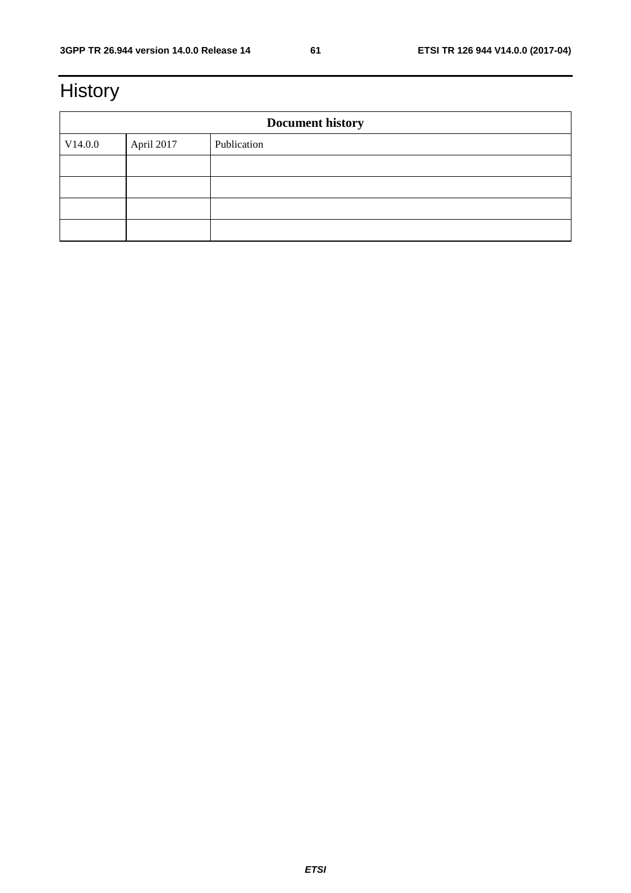# History

| Document history | | |
|---|---|---|
| V14.0.0 | April 2017 | Publication |
| | | |
| | | |
| | | |
| | | |